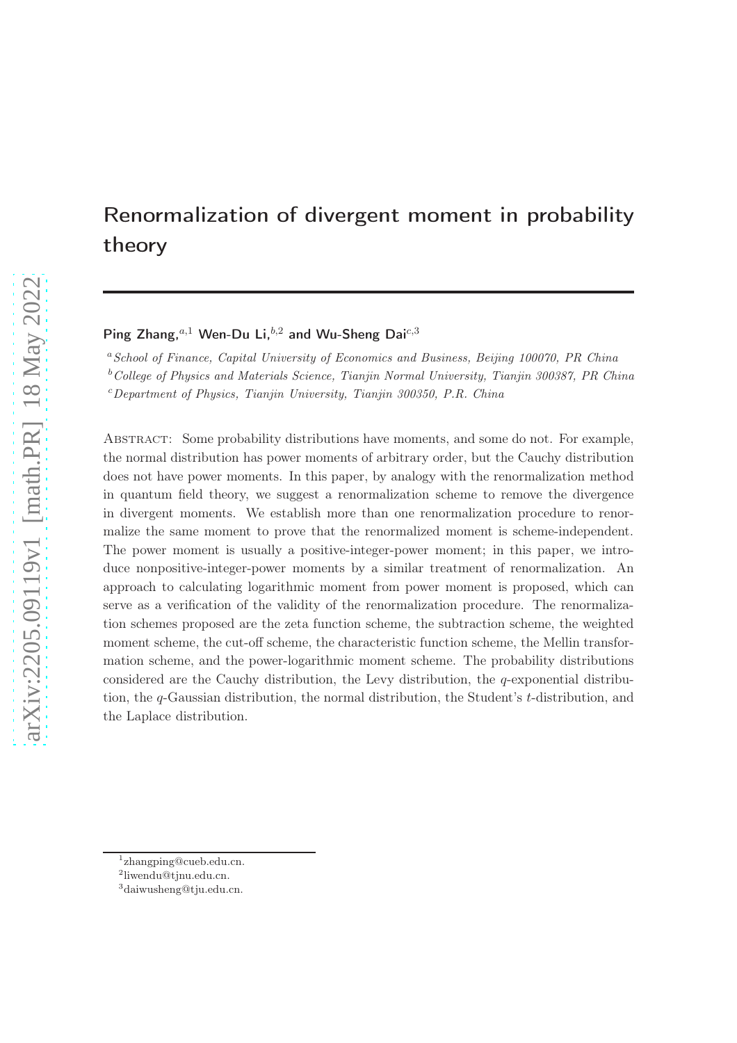# Renormalization of divergent moment in probability theory

Ping Zhang,[a,1] Wen-Du Li,[b,2] and Wu-Sheng Dai[c,3]

[a] *School of Finance, Capital University of Economics and Business, Beijing 100070, PR China*

[b] *College of Physics and Materials Science, Tianjin Normal University, Tianjin 300387, PR China*

[c] *Department of Physics, Tianjin University, Tianjin 300350, P.R. China*

Abstract: Some probability distributions have moments, and some do not. For example, the normal distribution has power moments of arbitrary order, but the Cauchy distribution does not have power moments. In this paper, by analogy with the renormalization method in quantum field theory, we suggest a renormalization scheme to remove the divergence in divergent moments. We establish more than one renormalization procedure to renormalize the same moment to prove that the renormalized moment is scheme-independent. The power moment is usually a positive-integer-power moment; in this paper, we introduce nonpositive-integer-power moments by a similar treatment of renormalization. An approach to calculating logarithmic moment from power moment is proposed, which can serve as a verification of the validity of the renormalization procedure. The renormalization schemes proposed are the zeta function scheme, the subtraction scheme, the weighted moment scheme, the cut-off scheme, the characteristic function scheme, the Mellin transformation scheme, and the power-logarithmic moment scheme. The probability distributions considered are the Cauchy distribution, the Levy distribution, the $q$-exponential distribution, the $q$-Gaussian distribution, the normal distribution, the Student's $t$-distribution, and the Laplace distribution.

---

[1] zhangping@cueb.edu.cn.

[2] liwendu@tjnu.edu.cn.

[3] daiwusheng@tju.edu.cn.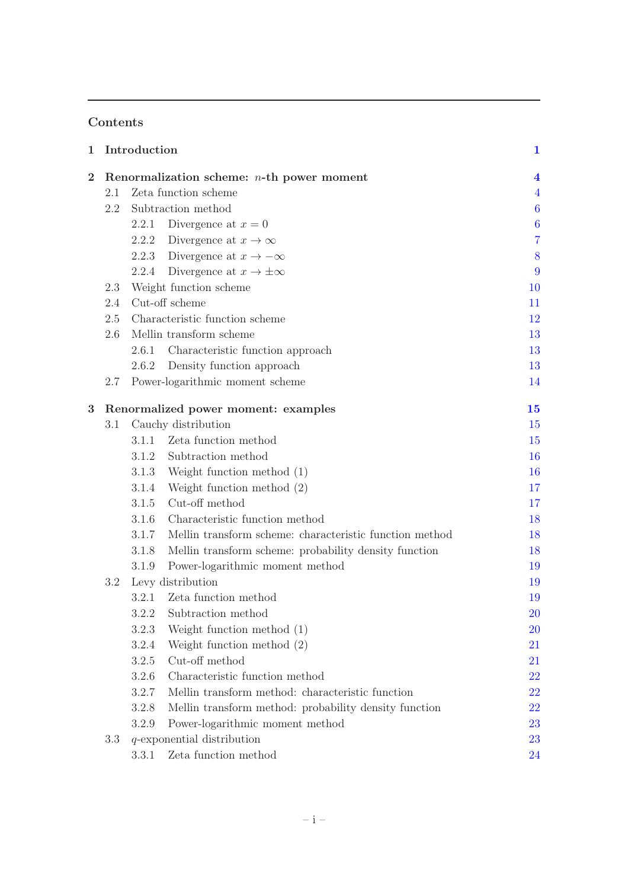# Contents

**1 Introduction** 1

**2 Renormalization scheme: $n$-th power moment** 4

- 2.1 Zeta function scheme 4
- 2.2 Subtraction method 6
  - 2.2.1 Divergence at $x = 0$ 6
  - 2.2.2 Divergence at $x \to \infty$ 7
  - 2.2.3 Divergence at $x \to -\infty$ 8
  - 2.2.4 Divergence at $x \to \pm\infty$ 9
- 2.3 Weight function scheme 10
- 2.4 Cut-off scheme 11
- 2.5 Characteristic function scheme 12
- 2.6 Mellin transform scheme 13
  - 2.6.1 Characteristic function approach 13
  - 2.6.2 Density function approach 13
- 2.7 Power-logarithmic moment scheme 14

**3 Renormalized power moment: examples** 15

- 3.1 Cauchy distribution 15
  - 3.1.1 Zeta function method 15
  - 3.1.2 Subtraction method 16
  - 3.1.3 Weight function method (1) 16
  - 3.1.4 Weight function method (2) 17
  - 3.1.5 Cut-off method 17
  - 3.1.6 Characteristic function method 18
  - 3.1.7 Mellin transform scheme: characteristic function method 18
  - 3.1.8 Mellin transform scheme: probability density function 18
  - 3.1.9 Power-logarithmic moment method 19
- 3.2 Levy distribution 19
  - 3.2.1 Zeta function method 19
  - 3.2.2 Subtraction method 20
  - 3.2.3 Weight function method (1) 20
  - 3.2.4 Weight function method (2) 21
  - 3.2.5 Cut-off method 21
  - 3.2.6 Characteristic function method 22
  - 3.2.7 Mellin transform method: characteristic function 22
  - 3.2.8 Mellin transform method: probability density function 22
  - 3.2.9 Power-logarithmic moment method 23
- 3.3 $q$-exponential distribution 23
  - 3.3.1 Zeta function method 24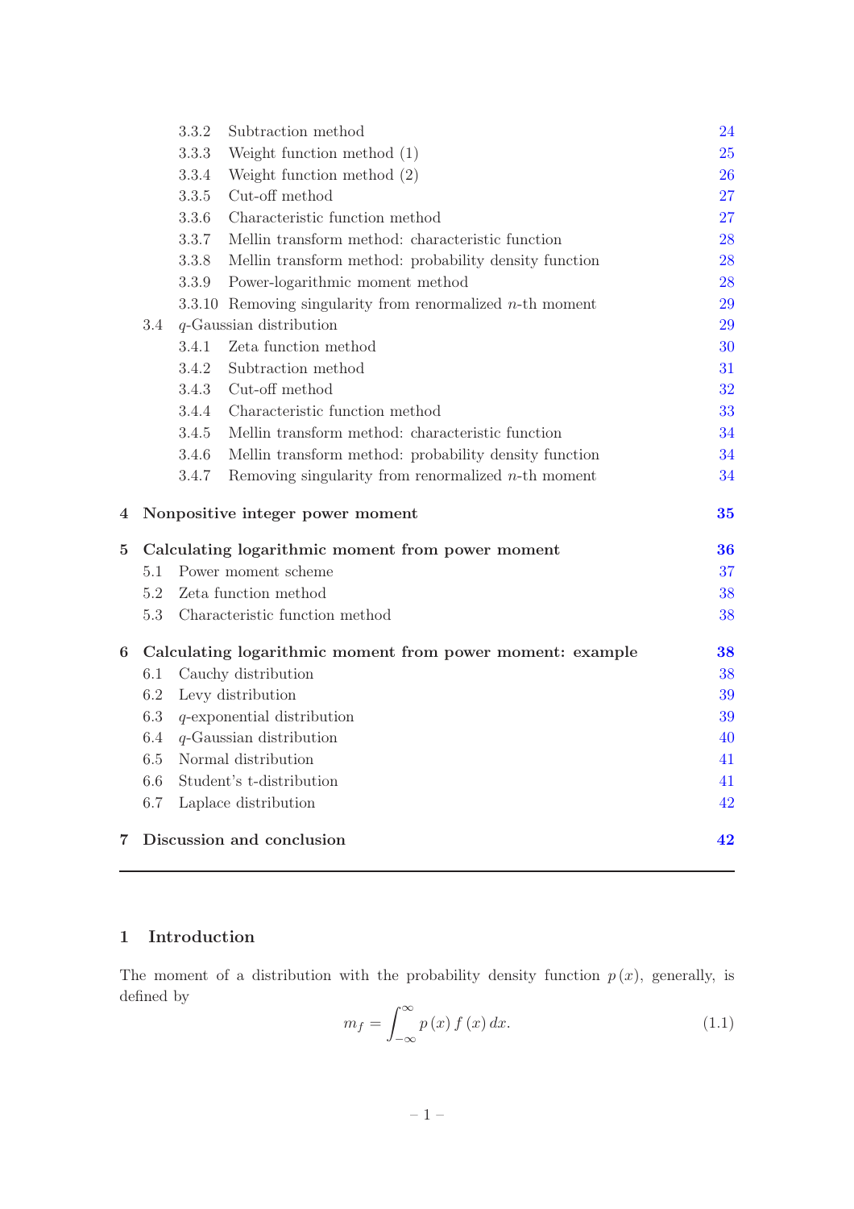3.3.2 Subtraction method 24
3.3.3 Weight function method (1) 25
3.3.4 Weight function method (2) 26
3.3.5 Cut-off method 27
3.3.6 Characteristic function method 27
3.3.7 Mellin transform method: characteristic function 28
3.3.8 Mellin transform method: probability density function 28
3.3.9 Power-logarithmic moment method 28
3.3.10 Removing singularity from renormalized $n$-th moment 29

3.4 $q$-Gaussian distribution 29
3.4.1 Zeta function method 30
3.4.2 Subtraction method 31
3.4.3 Cut-off method 32
3.4.4 Characteristic function method 33
3.4.5 Mellin transform method: characteristic function 34
3.4.6 Mellin transform method: probability density function 34
3.4.7 Removing singularity from renormalized $n$-th moment 34

**4 Nonpositive integer power moment 35**

**5 Calculating logarithmic moment from power moment 36**
5.1 Power moment scheme 37
5.2 Zeta function method 38
5.3 Characteristic function method 38

**6 Calculating logarithmic moment from power moment: example 38**
6.1 Cauchy distribution 38
6.2 Levy distribution 39
6.3 $q$-exponential distribution 39
6.4 $q$-Gaussian distribution 40
6.5 Normal distribution 41
6.6 Student's t-distribution 41
6.7 Laplace distribution 42

**7 Discussion and conclusion 42**

## 1 Introduction

The moment of a distribution with the probability density function $p(x)$, generally, is defined by

$$m_f = \int_{-\infty}^{\infty} p(x) f(x) \, dx. \tag{1.1}$$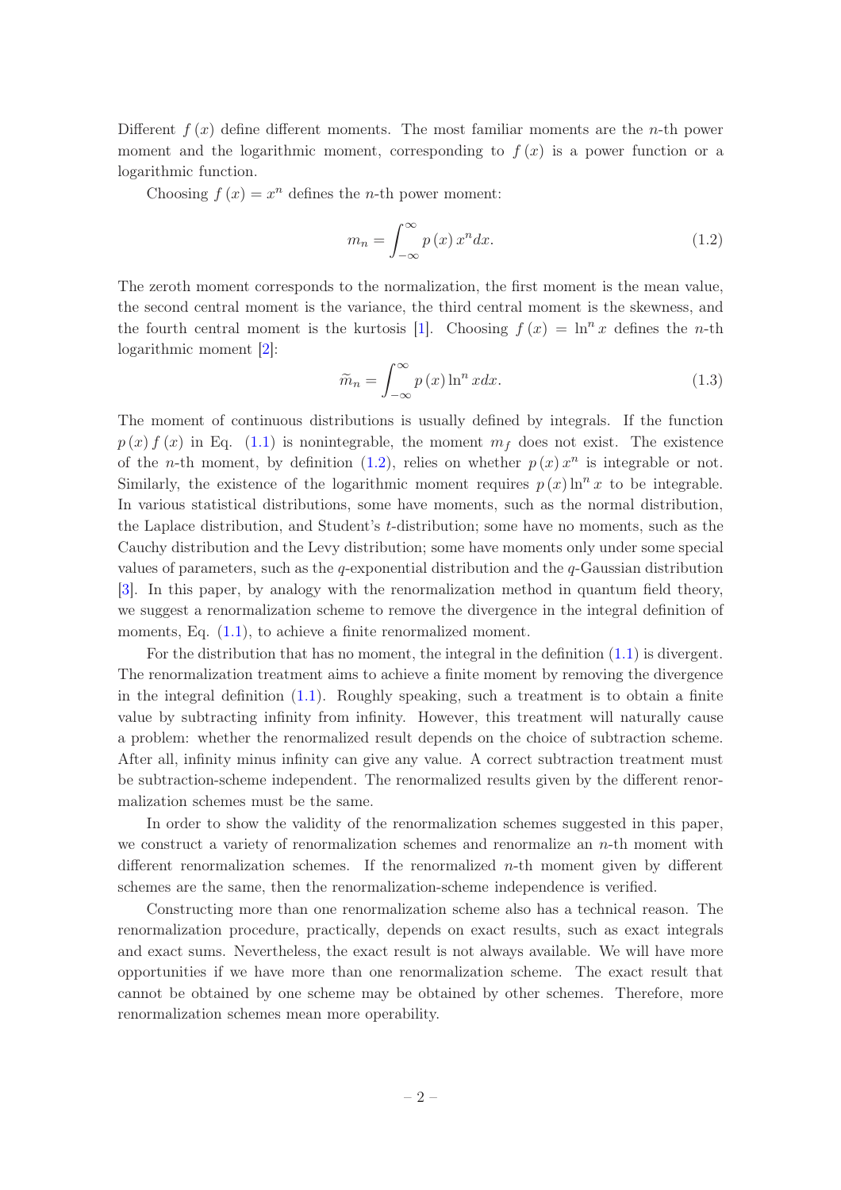Different $f(x)$ define different moments. The most familiar moments are the $n$-th power moment and the logarithmic moment, corresponding to $f(x)$ is a power function or a logarithmic function.

Choosing $f(x) = x^n$ defines the $n$-th power moment:

$$m_n = \int_{-\infty}^{\infty} p(x)\, x^n dx. \tag{1.2}$$

The zeroth moment corresponds to the normalization, the first moment is the mean value, the second central moment is the variance, the third central moment is the skewness, and the fourth central moment is the kurtosis [1]. Choosing $f(x) = \ln^n x$ defines the $n$-th logarithmic moment [2]:

$$\widetilde{m}_n = \int_{-\infty}^{\infty} p(x) \ln^n x dx. \tag{1.3}$$

The moment of continuous distributions is usually defined by integrals. If the function $p(x) f(x)$ in Eq. (1.1) is nonintegrable, the moment $m_f$ does not exist. The existence of the $n$-th moment, by definition (1.2), relies on whether $p(x) x^n$ is integrable or not. Similarly, the existence of the logarithmic moment requires $p(x) \ln^n x$ to be integrable. In various statistical distributions, some have moments, such as the normal distribution, the Laplace distribution, and Student's $t$-distribution; some have no moments, such as the Cauchy distribution and the Levy distribution; some have moments only under some special values of parameters, such as the $q$-exponential distribution and the $q$-Gaussian distribution [3]. In this paper, by analogy with the renormalization method in quantum field theory, we suggest a renormalization scheme to remove the divergence in the integral definition of moments, Eq. (1.1), to achieve a finite renormalized moment.

For the distribution that has no moment, the integral in the definition (1.1) is divergent. The renormalization treatment aims to achieve a finite moment by removing the divergence in the integral definition (1.1). Roughly speaking, such a treatment is to obtain a finite value by subtracting infinity from infinity. However, this treatment will naturally cause a problem: whether the renormalized result depends on the choice of subtraction scheme. After all, infinity minus infinity can give any value. A correct subtraction treatment must be subtraction-scheme independent. The renormalized results given by the different renormalization schemes must be the same.

In order to show the validity of the renormalization schemes suggested in this paper, we construct a variety of renormalization schemes and renormalize an $n$-th moment with different renormalization schemes. If the renormalized $n$-th moment given by different schemes are the same, then the renormalization-scheme independence is verified.

Constructing more than one renormalization scheme also has a technical reason. The renormalization procedure, practically, depends on exact results, such as exact integrals and exact sums. Nevertheless, the exact result is not always available. We will have more opportunities if we have more than one renormalization scheme. The exact result that cannot be obtained by one scheme may be obtained by other schemes. Therefore, more renormalization schemes mean more operability.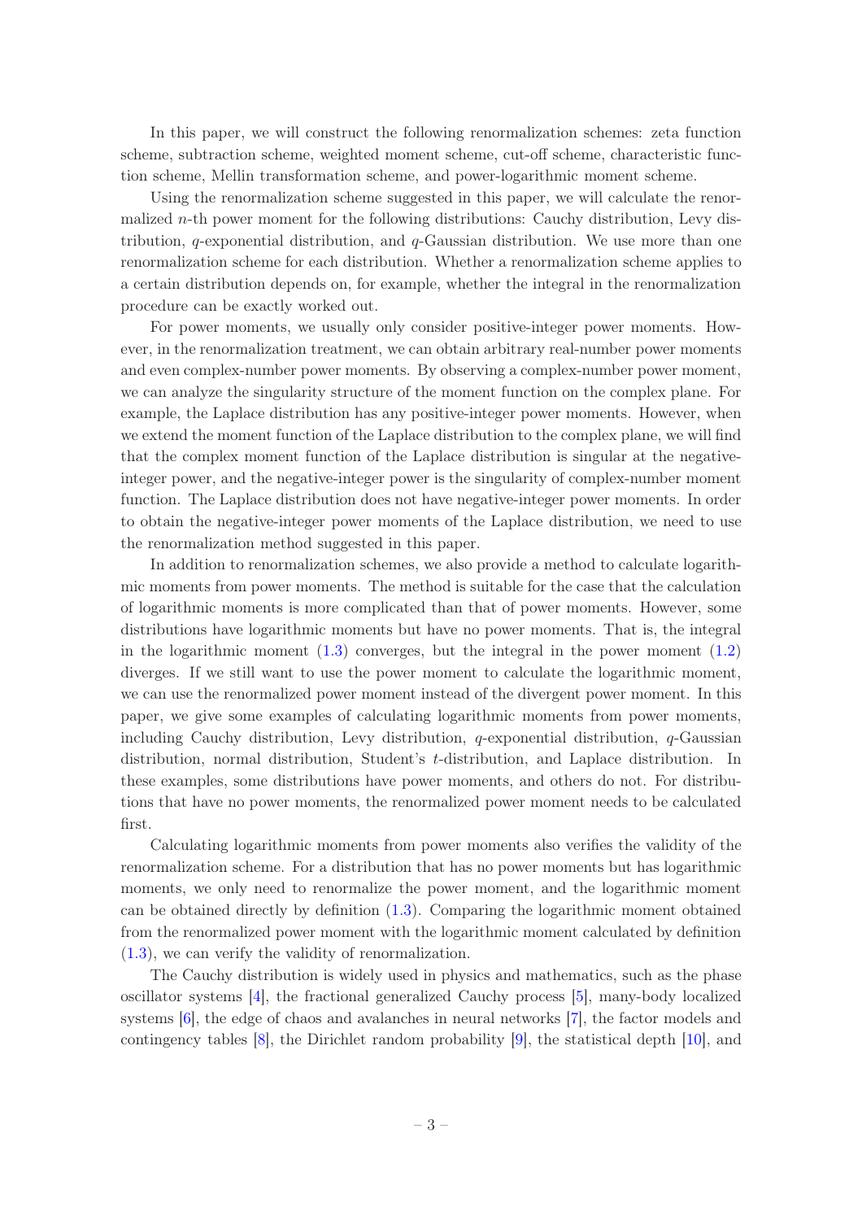In this paper, we will construct the following renormalization schemes: zeta function scheme, subtraction scheme, weighted moment scheme, cut-off scheme, characteristic function scheme, Mellin transformation scheme, and power-logarithmic moment scheme.

Using the renormalization scheme suggested in this paper, we will calculate the renormalized $n$-th power moment for the following distributions: Cauchy distribution, Levy distribution, $q$-exponential distribution, and $q$-Gaussian distribution. We use more than one renormalization scheme for each distribution. Whether a renormalization scheme applies to a certain distribution depends on, for example, whether the integral in the renormalization procedure can be exactly worked out.

For power moments, we usually only consider positive-integer power moments. However, in the renormalization treatment, we can obtain arbitrary real-number power moments and even complex-number power moments. By observing a complex-number power moment, we can analyze the singularity structure of the moment function on the complex plane. For example, the Laplace distribution has any positive-integer power moments. However, when we extend the moment function of the Laplace distribution to the complex plane, we will find that the complex moment function of the Laplace distribution is singular at the negative-integer power, and the negative-integer power is the singularity of complex-number moment function. The Laplace distribution does not have negative-integer power moments. In order to obtain the negative-integer power moments of the Laplace distribution, we need to use the renormalization method suggested in this paper.

In addition to renormalization schemes, we also provide a method to calculate logarithmic moments from power moments. The method is suitable for the case that the calculation of logarithmic moments is more complicated than that of power moments. However, some distributions have logarithmic moments but have no power moments. That is, the integral in the logarithmic moment (1.3) converges, but the integral in the power moment (1.2) diverges. If we still want to use the power moment to calculate the logarithmic moment, we can use the renormalized power moment instead of the divergent power moment. In this paper, we give some examples of calculating logarithmic moments from power moments, including Cauchy distribution, Levy distribution, $q$-exponential distribution, $q$-Gaussian distribution, normal distribution, Student's $t$-distribution, and Laplace distribution. In these examples, some distributions have power moments, and others do not. For distributions that have no power moments, the renormalized power moment needs to be calculated first.

Calculating logarithmic moments from power moments also verifies the validity of the renormalization scheme. For a distribution that has no power moments but has logarithmic moments, we only need to renormalize the power moment, and the logarithmic moment can be obtained directly by definition (1.3). Comparing the logarithmic moment obtained from the renormalized power moment with the logarithmic moment calculated by definition (1.3), we can verify the validity of renormalization.

The Cauchy distribution is widely used in physics and mathematics, such as the phase oscillator systems [4], the fractional generalized Cauchy process [5], many-body localized systems [6], the edge of chaos and avalanches in neural networks [7], the factor models and contingency tables [8], the Dirichlet random probability [9], the statistical depth [10], and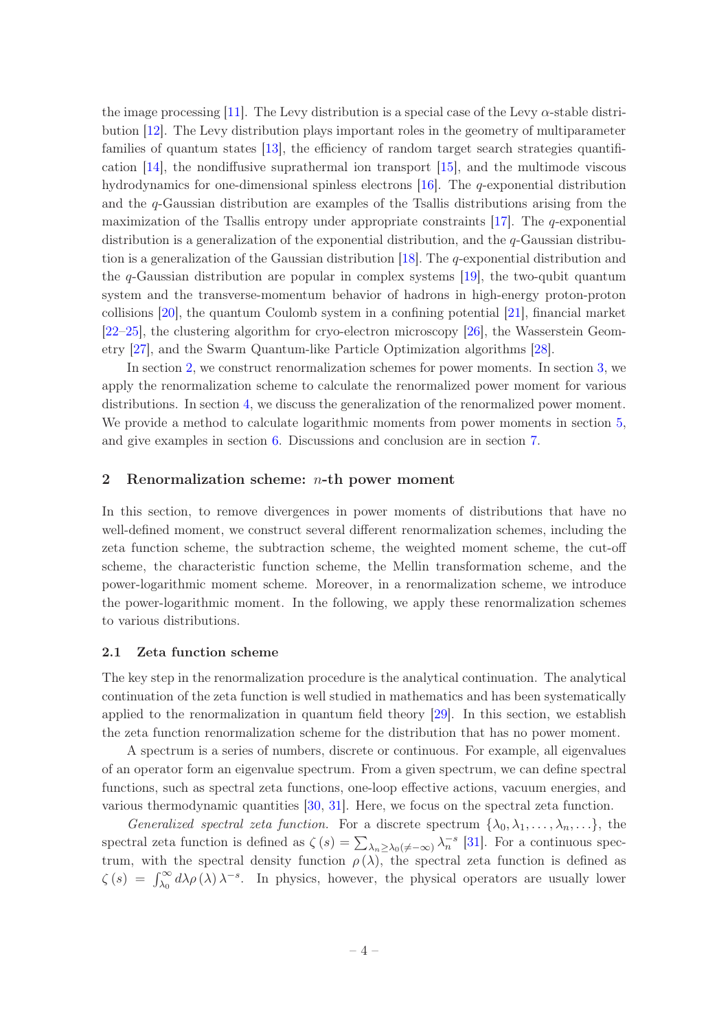the image processing [11]. The Levy distribution is a special case of the Levy $\alpha$-stable distribution [12]. The Levy distribution plays important roles in the geometry of multiparameter families of quantum states [13], the efficiency of random target search strategies quantification [14], the nondiffusive suprathermal ion transport [15], and the multimode viscous hydrodynamics for one-dimensional spinless electrons [16]. The $q$-exponential distribution and the $q$-Gaussian distribution are examples of the Tsallis distributions arising from the maximization of the Tsallis entropy under appropriate constraints [17]. The $q$-exponential distribution is a generalization of the exponential distribution, and the $q$-Gaussian distribution is a generalization of the Gaussian distribution [18]. The $q$-exponential distribution and the $q$-Gaussian distribution are popular in complex systems [19], the two-qubit quantum system and the transverse-momentum behavior of hadrons in high-energy proton-proton collisions [20], the quantum Coulomb system in a confining potential [21], financial market [22–25], the clustering algorithm for cryo-electron microscopy [26], the Wasserstein Geometry [27], and the Swarm Quantum-like Particle Optimization algorithms [28].

In section 2, we construct renormalization schemes for power moments. In section 3, we apply the renormalization scheme to calculate the renormalized power moment for various distributions. In section 4, we discuss the generalization of the renormalized power moment. We provide a method to calculate logarithmic moments from power moments in section 5, and give examples in section 6. Discussions and conclusion are in section 7.

## 2 Renormalization scheme: $n$-th power moment

In this section, to remove divergences in power moments of distributions that have no well-defined moment, we construct several different renormalization schemes, including the zeta function scheme, the subtraction scheme, the weighted moment scheme, the cut-off scheme, the characteristic function scheme, the Mellin transformation scheme, and the power-logarithmic moment scheme. Moreover, in a renormalization scheme, we introduce the power-logarithmic moment. In the following, we apply these renormalization schemes to various distributions.

### 2.1 Zeta function scheme

The key step in the renormalization procedure is the analytical continuation. The analytical continuation of the zeta function is well studied in mathematics and has been systematically applied to the renormalization in quantum field theory [29]. In this section, we establish the zeta function renormalization scheme for the distribution that has no power moment.

A spectrum is a series of numbers, discrete or continuous. For example, all eigenvalues of an operator form an eigenvalue spectrum. From a given spectrum, we can define spectral functions, such as spectral zeta functions, one-loop effective actions, vacuum energies, and various thermodynamic quantities [30, 31]. Here, we focus on the spectral zeta function.

*Generalized spectral zeta function.* For a discrete spectrum $\{\lambda_0, \lambda_1, \ldots, \lambda_n, \ldots\}$, the spectral zeta function is defined as $\zeta(s) = \sum_{\lambda_n \geq \lambda_0 (\neq -\infty)} \lambda_n^{-s}$ [31]. For a continuous spectrum, with the spectral density function $\rho(\lambda)$, the spectral zeta function is defined as $\zeta(s) = \int_{\lambda_0}^{\infty} d\lambda \rho(\lambda) \lambda^{-s}$. In physics, however, the physical operators are usually lower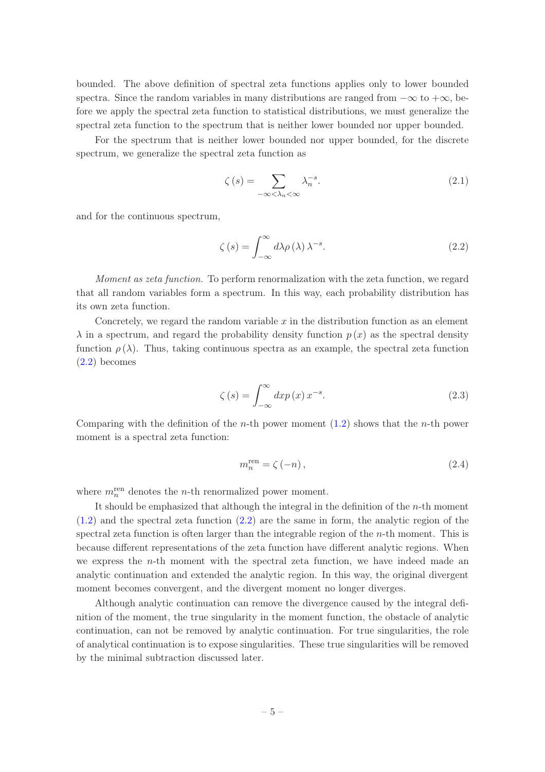bounded. The above definition of spectral zeta functions applies only to lower bounded spectra. Since the random variables in many distributions are ranged from $-\infty$ to $+\infty$, before we apply the spectral zeta function to statistical distributions, we must generalize the spectral zeta function to the spectrum that is neither lower bounded nor upper bounded.

For the spectrum that is neither lower bounded nor upper bounded, for the discrete spectrum, we generalize the spectral zeta function as

$$\zeta(s) = \sum_{-\infty<\lambda_n<\infty} \lambda_n^{-s}. \tag{2.1}$$

and for the continuous spectrum,

$$\zeta(s) = \int_{-\infty}^{\infty} d\lambda \rho(\lambda) \lambda^{-s}. \tag{2.2}$$

*Moment as zeta function.* To perform renormalization with the zeta function, we regard that all random variables form a spectrum. In this way, each probability distribution has its own zeta function.

Concretely, we regard the random variable $x$ in the distribution function as an element $\lambda$ in a spectrum, and regard the probability density function $p(x)$ as the spectral density function $\rho(\lambda)$. Thus, taking continuous spectra as an example, the spectral zeta function (2.2) becomes

$$\zeta(s) = \int_{-\infty}^{\infty} dx p(x) x^{-s}. \tag{2.3}$$

Comparing with the definition of the $n$-th power moment (1.2) shows that the $n$-th power moment is a spectral zeta function:

$$m_n^{\text{ren}} = \zeta(-n), \tag{2.4}$$

where $m_n^{\text{ren}}$ denotes the $n$-th renormalized power moment.

It should be emphasized that although the integral in the definition of the $n$-th moment (1.2) and the spectral zeta function (2.2) are the same in form, the analytic region of the spectral zeta function is often larger than the integrable region of the $n$-th moment. This is because different representations of the zeta function have different analytic regions. When we express the $n$-th moment with the spectral zeta function, we have indeed made an analytic continuation and extended the analytic region. In this way, the original divergent moment becomes convergent, and the divergent moment no longer diverges.

Although analytic continuation can remove the divergence caused by the integral definition of the moment, the true singularity in the moment function, the obstacle of analytic continuation, can not be removed by analytic continuation. For true singularities, the role of analytical continuation is to expose singularities. These true singularities will be removed by the minimal subtraction discussed later.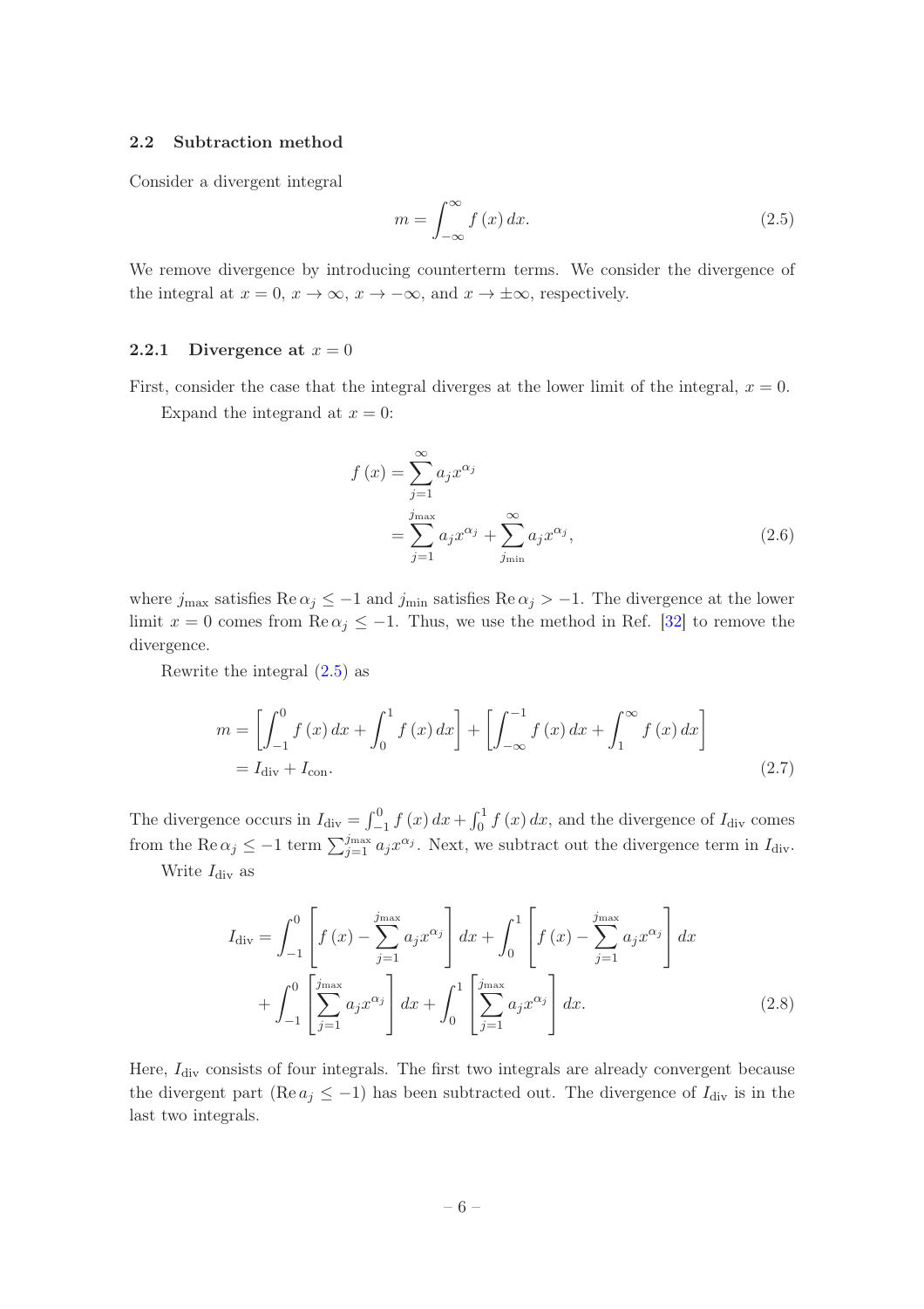### 2.2 Subtraction method

Consider a divergent integral

$$m = \int_{-\infty}^{\infty} f(x)\, dx. \tag{2.5}$$

We remove divergence by introducing counterterm terms. We consider the divergence of the integral at $x = 0$, $x \to \infty$, $x \to -\infty$, and $x \to \pm\infty$, respectively.

#### 2.2.1 Divergence at $x = 0$

First, consider the case that the integral diverges at the lower limit of the integral, $x = 0$.

Expand the integrand at $x = 0$:

$$\begin{aligned} f(x) &= \sum_{j=1}^{\infty} a_j x^{\alpha_j} \\ &= \sum_{j=1}^{j_{\max}} a_j x^{\alpha_j} + \sum_{j_{\min}}^{\infty} a_j x^{\alpha_j}, \end{aligned} \tag{2.6}$$

where $j_{\max}$ satisfies $\operatorname{Re}\alpha_j \leq -1$ and $j_{\min}$ satisfies $\operatorname{Re}\alpha_j > -1$. The divergence at the lower limit $x = 0$ comes from $\operatorname{Re}\alpha_j \leq -1$. Thus, we use the method in Ref. [32] to remove the divergence.

Rewrite the integral (2.5) as

$$\begin{aligned} m &= \left[\int_{-1}^{0} f(x)\, dx + \int_{0}^{1} f(x)\, dx\right] + \left[\int_{-\infty}^{-1} f(x)\, dx + \int_{1}^{\infty} f(x)\, dx\right] \\ &= I_{\text{div}} + I_{\text{con}}. \end{aligned} \tag{2.7}$$

The divergence occurs in $I_{\text{div}} = \int_{-1}^{0} f(x)\, dx + \int_{0}^{1} f(x)\, dx$, and the divergence of $I_{\text{div}}$ comes from the $\operatorname{Re}\alpha_j \leq -1$ term $\sum_{j=1}^{j_{\max}} a_j x^{\alpha_j}$. Next, we subtract out the divergence term in $I_{\text{div}}$.

Write $I_{\text{div}}$ as

$$\begin{aligned} I_{\text{div}} = &\int_{-1}^{0} \left[f(x) - \sum_{j=1}^{j_{\max}} a_j x^{\alpha_j}\right] dx + \int_{0}^{1} \left[f(x) - \sum_{j=1}^{j_{\max}} a_j x^{\alpha_j}\right] dx \\ &+ \int_{-1}^{0} \left[\sum_{j=1}^{j_{\max}} a_j x^{\alpha_j}\right] dx + \int_{0}^{1} \left[\sum_{j=1}^{j_{\max}} a_j x^{\alpha_j}\right] dx. \end{aligned} \tag{2.8}$$

Here, $I_{\text{div}}$ consists of four integrals. The first two integrals are already convergent because the divergent part ($\operatorname{Re} a_j \leq -1$) has been subtracted out. The divergence of $I_{\text{div}}$ is in the last two integrals.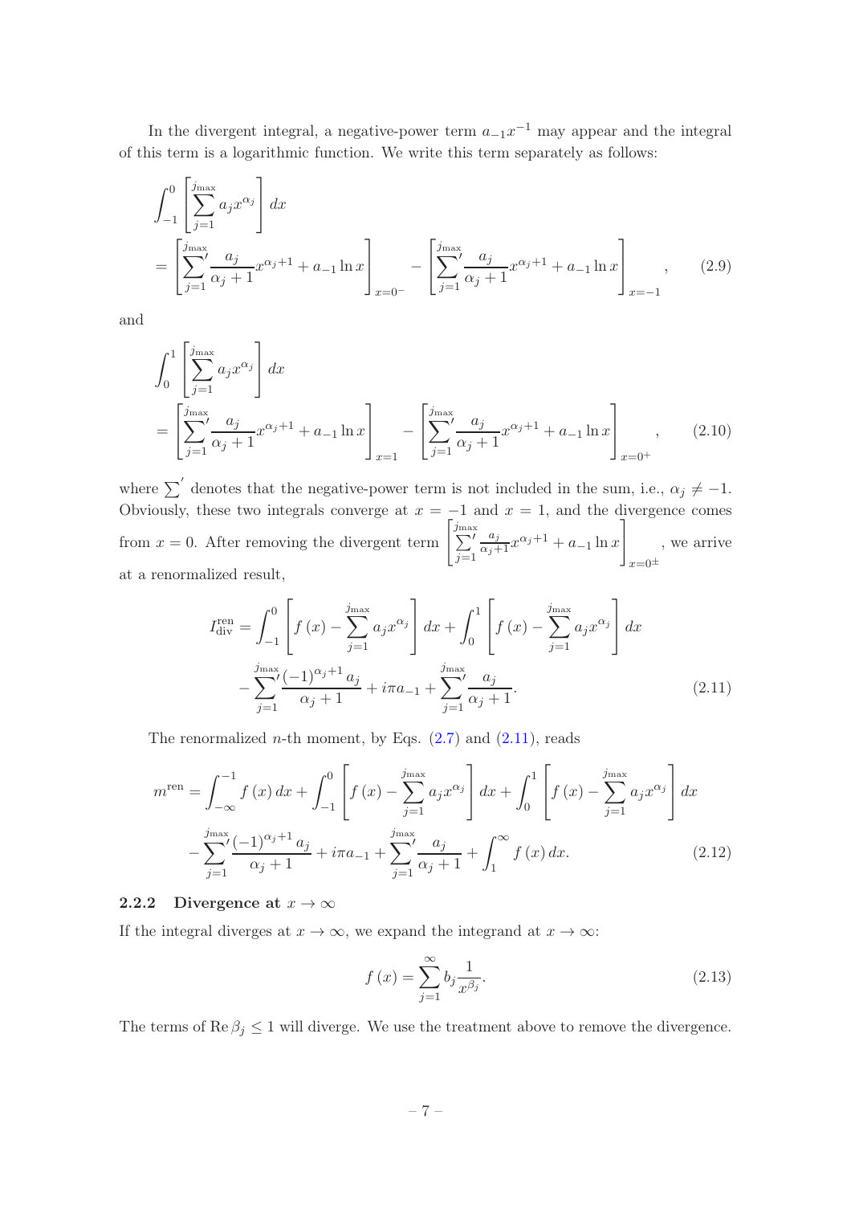In the divergent integral, a negative-power term $a_{-1}x^{-1}$ may appear and the integral of this term is a logarithmic function. We write this term separately as follows:

$$
\begin{aligned}
&\int_{-1}^{0}\left[\sum_{j=1}^{j_{\max}} a_j x^{\alpha_j}\right] dx \\
&= \left[{\sum_{j=1}^{j_{\max}}}' \frac{a_j}{\alpha_j+1} x^{\alpha_j+1} + a_{-1}\ln x\right]_{x=0^-} - \left[{\sum_{j=1}^{j_{\max}}}' \frac{a_j}{\alpha_j+1} x^{\alpha_j+1} + a_{-1}\ln x\right]_{x=-1}, \qquad (2.9)
\end{aligned}
$$

and

$$
\begin{aligned}
&\int_{0}^{1}\left[\sum_{j=1}^{j_{\max}} a_j x^{\alpha_j}\right] dx \\
&= \left[{\sum_{j=1}^{j_{\max}}}' \frac{a_j}{\alpha_j+1} x^{\alpha_j+1} + a_{-1}\ln x\right]_{x=1} - \left[{\sum_{j=1}^{j_{\max}}}' \frac{a_j}{\alpha_j+1} x^{\alpha_j+1} + a_{-1}\ln x\right]_{x=0^+}, \qquad (2.10)
\end{aligned}
$$

where $\sum'$ denotes that the negative-power term is not included in the sum, i.e., $\alpha_j \neq -1$. Obviously, these two integrals converge at $x=-1$ and $x=1$, and the divergence comes from $x=0$. After removing the divergent term $\left[{\sum_{j=1}^{j_{\max}}}' \frac{a_j}{\alpha_j+1} x^{\alpha_j+1} + a_{-1}\ln x\right]_{x=0^\pm}$, we arrive at a renormalized result,

$$
\begin{aligned}
I_{\text{div}}^{\text{ren}} =& \int_{-1}^{0}\left[f(x) - \sum_{j=1}^{j_{\max}} a_j x^{\alpha_j}\right] dx + \int_{0}^{1}\left[f(x) - \sum_{j=1}^{j_{\max}} a_j x^{\alpha_j}\right] dx \\
&- {\sum_{j=1}^{j_{\max}}}' \frac{(-1)^{\alpha_j+1} a_j}{\alpha_j+1} + i\pi a_{-1} + {\sum_{j=1}^{j_{\max}}}' \frac{a_j}{\alpha_j+1}. \qquad (2.11)
\end{aligned}
$$

The renormalized $n$-th moment, by Eqs. (2.7) and (2.11), reads

$$
\begin{aligned}
m^{\text{ren}} =& \int_{-\infty}^{-1} f(x)\, dx + \int_{-1}^{0}\left[f(x) - \sum_{j=1}^{j_{\max}} a_j x^{\alpha_j}\right] dx + \int_{0}^{1}\left[f(x) - \sum_{j=1}^{j_{\max}} a_j x^{\alpha_j}\right] dx \\
&- {\sum_{j=1}^{j_{\max}}}' \frac{(-1)^{\alpha_j+1} a_j}{\alpha_j+1} + i\pi a_{-1} + {\sum_{j=1}^{j_{\max}}}' \frac{a_j}{\alpha_j+1} + \int_{1}^{\infty} f(x)\, dx. \qquad (2.12)
\end{aligned}
$$

### 2.2.2 Divergence at $x \to \infty$

If the integral diverges at $x \to \infty$, we expand the integrand at $x \to \infty$:

$$
f(x) = \sum_{j=1}^{\infty} b_j \frac{1}{x^{\beta_j}}. \qquad (2.13)
$$

The terms of $\operatorname{Re}\beta_j \leq 1$ will diverge. We use the treatment above to remove the divergence.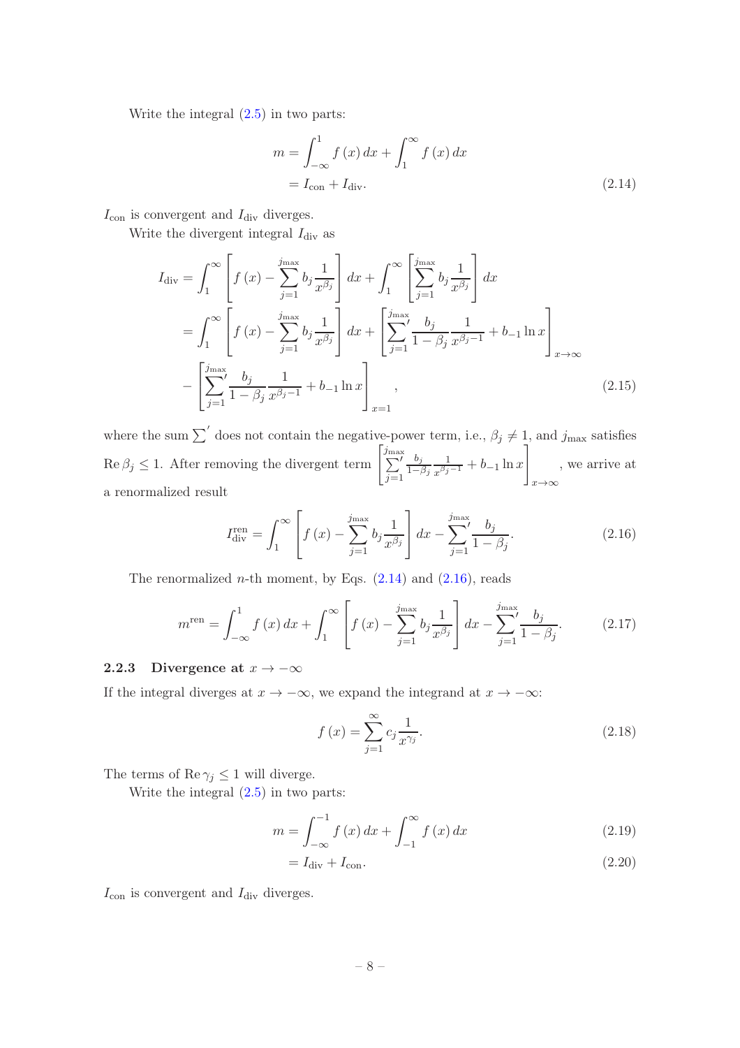Write the integral (2.5) in two parts:

$$
\begin{aligned}
m &= \int_{-\infty}^{1} f(x)\, dx + \int_{1}^{\infty} f(x)\, dx \\
&= I_{\text{con}} + I_{\text{div}}.
\end{aligned}
\tag{2.14}
$$

$I_{\text{con}}$ is convergent and $I_{\text{div}}$ diverges.

Write the divergent integral $I_{\text{div}}$ as

$$
\begin{aligned}
I_{\text{div}} &= \int_{1}^{\infty} \left[ f(x) - \sum_{j=1}^{j_{\max}} b_j \frac{1}{x^{\beta_j}} \right] dx + \int_{1}^{\infty} \left[ \sum_{j=1}^{j_{\max}} b_j \frac{1}{x^{\beta_j}} \right] dx \\
&= \int_{1}^{\infty} \left[ f(x) - \sum_{j=1}^{j_{\max}} b_j \frac{1}{x^{\beta_j}} \right] dx + \left[ {\sum_{j=1}^{j_{\max}}}' \frac{b_j}{1-\beta_j} \frac{1}{x^{\beta_j - 1}} + b_{-1} \ln x \right]_{x\to\infty} \\
&\quad - \left[ {\sum_{j=1}^{j_{\max}}}' \frac{b_j}{1-\beta_j} \frac{1}{x^{\beta_j - 1}} + b_{-1} \ln x \right]_{x=1},
\end{aligned}
\tag{2.15}
$$

where the sum $\sum'$ does not contain the negative-power term, i.e., $\beta_j \neq 1$, and $j_{\max}$ satisfies $\operatorname{Re} \beta_j \leq 1$. After removing the divergent term $\left[ {\sum_{j=1}^{j_{\max}}}' \frac{b_j}{1-\beta_j} \frac{1}{x^{\beta_j - 1}} + b_{-1} \ln x \right]_{x\to\infty}$, we arrive at a renormalized result

$$
I_{\text{div}}^{\text{ren}} = \int_{1}^{\infty} \left[ f(x) - \sum_{j=1}^{j_{\max}} b_j \frac{1}{x^{\beta_j}} \right] dx - {\sum_{j=1}^{j_{\max}}}' \frac{b_j}{1-\beta_j}.
\tag{2.16}
$$

The renormalized $n$-th moment, by Eqs. (2.14) and (2.16), reads

$$
m^{\text{ren}} = \int_{-\infty}^{1} f(x)\, dx + \int_{1}^{\infty} \left[ f(x) - \sum_{j=1}^{j_{\max}} b_j \frac{1}{x^{\beta_j}} \right] dx - {\sum_{j=1}^{j_{\max}}}' \frac{b_j}{1-\beta_j}.
\tag{2.17}
$$

### 2.2.3 Divergence at $x \to -\infty$

If the integral diverges at $x \to -\infty$, we expand the integrand at $x \to -\infty$:

$$
f(x) = \sum_{j=1}^{\infty} c_j \frac{1}{x^{\gamma_j}}.
\tag{2.18}
$$

The terms of $\operatorname{Re} \gamma_j \leq 1$ will diverge.

Write the integral (2.5) in two parts:

$$
m = \int_{-\infty}^{-1} f(x)\, dx + \int_{-1}^{\infty} f(x)\, dx
\tag{2.19}
$$

$$
= I_{\text{div}} + I_{\text{con}}.
\tag{2.20}
$$

$I_{\text{con}}$ is convergent and $I_{\text{div}}$ diverges.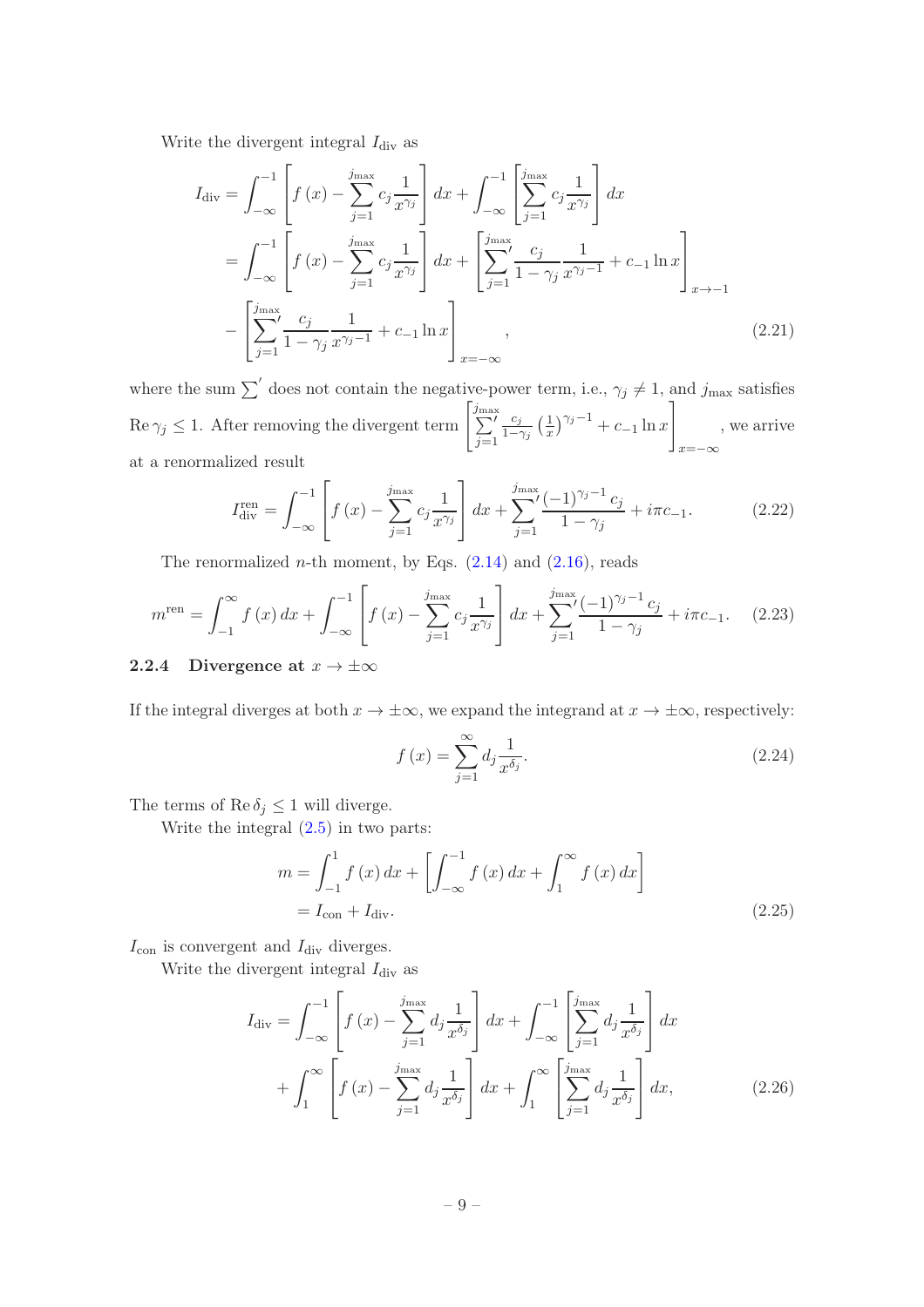Write the divergent integral $I_{\text{div}}$ as

$$
\begin{aligned}
I_{\text{div}} &= \int_{-\infty}^{-1} \left[ f(x) - \sum_{j=1}^{j_{\max}} c_j \frac{1}{x^{\gamma_j}} \right] dx + \int_{-\infty}^{-1} \left[ \sum_{j=1}^{j_{\max}} c_j \frac{1}{x^{\gamma_j}} \right] dx \\
&= \int_{-\infty}^{-1} \left[ f(x) - \sum_{j=1}^{j_{\max}} c_j \frac{1}{x^{\gamma_j}} \right] dx + \left[ {\sum_{j=1}^{j_{\max}}}' \frac{c_j}{1-\gamma_j} \frac{1}{x^{\gamma_j - 1}} + c_{-1} \ln x \right]_{x \to -1} \\
&\quad - \left[ {\sum_{j=1}^{j_{\max}}}' \frac{c_j}{1-\gamma_j} \frac{1}{x^{\gamma_j - 1}} + c_{-1} \ln x \right]_{x = -\infty},
\end{aligned} \tag{2.21}
$$

where the sum $\sum'$ does not contain the negative-power term, i.e., $\gamma_j \neq 1$, and $j_{\max}$ satisfies $\operatorname{Re} \gamma_j \leq 1$. After removing the divergent term $\left[ \sum_{j=1}^{j_{\max}}{}' \frac{c_j}{1-\gamma_j} \left(\frac{1}{x}\right)^{\gamma_j - 1} + c_{-1} \ln x \right]_{x=-\infty}$, we arrive at a renormalized result

$$
I_{\text{div}}^{\text{ren}} = \int_{-\infty}^{-1} \left[ f(x) - \sum_{j=1}^{j_{\max}} c_j \frac{1}{x^{\gamma_j}} \right] dx + {\sum_{j=1}^{j_{\max}}}' \frac{(-1)^{\gamma_j - 1} c_j}{1-\gamma_j} + i\pi c_{-1}. \tag{2.22}
$$

The renormalized $n$-th moment, by Eqs. (2.14) and (2.16), reads

$$
m^{\text{ren}} = \int_{-1}^{\infty} f(x)\, dx + \int_{-\infty}^{-1} \left[ f(x) - \sum_{j=1}^{j_{\max}} c_j \frac{1}{x^{\gamma_j}} \right] dx + {\sum_{j=1}^{j_{\max}}}' \frac{(-1)^{\gamma_j - 1} c_j}{1-\gamma_j} + i\pi c_{-1}. \tag{2.23}
$$

### 2.2.4 Divergence at $x \to \pm\infty$

If the integral diverges at both $x \to \pm\infty$, we expand the integrand at $x \to \pm\infty$, respectively:

$$
f(x) = \sum_{j=1}^{\infty} d_j \frac{1}{x^{\delta_j}}. \tag{2.24}
$$

The terms of $\operatorname{Re} \delta_j \leq 1$ will diverge.

Write the integral (2.5) in two parts:

$$
\begin{aligned}
m &= \int_{-1}^{1} f(x)\, dx + \left[ \int_{-\infty}^{-1} f(x)\, dx + \int_{1}^{\infty} f(x)\, dx \right] \\
&= I_{\text{con}} + I_{\text{div}}.
\end{aligned} \tag{2.25}
$$

$I_{\text{con}}$ is convergent and $I_{\text{div}}$ diverges.

Write the divergent integral $I_{\text{div}}$ as

$$
\begin{aligned}
I_{\text{div}} &= \int_{-\infty}^{-1} \left[ f(x) - \sum_{j=1}^{j_{\max}} d_j \frac{1}{x^{\delta_j}} \right] dx + \int_{-\infty}^{-1} \left[ \sum_{j=1}^{j_{\max}} d_j \frac{1}{x^{\delta_j}} \right] dx \\
&\quad + \int_{1}^{\infty} \left[ f(x) - \sum_{j=1}^{j_{\max}} d_j \frac{1}{x^{\delta_j}} \right] dx + \int_{1}^{\infty} \left[ \sum_{j=1}^{j_{\max}} d_j \frac{1}{x^{\delta_j}} \right] dx,
\end{aligned} \tag{2.26}
$$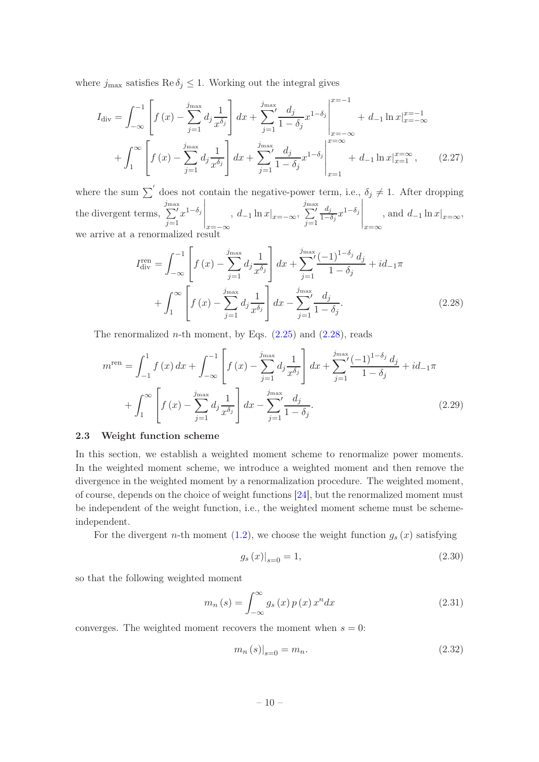where $j_{\max}$ satisfies $\operatorname{Re}\delta_j \leq 1$. Working out the integral gives

$$
\begin{aligned}
I_{\text{div}} = &\int_{-\infty}^{-1} \left[ f(x) - \sum_{j=1}^{j_{\max}} d_j \frac{1}{x^{\delta_j}} \right] dx + \left.\sum_{j=1}^{j_{\max}}{}' \frac{d_j}{1-\delta_j} x^{1-\delta_j} \right|_{x=-\infty}^{x=-1} + d_{-1} \ln x \big|_{x=-\infty}^{x=-1} \\
&+ \int_{1}^{\infty} \left[ f(x) - \sum_{j=1}^{j_{\max}} d_j \frac{1}{x^{\delta_j}} \right] dx + \left.\sum_{j=1}^{j_{\max}}{}' \frac{d_j}{1-\delta_j} x^{1-\delta_j} \right|_{x=1}^{x=\infty} + d_{-1} \ln x \big|_{x=1}^{x=\infty}, \qquad (2.27)
\end{aligned}
$$

where the sum $\sum'$ does not contain the negative-power term, i.e., $\delta_j \neq 1$. After dropping the divergent terms, $\left.\sum_{j=1}^{j_{\max}}{}' x^{1-\delta_j}\right|_{x=-\infty}$, $d_{-1} \ln x|_{x=-\infty}$, $\left.\sum_{j=1}^{j_{\max}}{}' \frac{d_j}{1-\delta_j} x^{1-\delta_j}\right|_{x=\infty}$, and $d_{-1} \ln x|_{x=\infty}$, we arrive at a renormalized result

$$
\begin{aligned}
I_{\text{div}}^{\text{ren}} = &\int_{-\infty}^{-1} \left[ f(x) - \sum_{j=1}^{j_{\max}} d_j \frac{1}{x^{\delta_j}} \right] dx + \sum_{j=1}^{j_{\max}}{}' \frac{(-1)^{1-\delta_j} d_j}{1-\delta_j} + i d_{-1} \pi \\
&+ \int_{1}^{\infty} \left[ f(x) - \sum_{j=1}^{j_{\max}} d_j \frac{1}{x^{\delta_j}} \right] dx - \sum_{j=1}^{j_{\max}}{}' \frac{d_j}{1-\delta_j}. \qquad (2.28)
\end{aligned}
$$

The renormalized $n$-th moment, by Eqs. (2.25) and (2.28), reads

$$
\begin{aligned}
m^{\text{ren}} = &\int_{-1}^{1} f(x)\, dx + \int_{-\infty}^{-1} \left[ f(x) - \sum_{j=1}^{j_{\max}} d_j \frac{1}{x^{\delta_j}} \right] dx + \sum_{j=1}^{j_{\max}}{}' \frac{(-1)^{1-\delta_j} d_j}{1-\delta_j} + i d_{-1} \pi \\
&+ \int_{1}^{\infty} \left[ f(x) - \sum_{j=1}^{j_{\max}} d_j \frac{1}{x^{\delta_j}} \right] dx - \sum_{j=1}^{j_{\max}}{}' \frac{d_j}{1-\delta_j}. \qquad (2.29)
\end{aligned}
$$

## 2.3 Weight function scheme

In this section, we establish a weighted moment scheme to renormalize power moments. In the weighted moment scheme, we introduce a weighted moment and then remove the divergence in the weighted moment by a renormalization procedure. The weighted moment, of course, depends on the choice of weight functions [24], but the renormalized moment must be independent of the weight function, i.e., the weighted moment scheme must be scheme-independent.

For the divergent $n$-th moment (1.2), we choose the weight function $g_s(x)$ satisfying

$$
g_s(x)\big|_{s=0} = 1, \qquad (2.30)
$$

so that the following weighted moment

$$
m_n(s) = \int_{-\infty}^{\infty} g_s(x)\, p(x)\, x^n dx \qquad (2.31)
$$

converges. The weighted moment recovers the moment when $s = 0$:

$$
m_n(s)\big|_{s=0} = m_n. \qquad (2.32)
$$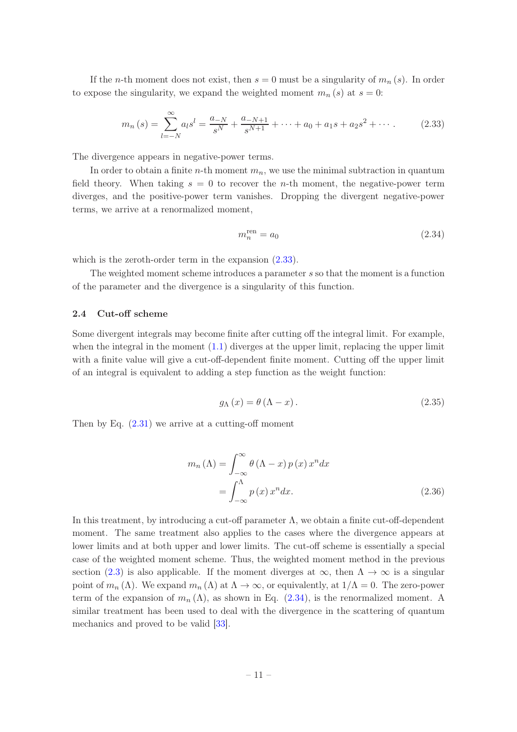If the $n$-th moment does not exist, then $s = 0$ must be a singularity of $m_n(s)$. In order to expose the singularity, we expand the weighted moment $m_n(s)$ at $s = 0$:

$$m_n(s) = \sum_{l=-N}^{\infty} a_l s^l = \frac{a_{-N}}{s^N} + \frac{a_{-N+1}}{s^{N+1}} + \cdots + a_0 + a_1 s + a_2 s^2 + \cdots . \tag{2.33}$$

The divergence appears in negative-power terms.

In order to obtain a finite $n$-th moment $m_n$, we use the minimal subtraction in quantum field theory. When taking $s = 0$ to recover the $n$-th moment, the negative-power term diverges, and the positive-power term vanishes. Dropping the divergent negative-power terms, we arrive at a renormalized moment,

$$m_n^{\text{ren}} = a_0 \tag{2.34}$$

which is the zeroth-order term in the expansion (2.33).

The weighted moment scheme introduces a parameter $s$ so that the moment is a function of the parameter and the divergence is a singularity of this function.

### 2.4 Cut-off scheme

Some divergent integrals may become finite after cutting off the integral limit. For example, when the integral in the moment (1.1) diverges at the upper limit, replacing the upper limit with a finite value will give a cut-off-dependent finite moment. Cutting off the upper limit of an integral is equivalent to adding a step function as the weight function:

$$g_\Lambda(x) = \theta(\Lambda - x). \tag{2.35}$$

Then by Eq. (2.31) we arrive at a cutting-off moment

$$\begin{aligned} m_n(\Lambda) &= \int_{-\infty}^{\infty} \theta(\Lambda - x)\, p(x)\, x^n dx \\ &= \int_{-\infty}^{\Lambda} p(x)\, x^n dx. \end{aligned} \tag{2.36}$$

In this treatment, by introducing a cut-off parameter $\Lambda$, we obtain a finite cut-off-dependent moment. The same treatment also applies to the cases where the divergence appears at lower limits and at both upper and lower limits. The cut-off scheme is essentially a special case of the weighted moment scheme. Thus, the weighted moment method in the previous section (2.3) is also applicable. If the moment diverges at $\infty$, then $\Lambda \to \infty$ is a singular point of $m_n(\Lambda)$. We expand $m_n(\Lambda)$ at $\Lambda \to \infty$, or equivalently, at $1/\Lambda = 0$. The zero-power term of the expansion of $m_n(\Lambda)$, as shown in Eq. (2.34), is the renormalized moment. A similar treatment has been used to deal with the divergence in the scattering of quantum mechanics and proved to be valid [33].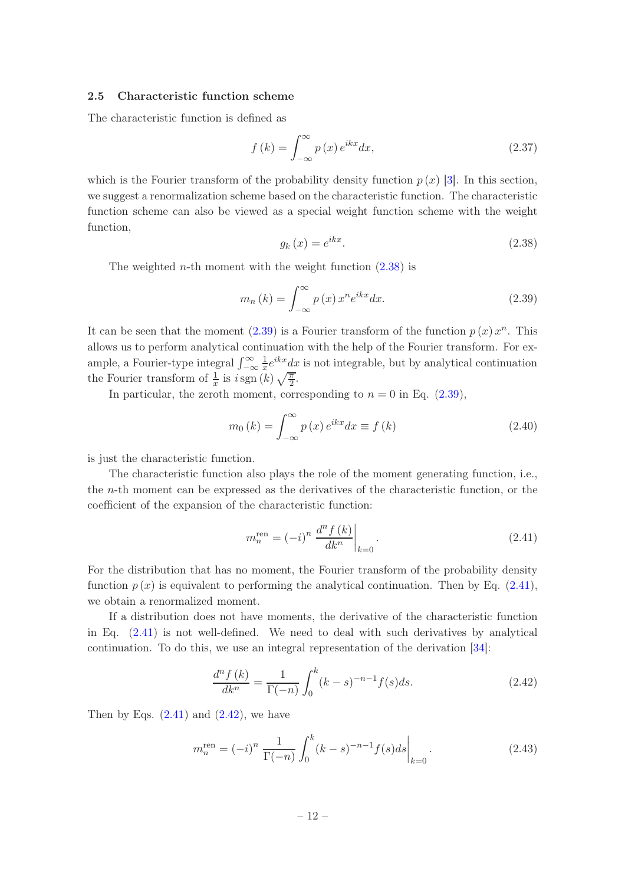### 2.5 Characteristic function scheme

The characteristic function is defined as

$$f(k) = \int_{-\infty}^{\infty} p(x) e^{ikx} dx, \tag{2.37}$$

which is the Fourier transform of the probability density function $p(x)$ [3]. In this section, we suggest a renormalization scheme based on the characteristic function. The characteristic function scheme can also be viewed as a special weight function scheme with the weight function,

$$g_k(x) = e^{ikx}. \tag{2.38}$$

The weighted $n$-th moment with the weight function (2.38) is

$$m_n(k) = \int_{-\infty}^{\infty} p(x) x^n e^{ikx} dx. \tag{2.39}$$

It can be seen that the moment (2.39) is a Fourier transform of the function $p(x) x^n$. This allows us to perform analytical continuation with the help of the Fourier transform. For example, a Fourier-type integral $\int_{-\infty}^{\infty} \frac{1}{x} e^{ikx} dx$ is not integrable, but by analytical continuation the Fourier transform of $\frac{1}{x}$ is $i \,\mathrm{sgn}(k) \sqrt{\frac{\pi}{2}}$.

In particular, the zeroth moment, corresponding to $n = 0$ in Eq. (2.39),

$$m_0(k) = \int_{-\infty}^{\infty} p(x) e^{ikx} dx \equiv f(k) \tag{2.40}$$

is just the characteristic function.

The characteristic function also plays the role of the moment generating function, i.e., the $n$-th moment can be expressed as the derivatives of the characteristic function, or the coefficient of the expansion of the characteristic function:

$$m_n^{\mathrm{ren}} = (-i)^n \left. \frac{d^n f(k)}{dk^n} \right|_{k=0}. \tag{2.41}$$

For the distribution that has no moment, the Fourier transform of the probability density function $p(x)$ is equivalent to performing the analytical continuation. Then by Eq. (2.41), we obtain a renormalized moment.

If a distribution does not have moments, the derivative of the characteristic function in Eq. (2.41) is not well-defined. We need to deal with such derivatives by analytical continuation. To do this, we use an integral representation of the derivation [34]:

$$\frac{d^n f(k)}{dk^n} = \frac{1}{\Gamma(-n)} \int_0^k (k-s)^{-n-1} f(s) ds. \tag{2.42}$$

Then by Eqs. (2.41) and (2.42), we have

$$m_n^{\mathrm{ren}} = (-i)^n \frac{1}{\Gamma(-n)} \left. \int_0^k (k-s)^{-n-1} f(s) ds \right|_{k=0}. \tag{2.43}$$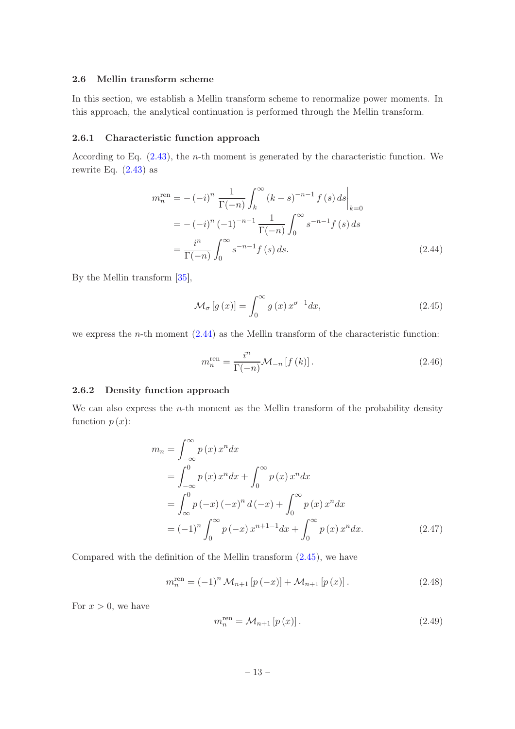### 2.6 Mellin transform scheme

In this section, we establish a Mellin transform scheme to renormalize power moments. In this approach, the analytical continuation is performed through the Mellin transform.

#### 2.6.1 Characteristic function approach

According to Eq. (2.43), the $n$-th moment is generated by the characteristic function. We rewrite Eq. (2.43) as

$$
\begin{aligned}
m_n^{\text{ren}} &= -\left(-i\right)^n \frac{1}{\Gamma(-n)} \int_k^\infty \left(k-s\right)^{-n-1} f\left(s\right) ds \bigg|_{k=0} \\
&= -\left(-i\right)^n \left(-1\right)^{-n-1} \frac{1}{\Gamma(-n)} \int_0^\infty s^{-n-1} f\left(s\right) ds \\
&= \frac{i^n}{\Gamma(-n)} \int_0^\infty s^{-n-1} f\left(s\right) ds.
\end{aligned} \tag{2.44}
$$

By the Mellin transform [35],

$$
\mathcal{M}_\sigma\left[g\left(x\right)\right] = \int_0^\infty g\left(x\right) x^{\sigma-1} dx, \tag{2.45}
$$

we express the $n$-th moment (2.44) as the Mellin transform of the characteristic function:

$$
m_n^{\text{ren}} = \frac{i^n}{\Gamma(-n)} \mathcal{M}_{-n}\left[f\left(k\right)\right]. \tag{2.46}
$$

#### 2.6.2 Density function approach

We can also express the $n$-th moment as the Mellin transform of the probability density function $p\left(x\right)$:

$$
\begin{aligned}
m_n &= \int_{-\infty}^\infty p\left(x\right) x^n dx \\
&= \int_{-\infty}^0 p\left(x\right) x^n dx + \int_0^\infty p\left(x\right) x^n dx \\
&= \int_\infty^0 p\left(-x\right) \left(-x\right)^n d\left(-x\right) + \int_0^\infty p\left(x\right) x^n dx \\
&= \left(-1\right)^n \int_0^\infty p\left(-x\right) x^{n+1-1} dx + \int_0^\infty p\left(x\right) x^n dx.
\end{aligned} \tag{2.47}
$$

Compared with the definition of the Mellin transform (2.45), we have

$$
m_n^{\text{ren}} = \left(-1\right)^n \mathcal{M}_{n+1}\left[p\left(-x\right)\right] + \mathcal{M}_{n+1}\left[p\left(x\right)\right]. \tag{2.48}
$$

For $x > 0$, we have

$$
m_n^{\text{ren}} = \mathcal{M}_{n+1}\left[p\left(x\right)\right]. \tag{2.49}
$$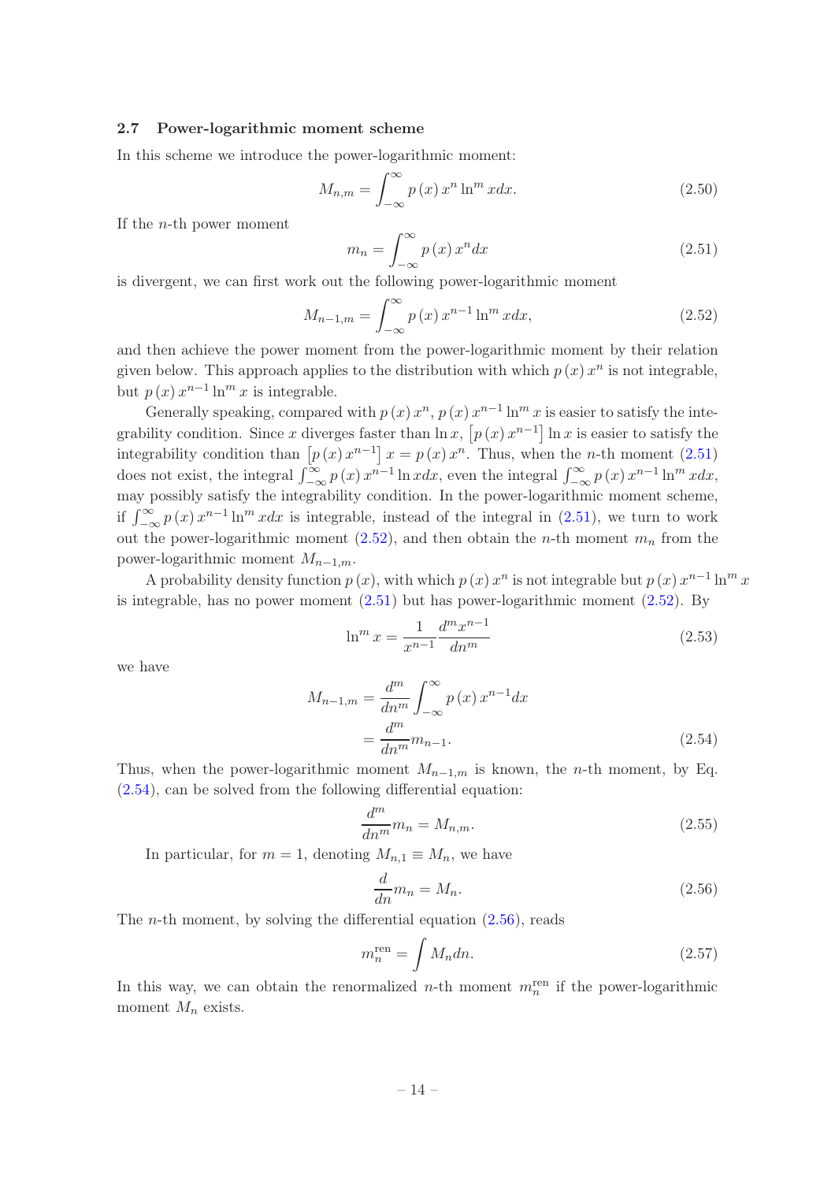### 2.7 Power-logarithmic moment scheme

In this scheme we introduce the power-logarithmic moment:

$$M_{n,m} = \int_{-\infty}^{\infty} p(x) x^n \ln^m x dx. \tag{2.50}$$

If the $n$-th power moment

$$m_n = \int_{-\infty}^{\infty} p(x) x^n dx \tag{2.51}$$

is divergent, we can first work out the following power-logarithmic moment

$$M_{n-1,m} = \int_{-\infty}^{\infty} p(x) x^{n-1} \ln^m x dx, \tag{2.52}$$

and then achieve the power moment from the power-logarithmic moment by their relation given below. This approach applies to the distribution with which $p(x) x^n$ is not integrable, but $p(x) x^{n-1} \ln^m x$ is integrable.

Generally speaking, compared with $p(x) x^n$, $p(x) x^{n-1} \ln^m x$ is easier to satisfy the integrability condition. Since $x$ diverges faster than $\ln x$, $\left[p(x) x^{n-1}\right] \ln x$ is easier to satisfy the integrability condition than $\left[p(x) x^{n-1}\right] x = p(x) x^n$. Thus, when the $n$-th moment (2.51) does not exist, the integral $\int_{-\infty}^{\infty} p(x) x^{n-1} \ln x dx$, even the integral $\int_{-\infty}^{\infty} p(x) x^{n-1} \ln^m x dx$, may possibly satisfy the integrability condition. In the power-logarithmic moment scheme, if $\int_{-\infty}^{\infty} p(x) x^{n-1} \ln^m x dx$ is integrable, instead of the integral in (2.51), we turn to work out the power-logarithmic moment (2.52), and then obtain the $n$-th moment $m_n$ from the power-logarithmic moment $M_{n-1,m}$.

A probability density function $p(x)$, with which $p(x) x^n$ is not integrable but $p(x) x^{n-1} \ln^m x$ is integrable, has no power moment (2.51) but has power-logarithmic moment (2.52). By

$$\ln^m x = \frac{1}{x^{n-1}} \frac{d^m x^{n-1}}{dn^m} \tag{2.53}$$

we have

$$\begin{aligned} M_{n-1,m} &= \frac{d^m}{dn^m} \int_{-\infty}^{\infty} p(x) x^{n-1} dx \\ &= \frac{d^m}{dn^m} m_{n-1}. \end{aligned} \tag{2.54}$$

Thus, when the power-logarithmic moment $M_{n-1,m}$ is known, the $n$-th moment, by Eq. (2.54), can be solved from the following differential equation:

$$\frac{d^m}{dn^m} m_n = M_{n,m}. \tag{2.55}$$

In particular, for $m = 1$, denoting $M_{n,1} \equiv M_n$, we have

$$\frac{d}{dn} m_n = M_n. \tag{2.56}$$

The $n$-th moment, by solving the differential equation (2.56), reads

$$m_n^{\text{ren}} = \int M_n dn. \tag{2.57}$$

In this way, we can obtain the renormalized $n$-th moment $m_n^{\text{ren}}$ if the power-logarithmic moment $M_n$ exists.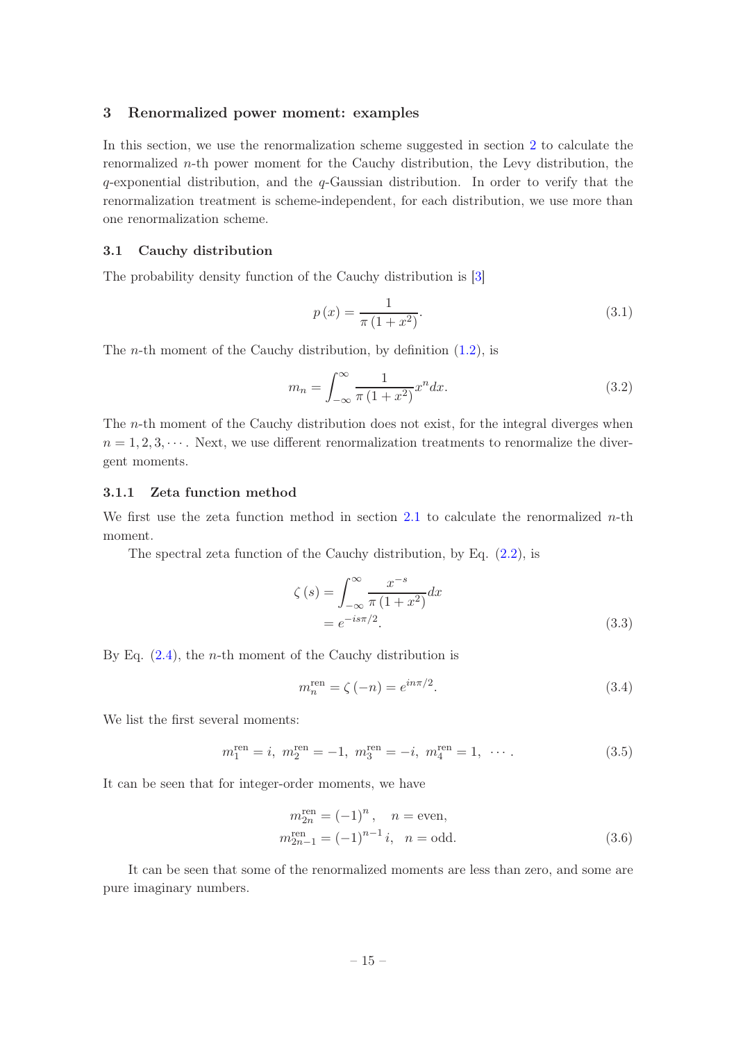## 3 Renormalized power moment: examples

In this section, we use the renormalization scheme suggested in section 2 to calculate the renormalized $n$-th power moment for the Cauchy distribution, the Levy distribution, the $q$-exponential distribution, and the $q$-Gaussian distribution. In order to verify that the renormalization treatment is scheme-independent, for each distribution, we use more than one renormalization scheme.

### 3.1 Cauchy distribution

The probability density function of the Cauchy distribution is [3]

$$p(x) = \frac{1}{\pi(1+x^2)}. \tag{3.1}$$

The $n$-th moment of the Cauchy distribution, by definition (1.2), is

$$m_n = \int_{-\infty}^{\infty} \frac{1}{\pi(1+x^2)} x^n dx. \tag{3.2}$$

The $n$-th moment of the Cauchy distribution does not exist, for the integral diverges when $n = 1, 2, 3, \cdots$. Next, we use different renormalization treatments to renormalize the divergent moments.

#### 3.1.1 Zeta function method

We first use the zeta function method in section 2.1 to calculate the renormalized $n$-th moment.

The spectral zeta function of the Cauchy distribution, by Eq. (2.2), is

$$\begin{aligned}\zeta(s) &= \int_{-\infty}^{\infty} \frac{x^{-s}}{\pi(1+x^2)} dx \\ &= e^{-is\pi/2}.\end{aligned} \tag{3.3}$$

By Eq. (2.4), the $n$-th moment of the Cauchy distribution is

$$m_n^{\text{ren}} = \zeta(-n) = e^{in\pi/2}. \tag{3.4}$$

We list the first several moments:

$$m_1^{\text{ren}} = i,\ m_2^{\text{ren}} = -1,\ m_3^{\text{ren}} = -i,\ m_4^{\text{ren}} = 1,\ \cdots. \tag{3.5}$$

It can be seen that for integer-order moments, we have

$$\begin{aligned}m_{2n}^{\text{ren}} &= (-1)^n, \quad n = \text{even}, \\ m_{2n-1}^{\text{ren}} &= (-1)^{n-1} i, \quad n = \text{odd}.\end{aligned} \tag{3.6}$$

It can be seen that some of the renormalized moments are less than zero, and some are pure imaginary numbers.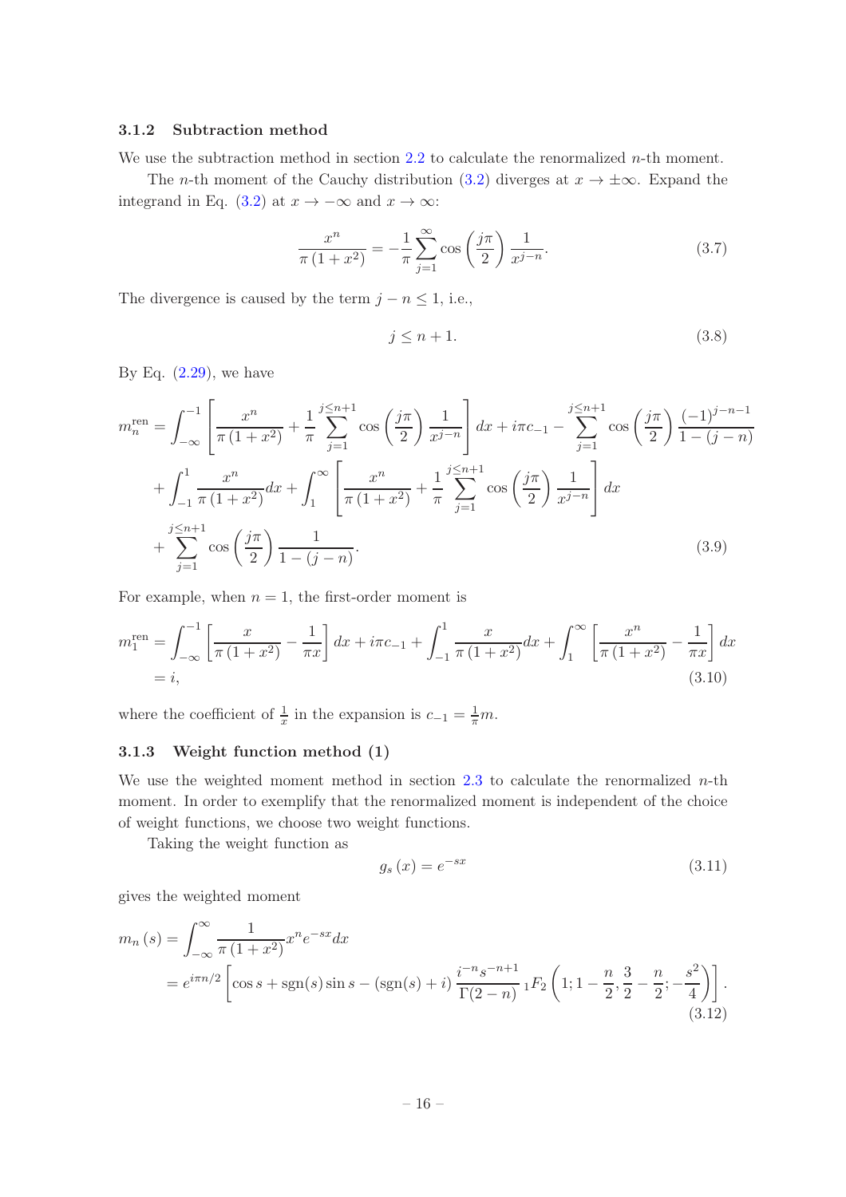### 3.1.2 Subtraction method

We use the subtraction method in section 2.2 to calculate the renormalized $n$-th moment.

The $n$-th moment of the Cauchy distribution (3.2) diverges at $x \to \pm\infty$. Expand the integrand in Eq. (3.2) at $x \to -\infty$ and $x \to \infty$:

$$\frac{x^n}{\pi(1+x^2)} = -\frac{1}{\pi}\sum_{j=1}^{\infty}\cos\left(\frac{j\pi}{2}\right)\frac{1}{x^{j-n}}. \tag{3.7}$$

The divergence is caused by the term $j - n \leq 1$, i.e.,

$$j \leq n+1. \tag{3.8}$$

By Eq. (2.29), we have

$$\begin{aligned}
m_n^{\text{ren}} = &\int_{-\infty}^{-1}\left[\frac{x^n}{\pi(1+x^2)} + \frac{1}{\pi}\sum_{j=1}^{j\leq n+1}\cos\left(\frac{j\pi}{2}\right)\frac{1}{x^{j-n}}\right]dx + i\pi c_{-1} - \sum_{j=1}^{j\leq n+1}\cos\left(\frac{j\pi}{2}\right)\frac{(-1)^{j-n-1}}{1-(j-n)} \\
&+ \int_{-1}^{1}\frac{x^n}{\pi(1+x^2)}dx + \int_{1}^{\infty}\left[\frac{x^n}{\pi(1+x^2)} + \frac{1}{\pi}\sum_{j=1}^{j\leq n+1}\cos\left(\frac{j\pi}{2}\right)\frac{1}{x^{j-n}}\right]dx \\
&+ \sum_{j=1}^{j\leq n+1}\cos\left(\frac{j\pi}{2}\right)\frac{1}{1-(j-n)}.
\end{aligned} \tag{3.9}$$

For example, when $n = 1$, the first-order moment is

$$\begin{aligned}
m_1^{\text{ren}} &= \int_{-\infty}^{-1}\left[\frac{x}{\pi(1+x^2)} - \frac{1}{\pi x}\right]dx + i\pi c_{-1} + \int_{-1}^{1}\frac{x}{\pi(1+x^2)}dx + \int_{1}^{\infty}\left[\frac{x^n}{\pi(1+x^2)} - \frac{1}{\pi x}\right]dx \\
&= i,
\end{aligned} \tag{3.10}$$

where the coefficient of $\frac{1}{x}$ in the expansion is $c_{-1} = \frac{1}{\pi}m$.

### 3.1.3 Weight function method (1)

We use the weighted moment method in section 2.3 to calculate the renormalized $n$-th moment. In order to exemplify that the renormalized moment is independent of the choice of weight functions, we choose two weight functions.

Taking the weight function as

$$g_s(x) = e^{-sx} \tag{3.11}$$

gives the weighted moment

$$\begin{aligned}
m_n(s) &= \int_{-\infty}^{\infty}\frac{1}{\pi(1+x^2)}x^n e^{-sx}dx \\
&= e^{i\pi n/2}\left[\cos s + \operatorname{sgn}(s)\sin s - (\operatorname{sgn}(s)+i)\frac{i^{-n}s^{-n+1}}{\Gamma(2-n)}\,{}_1F_2\left(1; 1-\frac{n}{2}, \frac{3}{2}-\frac{n}{2}; -\frac{s^2}{4}\right)\right].
\end{aligned} \tag{3.12}$$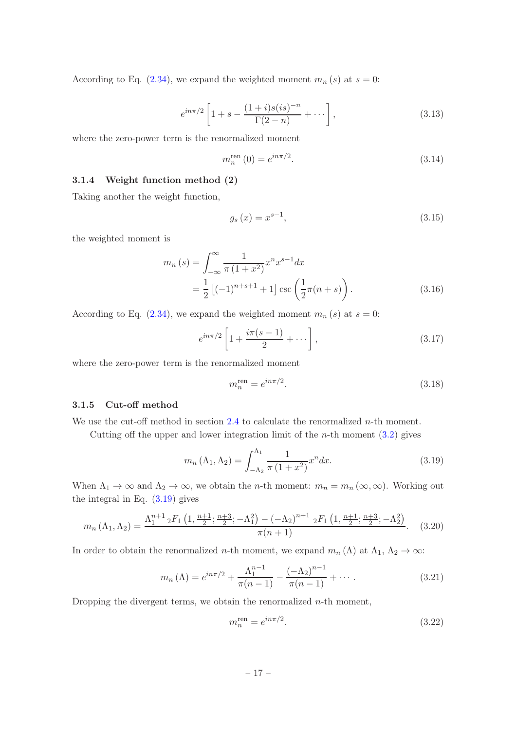According to Eq. (2.34), we expand the weighted moment $m_n(s)$ at $s = 0$:

$$e^{in\pi/2}\left[1 + s - \frac{(1+i)s(is)^{-n}}{\Gamma(2-n)} + \cdots\right], \tag{3.13}$$

where the zero-power term is the renormalized moment

$$m_n^{\text{ren}}(0) = e^{in\pi/2}. \tag{3.14}$$

### 3.1.4 Weight function method (2)

Taking another the weight function,

$$g_s(x) = x^{s-1}, \tag{3.15}$$

the weighted moment is

$$\begin{aligned} m_n(s) &= \int_{-\infty}^{\infty} \frac{1}{\pi(1+x^2)} x^n x^{s-1} dx \\ &= \frac{1}{2}\left[(-1)^{n+s+1} + 1\right] \csc\left(\frac{1}{2}\pi(n+s)\right). \end{aligned} \tag{3.16}$$

According to Eq. (2.34), we expand the weighted moment $m_n(s)$ at $s = 0$:

$$e^{in\pi/2}\left[1 + \frac{i\pi(s-1)}{2} + \cdots\right], \tag{3.17}$$

where the zero-power term is the renormalized moment

$$m_n^{\text{ren}} = e^{in\pi/2}. \tag{3.18}$$

### 3.1.5 Cut-off method

We use the cut-off method in section 2.4 to calculate the renormalized $n$-th moment.

Cutting off the upper and lower integration limit of the $n$-th moment (3.2) gives

$$m_n(\Lambda_1, \Lambda_2) = \int_{-\Lambda_2}^{\Lambda_1} \frac{1}{\pi(1+x^2)} x^n dx. \tag{3.19}$$

When $\Lambda_1 \to \infty$ and $\Lambda_2 \to \infty$, we obtain the $n$-th moment: $m_n = m_n(\infty, \infty)$. Working out the integral in Eq. (3.19) gives

$$m_n(\Lambda_1, \Lambda_2) = \frac{\Lambda_1^{n+1}\, {}_2F_1\left(1, \frac{n+1}{2}; \frac{n+3}{2}; -\Lambda_1^2\right) - (-\Lambda_2)^{n+1}\, {}_2F_1\left(1, \frac{n+1}{2}; \frac{n+3}{2}; -\Lambda_2^2\right)}{\pi(n+1)}. \tag{3.20}$$

In order to obtain the renormalized $n$-th moment, we expand $m_n(\Lambda)$ at $\Lambda_1, \Lambda_2 \to \infty$:

$$m_n(\Lambda) = e^{in\pi/2} + \frac{\Lambda_1^{n-1}}{\pi(n-1)} - \frac{(-\Lambda_2)^{n-1}}{\pi(n-1)} + \cdots. \tag{3.21}$$

Dropping the divergent terms, we obtain the renormalized $n$-th moment,

$$m_n^{\text{ren}} = e^{in\pi/2}. \tag{3.22}$$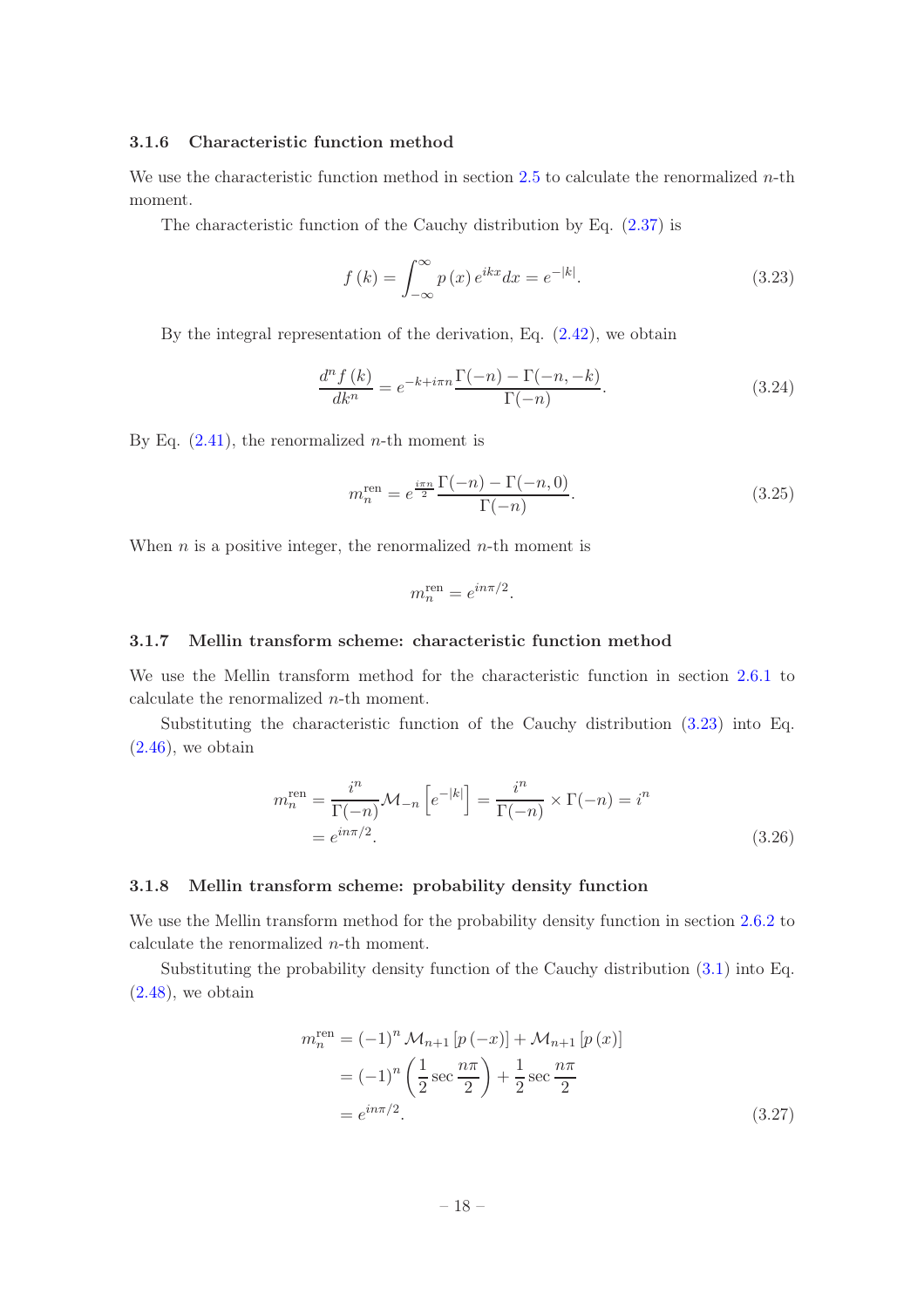### 3.1.6 Characteristic function method

We use the characteristic function method in section 2.5 to calculate the renormalized $n$-th moment.

The characteristic function of the Cauchy distribution by Eq. (2.37) is

$$f(k) = \int_{-\infty}^{\infty} p(x) e^{ikx} dx = e^{-|k|}. \tag{3.23}$$

By the integral representation of the derivation, Eq. (2.42), we obtain

$$\frac{d^n f(k)}{dk^n} = e^{-k+i\pi n} \frac{\Gamma(-n) - \Gamma(-n, -k)}{\Gamma(-n)}. \tag{3.24}$$

By Eq. (2.41), the renormalized $n$-th moment is

$$m_n^{\mathrm{ren}} = e^{\frac{i\pi n}{2}} \frac{\Gamma(-n) - \Gamma(-n, 0)}{\Gamma(-n)}. \tag{3.25}$$

When $n$ is a positive integer, the renormalized $n$-th moment is

$$m_n^{\mathrm{ren}} = e^{in\pi/2}.$$

### 3.1.7 Mellin transform scheme: characteristic function method

We use the Mellin transform method for the characteristic function in section 2.6.1 to calculate the renormalized $n$-th moment.

Substituting the characteristic function of the Cauchy distribution (3.23) into Eq. (2.46), we obtain

$$\begin{aligned} m_n^{\mathrm{ren}} &= \frac{i^n}{\Gamma(-n)} \mathcal{M}_{-n}\left[e^{-|k|}\right] = \frac{i^n}{\Gamma(-n)} \times \Gamma(-n) = i^n \\ &= e^{in\pi/2}. \end{aligned} \tag{3.26}$$

### 3.1.8 Mellin transform scheme: probability density function

We use the Mellin transform method for the probability density function in section 2.6.2 to calculate the renormalized $n$-th moment.

Substituting the probability density function of the Cauchy distribution (3.1) into Eq. (2.48), we obtain

$$\begin{aligned} m_n^{\mathrm{ren}} &= (-1)^n \mathcal{M}_{n+1}\left[p(-x)\right] + \mathcal{M}_{n+1}\left[p(x)\right] \\ &= (-1)^n \left(\frac{1}{2} \sec \frac{n\pi}{2}\right) + \frac{1}{2} \sec \frac{n\pi}{2} \\ &= e^{in\pi/2}. \end{aligned} \tag{3.27}$$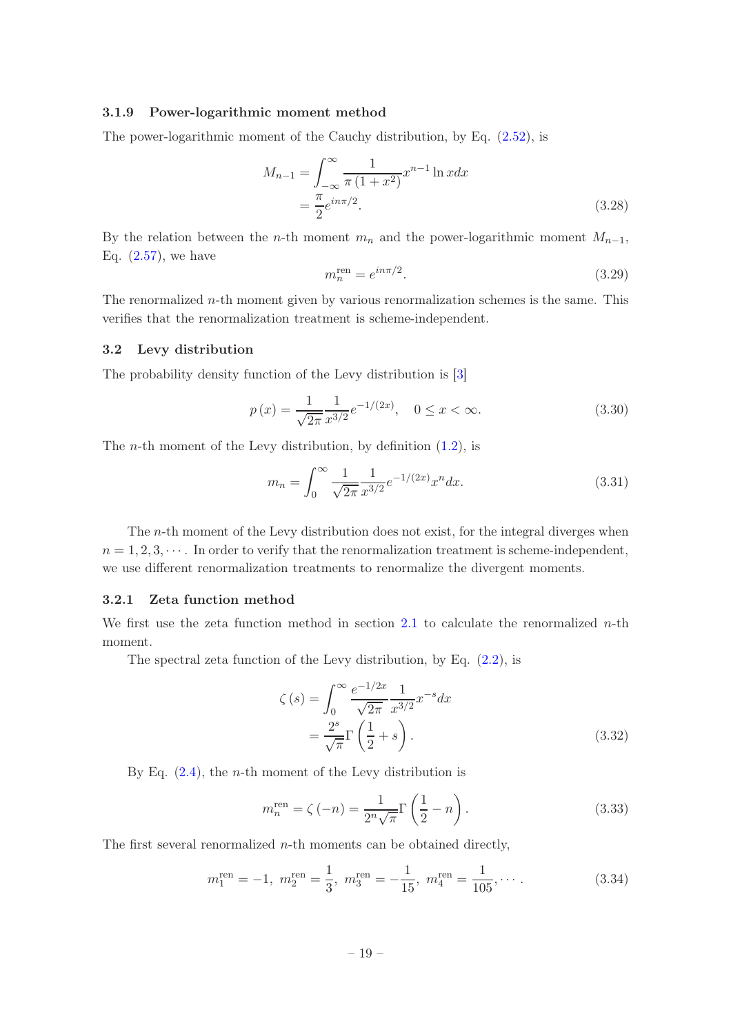### 3.1.9 Power-logarithmic moment method

The power-logarithmic moment of the Cauchy distribution, by Eq. (2.52), is

$$
\begin{aligned}
M_{n-1} &= \int_{-\infty}^{\infty} \frac{1}{\pi\left(1+x^2\right)} x^{n-1} \ln x dx \\
&= \frac{\pi}{2} e^{in\pi/2}.
\end{aligned} \tag{3.28}
$$

By the relation between the $n$-th moment $m_n$ and the power-logarithmic moment $M_{n-1}$, Eq. (2.57), we have

$$
m_n^{\text{ren}} = e^{in\pi/2}. \tag{3.29}
$$

The renormalized $n$-th moment given by various renormalization schemes is the same. This verifies that the renormalization treatment is scheme-independent.

## 3.2 Levy distribution

The probability density function of the Levy distribution is [3]

$$
p(x) = \frac{1}{\sqrt{2\pi}} \frac{1}{x^{3/2}} e^{-1/(2x)}, \quad 0 \le x < \infty. \tag{3.30}
$$

The $n$-th moment of the Levy distribution, by definition (1.2), is

$$
m_n = \int_0^{\infty} \frac{1}{\sqrt{2\pi}} \frac{1}{x^{3/2}} e^{-1/(2x)} x^n dx. \tag{3.31}
$$

The $n$-th moment of the Levy distribution does not exist, for the integral diverges when $n = 1, 2, 3, \cdots$. In order to verify that the renormalization treatment is scheme-independent, we use different renormalization treatments to renormalize the divergent moments.

### 3.2.1 Zeta function method

We first use the zeta function method in section 2.1 to calculate the renormalized $n$-th moment.

The spectral zeta function of the Levy distribution, by Eq. (2.2), is

$$
\begin{aligned}
\zeta(s) &= \int_0^{\infty} \frac{e^{-1/2x}}{\sqrt{2\pi}} \frac{1}{x^{3/2}} x^{-s} dx \\
&= \frac{2^s}{\sqrt{\pi}} \Gamma\left(\frac{1}{2}+s\right).
\end{aligned} \tag{3.32}
$$

By Eq. (2.4), the $n$-th moment of the Levy distribution is

$$
m_n^{\text{ren}} = \zeta(-n) = \frac{1}{2^n\sqrt{\pi}} \Gamma\left(\frac{1}{2}-n\right). \tag{3.33}
$$

The first several renormalized $n$-th moments can be obtained directly,

$$
m_1^{\text{ren}} = -1,\ m_2^{\text{ren}} = \frac{1}{3},\ m_3^{\text{ren}} = -\frac{1}{15},\ m_4^{\text{ren}} = \frac{1}{105}, \cdots. \tag{3.34}
$$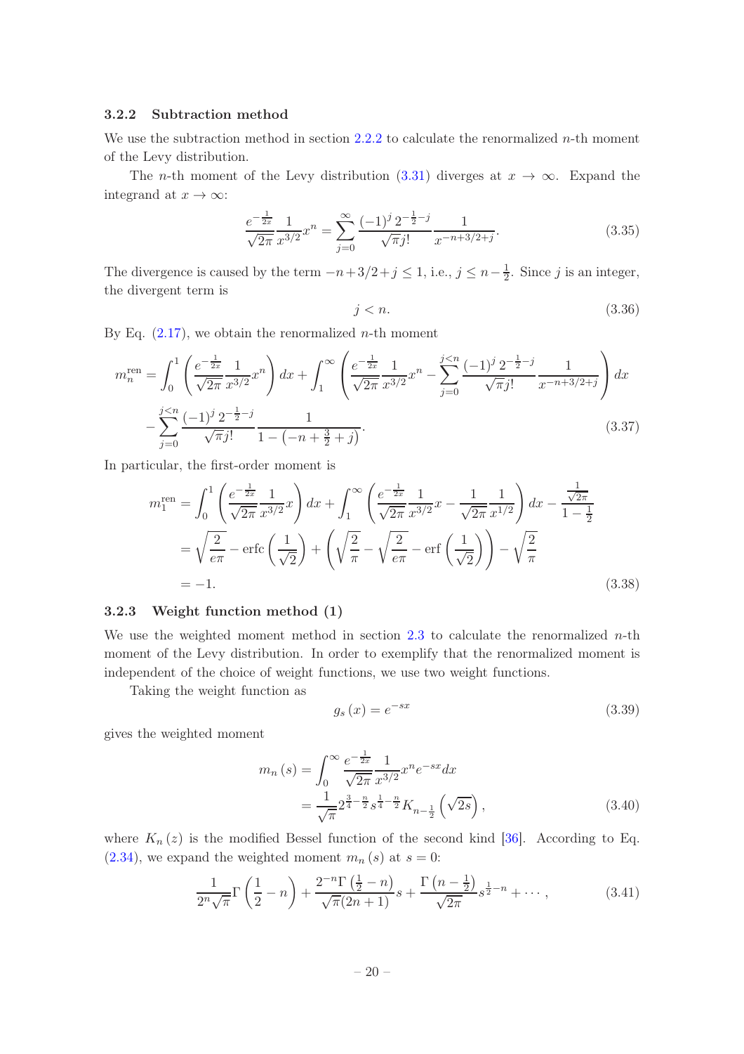### 3.2.2 Subtraction method

We use the subtraction method in section 2.2.2 to calculate the renormalized $n$-th moment of the Levy distribution.

The $n$-th moment of the Levy distribution (3.31) diverges at $x \to \infty$. Expand the integrand at $x \to \infty$:

$$\frac{e^{-\frac{1}{2x}}}{\sqrt{2\pi}} \frac{1}{x^{3/2}} x^n = \sum_{j=0}^{\infty} \frac{(-1)^j \, 2^{-\frac{1}{2}-j}}{\sqrt{\pi} j!} \frac{1}{x^{-n+3/2+j}}. \tag{3.35}$$

The divergence is caused by the term $-n+3/2+j \leq 1$, i.e., $j \leq n - \frac{1}{2}$. Since $j$ is an integer, the divergent term is

$$j < n. \tag{3.36}$$

By Eq. (2.17), we obtain the renormalized $n$-th moment

$$\begin{aligned} m_n^{\text{ren}} = & \int_0^1 \left( \frac{e^{-\frac{1}{2x}}}{\sqrt{2\pi}} \frac{1}{x^{3/2}} x^n \right) dx + \int_1^{\infty} \left( \frac{e^{-\frac{1}{2x}}}{\sqrt{2\pi}} \frac{1}{x^{3/2}} x^n - \sum_{j=0}^{j<n} \frac{(-1)^j \, 2^{-\frac{1}{2}-j}}{\sqrt{\pi} j!} \frac{1}{x^{-n+3/2+j}} \right) dx \\ & - \sum_{j=0}^{j<n} \frac{(-1)^j \, 2^{-\frac{1}{2}-j}}{\sqrt{\pi} j!} \frac{1}{1 - \left(-n + \frac{3}{2} + j\right)}. \end{aligned} \tag{3.37}$$

In particular, the first-order moment is

$$\begin{aligned} m_1^{\text{ren}} &= \int_0^1 \left( \frac{e^{-\frac{1}{2x}}}{\sqrt{2\pi}} \frac{1}{x^{3/2}} x \right) dx + \int_1^{\infty} \left( \frac{e^{-\frac{1}{2x}}}{\sqrt{2\pi}} \frac{1}{x^{3/2}} x - \frac{1}{\sqrt{2\pi}} \frac{1}{x^{1/2}} \right) dx - \frac{\frac{1}{\sqrt{2\pi}}}{1 - \frac{1}{2}} \\ &= \sqrt{\frac{2}{e\pi}} - \operatorname{erfc}\left(\frac{1}{\sqrt{2}}\right) + \left( \sqrt{\frac{2}{\pi}} - \sqrt{\frac{2}{e\pi}} - \operatorname{erf}\left(\frac{1}{\sqrt{2}}\right) \right) - \sqrt{\frac{2}{\pi}} \\ &= -1. \end{aligned} \tag{3.38}$$

### 3.2.3 Weight function method (1)

We use the weighted moment method in section 2.3 to calculate the renormalized $n$-th moment of the Levy distribution. In order to exemplify that the renormalized moment is independent of the choice of weight functions, we use two weight functions.

Taking the weight function as

$$g_s(x) = e^{-sx} \tag{3.39}$$

gives the weighted moment

$$\begin{aligned} m_n(s) &= \int_0^{\infty} \frac{e^{-\frac{1}{2x}}}{\sqrt{2\pi}} \frac{1}{x^{3/2}} x^n e^{-sx} dx \\ &= \frac{1}{\sqrt{\pi}} 2^{\frac{3}{4}-\frac{n}{2}} s^{\frac{1}{4}-\frac{n}{2}} K_{n-\frac{1}{2}}\left(\sqrt{2s}\right), \end{aligned} \tag{3.40}$$

where $K_n(z)$ is the modified Bessel function of the second kind [36]. According to Eq. (2.34), we expand the weighted moment $m_n(s)$ at $s = 0$:

$$\frac{1}{2^n \sqrt{\pi}} \Gamma\left(\frac{1}{2} - n\right) + \frac{2^{-n} \Gamma\left(\frac{1}{2} - n\right)}{\sqrt{\pi}(2n+1)} s + \frac{\Gamma\left(n - \frac{1}{2}\right)}{\sqrt{2\pi}} s^{\frac{1}{2}-n} + \cdots, \tag{3.41}$$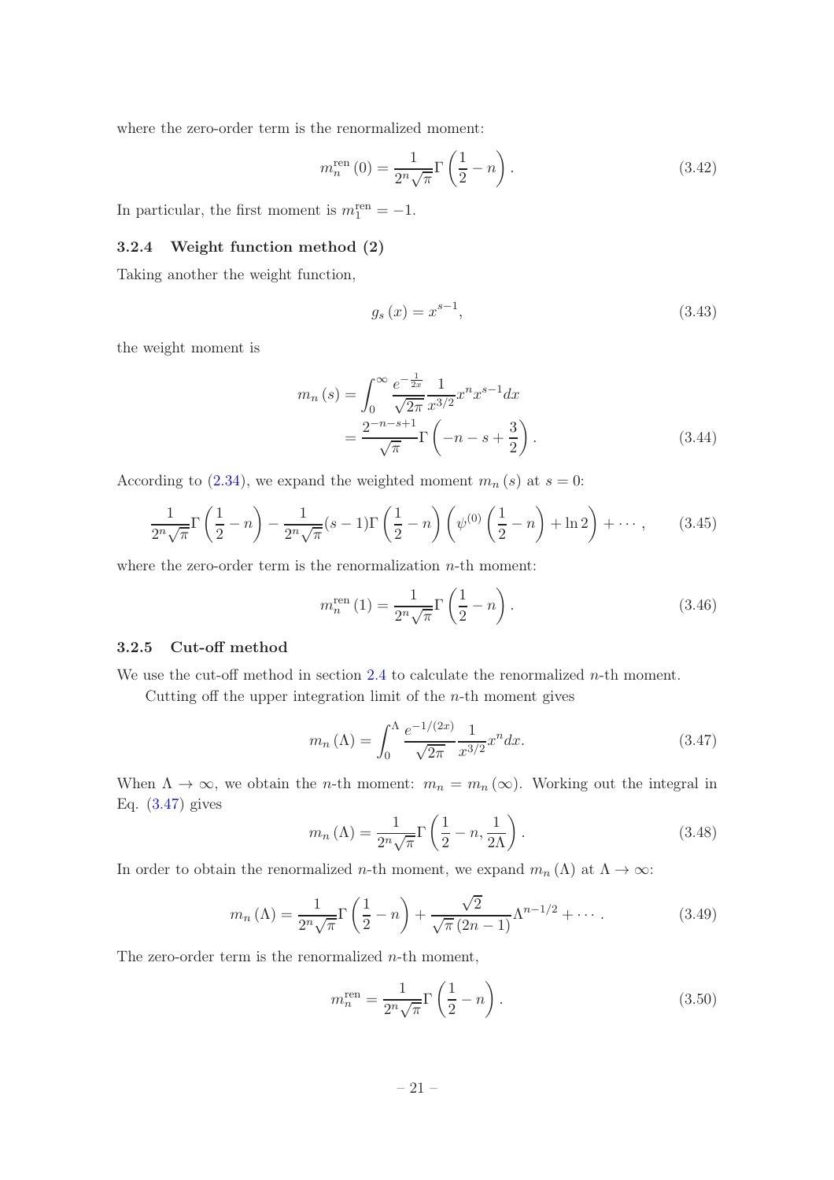where the zero-order term is the renormalized moment:

$$m_n^{\text{ren}}(0) = \frac{1}{2^n \sqrt{\pi}} \Gamma\left(\frac{1}{2} - n\right). \tag{3.42}$$

In particular, the first moment is $m_1^{\text{ren}} = -1$.

### 3.2.4 Weight function method (2)

Taking another the weight function,

$$g_s(x) = x^{s-1}, \tag{3.43}$$

the weight moment is

$$\begin{aligned} m_n(s) &= \int_0^\infty \frac{e^{-\frac{1}{2x}}}{\sqrt{2\pi}} \frac{1}{x^{3/2}} x^n x^{s-1} dx \\ &= \frac{2^{-n-s+1}}{\sqrt{\pi}} \Gamma\left(-n - s + \frac{3}{2}\right). \end{aligned} \tag{3.44}$$

According to (2.34), we expand the weighted moment $m_n(s)$ at $s = 0$:

$$\frac{1}{2^n \sqrt{\pi}} \Gamma\left(\frac{1}{2} - n\right) - \frac{1}{2^n \sqrt{\pi}} (s-1) \Gamma\left(\frac{1}{2} - n\right) \left(\psi^{(0)}\left(\frac{1}{2} - n\right) + \ln 2\right) + \cdots, \tag{3.45}$$

where the zero-order term is the renormalization $n$-th moment:

$$m_n^{\text{ren}}(1) = \frac{1}{2^n \sqrt{\pi}} \Gamma\left(\frac{1}{2} - n\right). \tag{3.46}$$

### 3.2.5 Cut-off method

We use the cut-off method in section 2.4 to calculate the renormalized $n$-th moment.

Cutting off the upper integration limit of the $n$-th moment gives

$$m_n(\Lambda) = \int_0^\Lambda \frac{e^{-1/(2x)}}{\sqrt{2\pi}} \frac{1}{x^{3/2}} x^n dx. \tag{3.47}$$

When $\Lambda \to \infty$, we obtain the $n$-th moment: $m_n = m_n(\infty)$. Working out the integral in Eq. (3.47) gives

$$m_n(\Lambda) = \frac{1}{2^n \sqrt{\pi}} \Gamma\left(\frac{1}{2} - n, \frac{1}{2\Lambda}\right). \tag{3.48}$$

In order to obtain the renormalized $n$-th moment, we expand $m_n(\Lambda)$ at $\Lambda \to \infty$:

$$m_n(\Lambda) = \frac{1}{2^n \sqrt{\pi}} \Gamma\left(\frac{1}{2} - n\right) + \frac{\sqrt{2}}{\sqrt{\pi}(2n-1)} \Lambda^{n-1/2} + \cdots. \tag{3.49}$$

The zero-order term is the renormalized $n$-th moment,

$$m_n^{\text{ren}} = \frac{1}{2^n \sqrt{\pi}} \Gamma\left(\frac{1}{2} - n\right). \tag{3.50}$$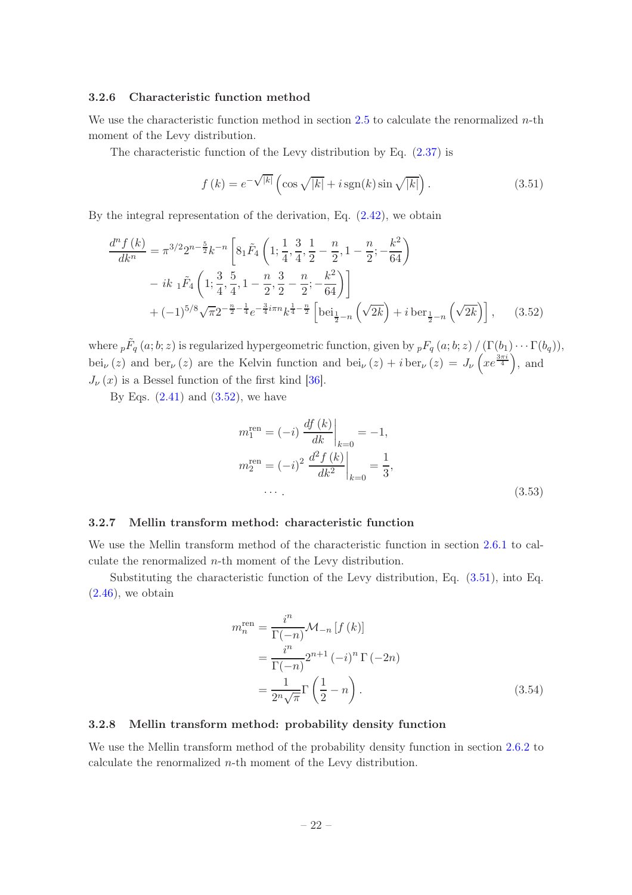### 3.2.6 Characteristic function method

We use the characteristic function method in section 2.5 to calculate the renormalized $n$-th moment of the Levy distribution.

The characteristic function of the Levy distribution by Eq. (2.37) is

$$f(k) = e^{-\sqrt{|k|}} \left( \cos\sqrt{|k|} + i \operatorname{sgn}(k) \sin\sqrt{|k|} \right). \tag{3.51}$$

By the integral representation of the derivation, Eq. (2.42), we obtain

$$\begin{aligned}
\frac{d^n f(k)}{dk^n} = & \, \pi^{3/2} 2^{n-\frac{5}{2}} k^{-n} \left[ 8 {}_1\tilde{F}_4 \left( 1; \frac{1}{4}, \frac{3}{4}, \frac{1}{2} - \frac{n}{2}, 1 - \frac{n}{2}; -\frac{k^2}{64} \right) \right. \\
& \left. - ik \, {}_1\tilde{F}_4 \left( 1; \frac{3}{4}, \frac{5}{4}, 1 - \frac{n}{2}, \frac{3}{2} - \frac{n}{2}; -\frac{k^2}{64} \right) \right] \\
& + (-1)^{5/8} \sqrt{\pi} 2^{-\frac{n}{2} - \frac{1}{4}} e^{-\frac{3}{4} i \pi n} k^{\frac{1}{4} - \frac{n}{2}} \left[ \operatorname{bei}_{\frac{1}{2} - n} \left( \sqrt{2k} \right) + i \operatorname{ber}_{\frac{1}{2} - n} \left( \sqrt{2k} \right) \right],
\end{aligned} \tag{3.52}$$

where ${}_p\tilde{F}_q(a; b; z)$ is regularized hypergeometric function, given by ${}_pF_q(a; b; z) / (\Gamma(b_1) \cdots \Gamma(b_q))$, $\operatorname{bei}_\nu(z)$ and $\operatorname{ber}_\nu(z)$ are the Kelvin function and $\operatorname{bei}_\nu(z) + i \operatorname{ber}_\nu(z) = J_\nu\left(x e^{\frac{3\pi i}{4}}\right)$, and $J_\nu(x)$ is a Bessel function of the first kind [36].

By Eqs. (2.41) and (3.52), we have

$$\begin{aligned}
m_1^{\text{ren}} &= (-i) \left. \frac{df(k)}{dk} \right|_{k=0} = -1, \\
m_2^{\text{ren}} &= (-i)^2 \left. \frac{d^2 f(k)}{dk^2} \right|_{k=0} = \frac{1}{3}, \\
& \cdots .
\end{aligned} \tag{3.53}$$

### 3.2.7 Mellin transform method: characteristic function

We use the Mellin transform method of the characteristic function in section 2.6.1 to calculate the renormalized $n$-th moment of the Levy distribution.

Substituting the characteristic function of the Levy distribution, Eq. (3.51), into Eq. (2.46), we obtain

$$\begin{aligned}
m_n^{\text{ren}} &= \frac{i^n}{\Gamma(-n)} \mathcal{M}_{-n}[f(k)] \\
&= \frac{i^n}{\Gamma(-n)} 2^{n+1} (-i)^n \Gamma(-2n) \\
&= \frac{1}{2^n \sqrt{\pi}} \Gamma\left(\frac{1}{2} - n\right).
\end{aligned} \tag{3.54}$$

### 3.2.8 Mellin transform method: probability density function

We use the Mellin transform method of the probability density function in section 2.6.2 to calculate the renormalized $n$-th moment of the Levy distribution.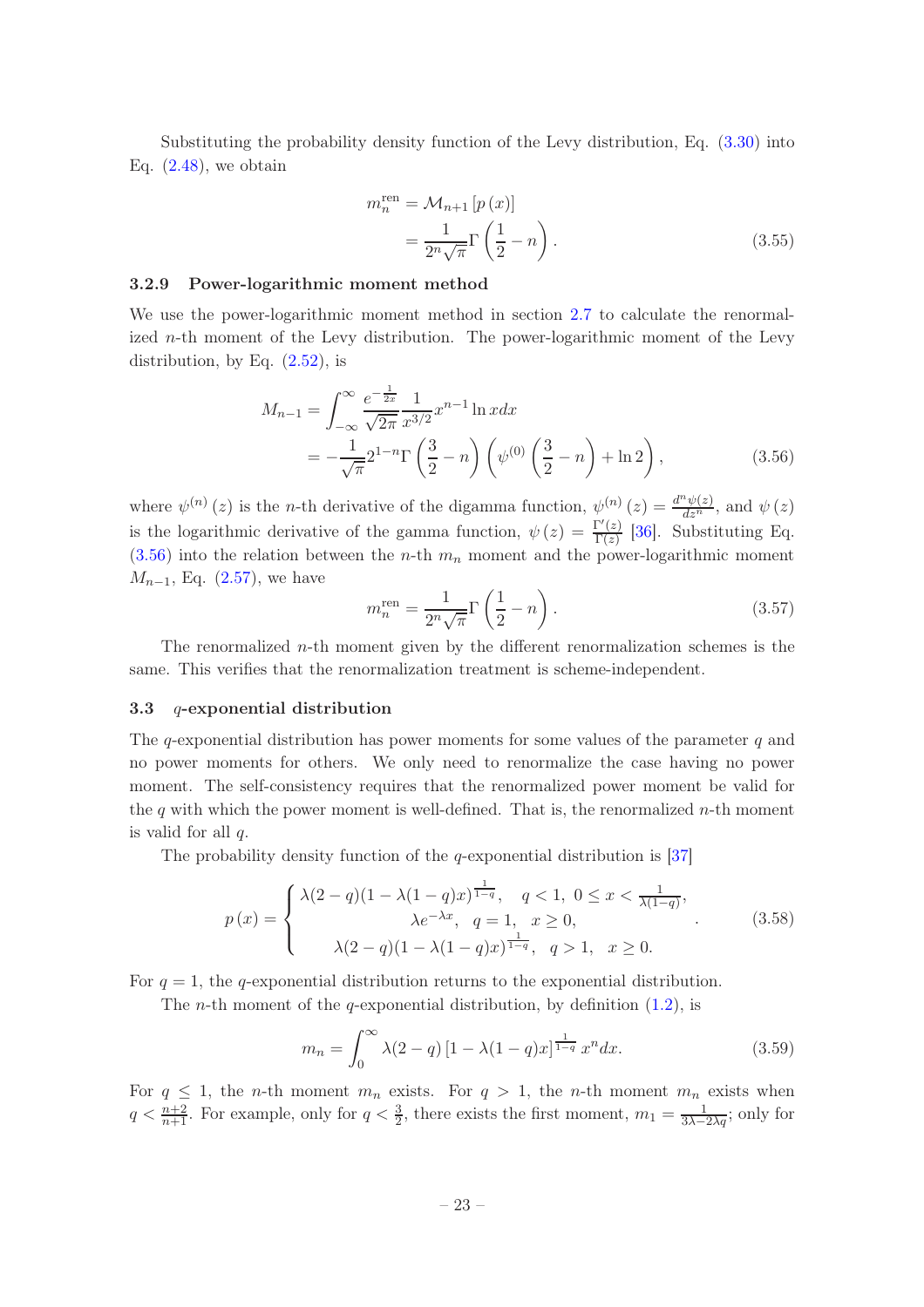Substituting the probability density function of the Levy distribution, Eq. (3.30) into Eq. (2.48), we obtain

$$
\begin{aligned}
m_n^{\text{ren}} &= \mathcal{M}_{n+1}\left[p\left(x\right)\right] \\
&= \frac{1}{2^n\sqrt{\pi}}\Gamma\left(\frac{1}{2}-n\right).
\end{aligned}
\tag{3.55}
$$

### 3.2.9 Power-logarithmic moment method

We use the power-logarithmic moment method in section 2.7 to calculate the renormalized $n$-th moment of the Levy distribution. The power-logarithmic moment of the Levy distribution, by Eq. (2.52), is

$$
\begin{aligned}
M_{n-1} &= \int_{-\infty}^{\infty}\frac{e^{-\frac{1}{2x}}}{\sqrt{2\pi}}\frac{1}{x^{3/2}}x^{n-1}\ln x dx \\
&= -\frac{1}{\sqrt{\pi}}2^{1-n}\Gamma\left(\frac{3}{2}-n\right)\left(\psi^{(0)}\left(\frac{3}{2}-n\right)+\ln 2\right),
\end{aligned}
\tag{3.56}
$$

where $\psi^{(n)}\left(z\right)$ is the $n$-th derivative of the digamma function, $\psi^{(n)}\left(z\right)=\frac{d^n\psi(z)}{dz^n}$, and $\psi\left(z\right)$ is the logarithmic derivative of the gamma function, $\psi\left(z\right)=\frac{\Gamma'(z)}{\Gamma(z)}$ [36]. Substituting Eq. (3.56) into the relation between the $n$-th $m_n$ moment and the power-logarithmic moment $M_{n-1}$, Eq. (2.57), we have

$$
m_n^{\text{ren}} = \frac{1}{2^n\sqrt{\pi}}\Gamma\left(\frac{1}{2}-n\right).
\tag{3.57}
$$

The renormalized $n$-th moment given by the different renormalization schemes is the same. This verifies that the renormalization treatment is scheme-independent.

## 3.3 $q$-exponential distribution

The $q$-exponential distribution has power moments for some values of the parameter $q$ and no power moments for others. We only need to renormalized the case having no power moment. The self-consistency requires that the renormalized power moment be valid for the $q$ with which the power moment is well-defined. That is, the renormalized $n$-th moment is valid for all $q$.

The probability density function of the $q$-exponential distribution is [37]

$$
p\left(x\right)=\begin{cases}
\lambda(2-q)(1-\lambda(1-q)x)^{\frac{1}{1-q}}, & q<1,\ 0\leq x<\frac{1}{\lambda(1-q)}, \\
\lambda e^{-\lambda x}, & q=1,\ \ x\geq 0, \\
\lambda(2-q)(1-\lambda(1-q)x)^{\frac{1}{1-q}}, & q>1,\ \ x\geq 0.
\end{cases}
\tag{3.58}
$$

For $q=1$, the $q$-exponential distribution returns to the exponential distribution.

The $n$-th moment of the $q$-exponential distribution, by definition (1.2), is

$$
m_n=\int_0^{\infty}\lambda(2-q)\left[1-\lambda(1-q)x\right]^{\frac{1}{1-q}}x^n dx.
\tag{3.59}
$$

For $q\leq 1$, the $n$-th moment $m_n$ exists. For $q>1$, the $n$-th moment $m_n$ exists when $q<\frac{n+2}{n+1}$. For example, only for $q<\frac{3}{2}$, there exists the first moment, $m_1=\frac{1}{3\lambda-2\lambda q}$; only for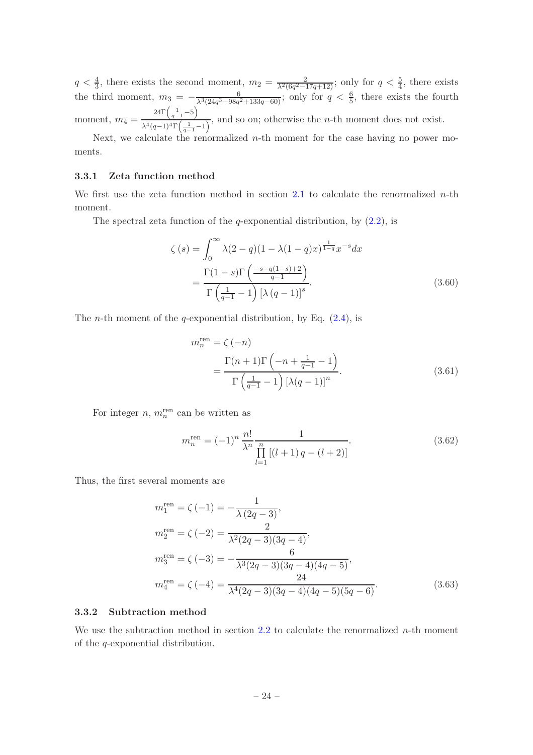$q < \frac{4}{3}$, there exists the second moment, $m_2 = \frac{2}{\lambda^2(6q^2-17q+12)}$; only for $q < \frac{5}{4}$, there exists the third moment, $m_3 = -\frac{6}{\lambda^3(24q^3-98q^2+133q-60)}$; only for $q < \frac{6}{5}$, there exists the fourth moment, $m_4 = \frac{24\Gamma\left(\frac{1}{q-1}-5\right)}{\lambda^4(q-1)^4\Gamma\left(\frac{1}{q-1}-1\right)}$, and so on; otherwise the $n$-th moment does not exist.

Next, we calculate the renormalized $n$-th moment for the case having no power moments.

### 3.3.1 Zeta function method

We first use the zeta function method in section 2.1 to calculate the renormalized $n$-th moment.

The spectral zeta function of the $q$-exponential distribution, by (2.2), is

$$
\begin{aligned}
\zeta(s) &= \int_0^\infty \lambda(2-q)(1-\lambda(1-q)x)^{\frac{1}{1-q}} x^{-s} dx \\
&= \frac{\Gamma(1-s)\Gamma\left(\frac{-s-q(1-s)+2}{q-1}\right)}{\Gamma\left(\frac{1}{q-1}-1\right)\left[\lambda(q-1)\right]^s}.
\end{aligned} \tag{3.60}
$$

The $n$-th moment of the $q$-exponential distribution, by Eq. (2.4), is

$$
\begin{aligned}
m_n^{\text{ren}} &= \zeta(-n) \\
&= \frac{\Gamma(n+1)\Gamma\left(-n+\frac{1}{q-1}-1\right)}{\Gamma\left(\frac{1}{q-1}-1\right)\left[\lambda(q-1)\right]^n}.
\end{aligned} \tag{3.61}
$$

For integer $n$, $m_n^{\text{ren}}$ can be written as

$$
m_n^{\text{ren}} = (-1)^n \frac{n!}{\lambda^n} \frac{1}{\prod\limits_{l=1}^{n}\left[(l+1)q-(l+2)\right]}. \tag{3.62}
$$

Thus, the first several moments are

$$
\begin{aligned}
m_1^{\text{ren}} &= \zeta(-1) = -\frac{1}{\lambda(2q-3)}, \\
m_2^{\text{ren}} &= \zeta(-2) = \frac{2}{\lambda^2(2q-3)(3q-4)}, \\
m_3^{\text{ren}} &= \zeta(-3) = -\frac{6}{\lambda^3(2q-3)(3q-4)(4q-5)}, \\
m_4^{\text{ren}} &= \zeta(-4) = \frac{24}{\lambda^4(2q-3)(3q-4)(4q-5)(5q-6)}.
\end{aligned} \tag{3.63}
$$

### 3.3.2 Subtraction method

We use the subtraction method in section 2.2 to calculate the renormalized $n$-th moment of the $q$-exponential distribution.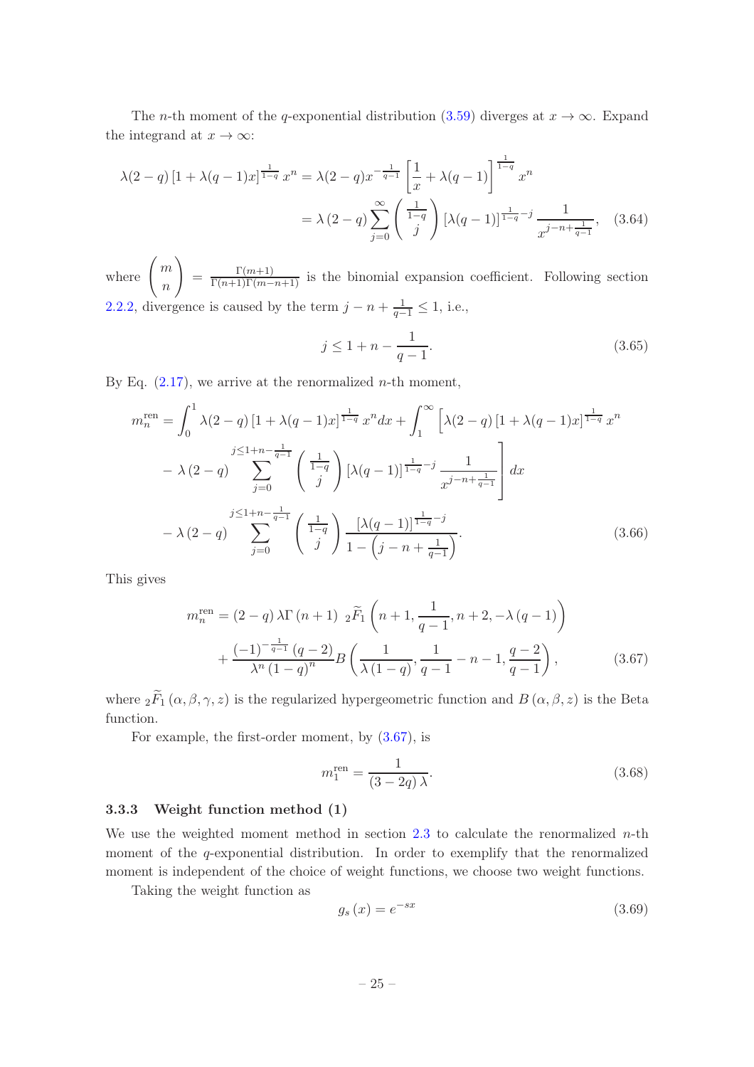The $n$-th moment of the $q$-exponential distribution (3.59) diverges at $x \to \infty$. Expand the integrand at $x \to \infty$:

$$
\begin{aligned}
\lambda(2-q)\left[1+\lambda(q-1)x\right]^{\frac{1}{1-q}} x^n &= \lambda(2-q)x^{-\frac{1}{q-1}}\left[\frac{1}{x}+\lambda(q-1)\right]^{\frac{1}{1-q}} x^n \\
&= \lambda\,(2-q)\sum_{j=0}^{\infty}\begin{pmatrix} \frac{1}{1-q} \\ j \end{pmatrix}\left[\lambda(q-1)\right]^{\frac{1}{1-q}-j}\frac{1}{x^{j-n+\frac{1}{q-1}}}, \qquad (3.64)
\end{aligned}
$$

where $\begin{pmatrix} m \\ n \end{pmatrix} = \frac{\Gamma(m+1)}{\Gamma(n+1)\Gamma(m-n+1)}$ is the binomial expansion coefficient. Following section 2.2.2, divergence is caused by the term $j-n+\frac{1}{q-1} \le 1$, i.e.,

$$
j \le 1+n-\frac{1}{q-1}. \qquad (3.65)
$$

By Eq. (2.17), we arrive at the renormalized $n$-th moment,

$$
\begin{aligned}
m_n^{\text{ren}} &= \int_0^1 \lambda(2-q)\left[1+\lambda(q-1)x\right]^{\frac{1}{1-q}} x^n dx + \int_1^{\infty}\Bigg[\lambda(2-q)\left[1+\lambda(q-1)x\right]^{\frac{1}{1-q}} x^n \\
&\quad - \lambda\,(2-q)\sum_{j=0}^{j\le 1+n-\frac{1}{q-1}}\begin{pmatrix} \frac{1}{1-q} \\ j \end{pmatrix}\left[\lambda(q-1)\right]^{\frac{1}{1-q}-j}\frac{1}{x^{j-n+\frac{1}{q-1}}}\Bigg] dx \\
&\quad - \lambda\,(2-q)\sum_{j=0}^{j\le 1+n-\frac{1}{q-1}}\begin{pmatrix} \frac{1}{1-q} \\ j \end{pmatrix}\frac{\left[\lambda(q-1)\right]^{\frac{1}{1-q}-j}}{1-\left(j-n+\frac{1}{q-1}\right)}. \qquad (3.66)
\end{aligned}
$$

This gives

$$
\begin{aligned}
m_n^{\text{ren}} &= (2-q)\,\lambda\Gamma\left(n+1\right)\;{}_2\widetilde{F}_1\left(n+1,\frac{1}{q-1},n+2,-\lambda\left(q-1\right)\right) \\
&\quad + \frac{(-1)^{-\frac{1}{q-1}}\left(q-2\right)}{\lambda^n\left(1-q\right)^n}B\left(\frac{1}{\lambda\left(1-q\right)},\frac{1}{q-1}-n-1,\frac{q-2}{q-1}\right), \qquad (3.67)
\end{aligned}
$$

where ${}_2\widetilde{F}_1\left(\alpha,\beta,\gamma,z\right)$ is the regularized hypergeometric function and $B\left(\alpha,\beta,z\right)$ is the Beta function.

For example, the first-order moment, by (3.67), is

$$
m_1^{\text{ren}} = \frac{1}{\left(3-2q\right)\lambda}. \qquad (3.68)
$$

### 3.3.3 Weight function method (1)

We use the weighted moment method in section 2.3 to calculate the renormalized $n$-th moment of the $q$-exponential distribution. In order to exemplify that the renormalized moment is independent of the choice of weight functions, we choose two weight functions.

Taking the weight function as

$$
g_s\left(x\right) = e^{-sx} \qquad (3.69)
$$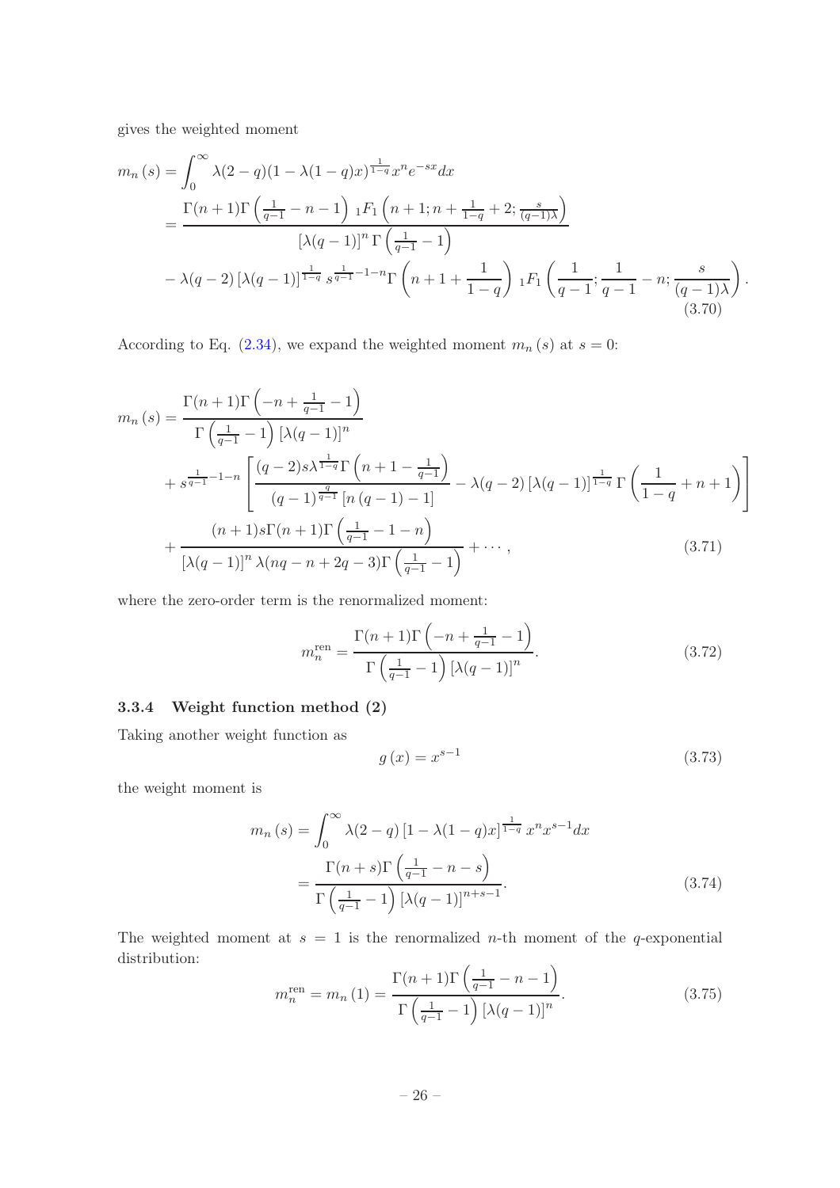gives the weighted moment

$$
\begin{aligned}
m_n(s) &= \int_0^\infty \lambda(2-q)(1-\lambda(1-q)x)^{\frac{1}{1-q}} x^n e^{-sx} dx \\
&= \frac{\Gamma(n+1)\Gamma\left(\frac{1}{q-1}-n-1\right) {}_1F_1\left(n+1; n+\frac{1}{1-q}+2; \frac{s}{(q-1)\lambda}\right)}{[\lambda(q-1)]^n \Gamma\left(\frac{1}{q-1}-1\right)} \\
&\quad - \lambda(q-2)\left[\lambda(q-1)\right]^{\frac{1}{1-q}} s^{\frac{1}{q-1}-1-n} \Gamma\left(n+1+\frac{1}{1-q}\right) {}_1F_1\left(\frac{1}{q-1}; \frac{1}{q-1}-n; \frac{s}{(q-1)\lambda}\right).
\end{aligned}
\tag{3.70}
$$

According to Eq. (2.34), we expand the weighted moment $m_n(s)$ at $s=0$:

$$
\begin{aligned}
m_n(s) &= \frac{\Gamma(n+1)\Gamma\left(-n+\frac{1}{q-1}-1\right)}{\Gamma\left(\frac{1}{q-1}-1\right)[\lambda(q-1)]^n} \\
&\quad + s^{\frac{1}{q-1}-1-n}\left[\frac{(q-2)s\lambda^{\frac{1}{1-q}}\Gamma\left(n+1-\frac{1}{q-1}\right)}{(q-1)^{\frac{q}{q-1}}[n(q-1)-1]} - \lambda(q-2)\left[\lambda(q-1)\right]^{\frac{1}{1-q}}\Gamma\left(\frac{1}{1-q}+n+1\right)\right] \\
&\quad + \frac{(n+1)s\Gamma(n+1)\Gamma\left(\frac{1}{q-1}-1-n\right)}{[\lambda(q-1)]^n \lambda(nq-n+2q-3)\Gamma\left(\frac{1}{q-1}-1\right)} + \cdots,
\end{aligned}
\tag{3.71}
$$

where the zero-order term is the renormalized moment:

$$
m_n^{\text{ren}} = \frac{\Gamma(n+1)\Gamma\left(-n+\frac{1}{q-1}-1\right)}{\Gamma\left(\frac{1}{q-1}-1\right)[\lambda(q-1)]^n}. \tag{3.72}
$$

#### 3.3.4 Weight function method (2)

Taking another weight function as

$$
g(x) = x^{s-1} \tag{3.73}
$$

the weight moment is

$$
\begin{aligned}
m_n(s) &= \int_0^\infty \lambda(2-q)\left[1-\lambda(1-q)x\right]^{\frac{1}{1-q}} x^n x^{s-1} dx \\
&= \frac{\Gamma(n+s)\Gamma\left(\frac{1}{q-1}-n-s\right)}{\Gamma\left(\frac{1}{q-1}-1\right)[\lambda(q-1)]^{n+s-1}}.
\end{aligned}
\tag{3.74}
$$

The weighted moment at $s=1$ is the renormalized $n$-th moment of the $q$-exponential distribution:

$$
m_n^{\text{ren}} = m_n(1) = \frac{\Gamma(n+1)\Gamma\left(\frac{1}{q-1}-n-1\right)}{\Gamma\left(\frac{1}{q-1}-1\right)[\lambda(q-1)]^n}. \tag{3.75}
$$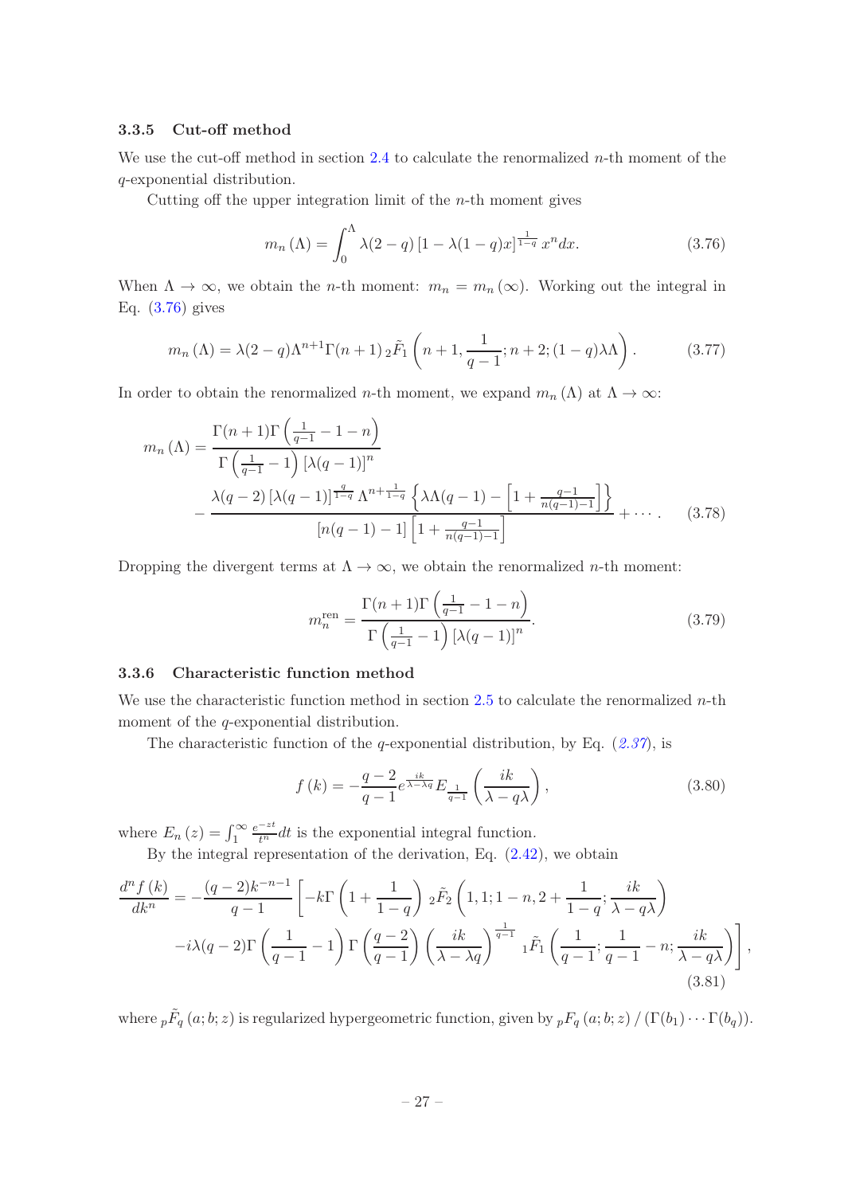### 3.3.5 Cut-off method

We use the cut-off method in section 2.4 to calculate the renormalized $n$-th moment of the $q$-exponential distribution.

Cutting off the upper integration limit of the $n$-th moment gives

$$m_n(\Lambda) = \int_0^\Lambda \lambda(2-q)\left[1-\lambda(1-q)x\right]^{\frac{1}{1-q}} x^n dx. \tag{3.76}$$

When $\Lambda \to \infty$, we obtain the $n$-th moment: $m_n = m_n(\infty)$. Working out the integral in Eq. (3.76) gives

$$m_n(\Lambda) = \lambda(2-q)\Lambda^{n+1}\Gamma(n+1)\,{}_2\tilde{F}_1\left(n+1, \frac{1}{q-1}; n+2; (1-q)\lambda\Lambda\right). \tag{3.77}$$

In order to obtain the renormalized $n$-th moment, we expand $m_n(\Lambda)$ at $\Lambda \to \infty$:

$$\begin{aligned} m_n(\Lambda) =& \frac{\Gamma(n+1)\Gamma\left(\frac{1}{q-1}-1-n\right)}{\Gamma\left(\frac{1}{q-1}-1\right)\left[\lambda(q-1)\right]^n} \\ &- \frac{\lambda(q-2)\left[\lambda(q-1)\right]^{\frac{q}{1-q}}\Lambda^{n+\frac{1}{1-q}}\left\{\lambda\Lambda(q-1)-\left[1+\frac{q-1}{n(q-1)-1}\right]\right\}}{\left[n(q-1)-1\right]\left[1+\frac{q-1}{n(q-1)-1}\right]} + \cdots . \end{aligned} \tag{3.78}$$

Dropping the divergent terms at $\Lambda \to \infty$, we obtain the renormalized $n$-th moment:

$$m_n^{\text{ren}} = \frac{\Gamma(n+1)\Gamma\left(\frac{1}{q-1}-1-n\right)}{\Gamma\left(\frac{1}{q-1}-1\right)\left[\lambda(q-1)\right]^n}. \tag{3.79}$$

### 3.3.6 Characteristic function method

We use the characteristic function method in section 2.5 to calculate the renormalized $n$-th moment of the $q$-exponential distribution.

The characteristic function of the $q$-exponential distribution, by Eq. (2.37), is

$$f(k) = -\frac{q-2}{q-1} e^{\frac{ik}{\lambda-\lambda q}} E_{\frac{1}{q-1}}\left(\frac{ik}{\lambda-q\lambda}\right), \tag{3.80}$$

where $E_n(z) = \int_1^\infty \frac{e^{-zt}}{t^n}dt$ is the exponential integral function.

By the integral representation of the derivation, Eq. (2.42), we obtain

$$\begin{aligned} \frac{d^n f(k)}{dk^n} =& -\frac{(q-2)k^{-n-1}}{q-1}\left[-k\Gamma\left(1+\frac{1}{1-q}\right){}_2\tilde{F}_2\left(1,1;1-n,2+\frac{1}{1-q};\frac{ik}{\lambda-q\lambda}\right)\right. \\ &\left. -i\lambda(q-2)\Gamma\left(\frac{1}{q-1}-1\right)\Gamma\left(\frac{q-2}{q-1}\right)\left(\frac{ik}{\lambda-\lambda q}\right)^{\frac{1}{q-1}}{}_1\tilde{F}_1\left(\frac{1}{q-1};\frac{1}{q-1}-n;\frac{ik}{\lambda-q\lambda}\right)\right], \end{aligned} \tag{3.81}$$

where ${}_p\tilde{F}_q(a;b;z)$ is regularized hypergeometric function, given by ${}_pF_q(a;b;z)/(\Gamma(b_1)\cdots\Gamma(b_q))$.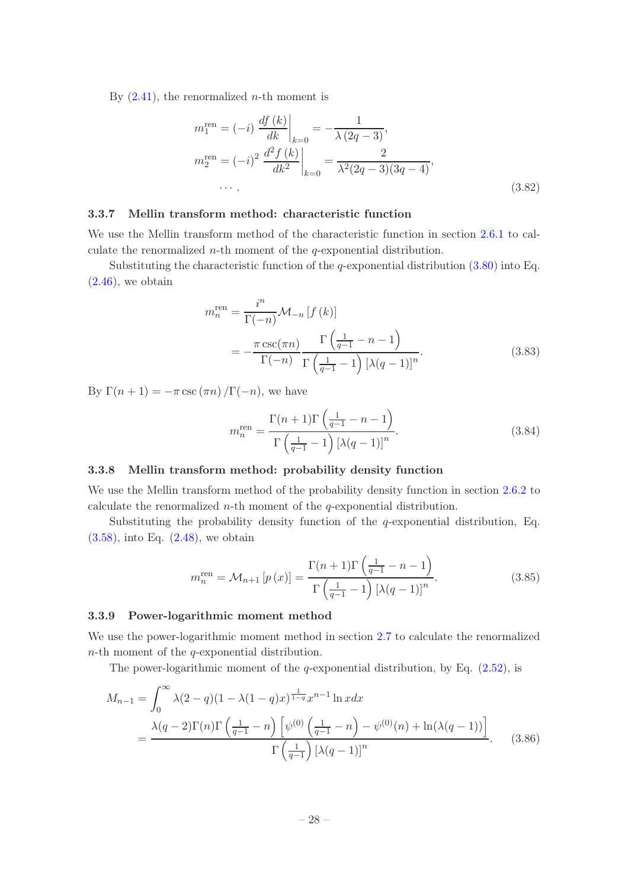By (2.41), the renormalized $n$-th moment is

$$
\begin{aligned}
m_1^{\text{ren}} &= (-i) \left. \frac{df(k)}{dk} \right|_{k=0} = -\frac{1}{\lambda(2q-3)}, \\
m_2^{\text{ren}} &= (-i)^2 \left. \frac{d^2 f(k)}{dk^2} \right|_{k=0} = \frac{2}{\lambda^2 (2q-3)(3q-4)}, \\
&\cdots .
\end{aligned}
\tag{3.82}
$$

### 3.3.7 Mellin transform method: characteristic function

We use the Mellin transform method of the characteristic function in section 2.6.1 to calculate the renormalized $n$-th moment of the $q$-exponential distribution.

Substituting the characteristic function of the $q$-exponential distribution (3.80) into Eq. (2.46), we obtain

$$
\begin{aligned}
m_n^{\text{ren}} &= \frac{i^n}{\Gamma(-n)} \mathcal{M}_{-n}[f(k)] \\
&= -\frac{\pi \csc(\pi n)}{\Gamma(-n)} \frac{\Gamma\left(\frac{1}{q-1} - n - 1\right)}{\Gamma\left(\frac{1}{q-1} - 1\right)[\lambda(q-1)]^n}.
\end{aligned}
\tag{3.83}
$$

By $\Gamma(n+1) = -\pi \csc(\pi n)/\Gamma(-n)$, we have

$$
m_n^{\text{ren}} = \frac{\Gamma(n+1)\Gamma\left(\frac{1}{q-1} - n - 1\right)}{\Gamma\left(\frac{1}{q-1} - 1\right)[\lambda(q-1)]^n}.
\tag{3.84}
$$

### 3.3.8 Mellin transform method: probability density function

We use the Mellin transform method of the probability density function in section 2.6.2 to calculate the renormalized $n$-th moment of the $q$-exponential distribution.

Substituting the probability density function of the $q$-exponential distribution, Eq. (3.58), into Eq. (2.48), we obtain

$$
m_n^{\text{ren}} = \mathcal{M}_{n+1}[p(x)] = \frac{\Gamma(n+1)\Gamma\left(\frac{1}{q-1} - n - 1\right)}{\Gamma\left(\frac{1}{q-1} - 1\right)[\lambda(q-1)]^n}.
\tag{3.85}
$$

### 3.3.9 Power-logarithmic moment method

We use the power-logarithmic moment method in section 2.7 to calculate the renormalized $n$-th moment of the $q$-exponential distribution.

The power-logarithmic moment of the $q$-exponential distribution, by Eq. (2.52), is

$$
\begin{aligned}
M_{n-1} &= \int_0^\infty \lambda(2-q)(1-\lambda(1-q)x)^{\frac{1}{1-q}} x^{n-1} \ln x dx \\
&= \frac{\lambda(q-2)\Gamma(n)\Gamma\left(\frac{1}{q-1} - n\right)\left[\psi^{(0)}\left(\frac{1}{q-1} - n\right) - \psi^{(0)}(n) + \ln(\lambda(q-1))\right]}{\Gamma\left(\frac{1}{q-1}\right)[\lambda(q-1)]^n}.
\end{aligned}
\tag{3.86}
$$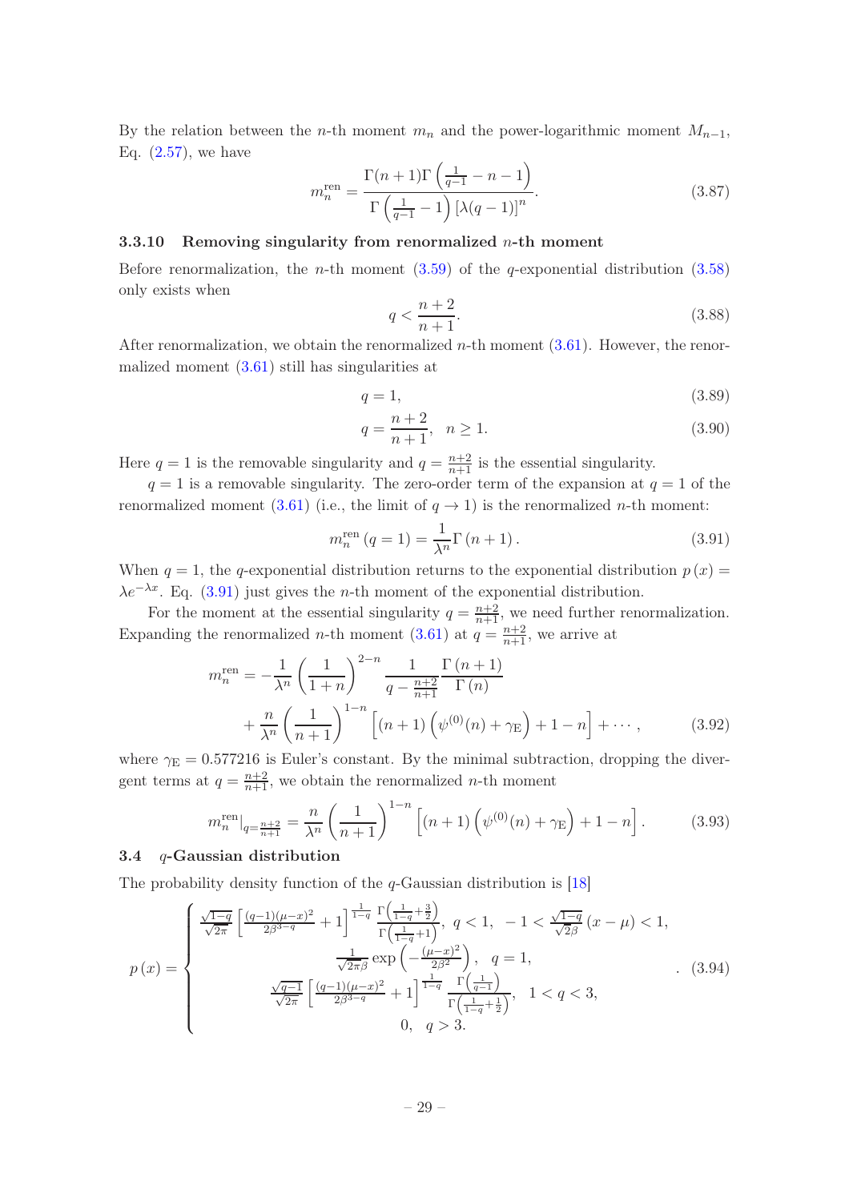By the relation between the $n$-th moment $m_n$ and the power-logarithmic moment $M_{n-1}$, Eq. (2.57), we have

$$m_n^{\text{ren}} = \frac{\Gamma(n+1)\Gamma\left(\frac{1}{q-1}-n-1\right)}{\Gamma\left(\frac{1}{q-1}-1\right)\left[\lambda(q-1)\right]^n}. \tag{3.87}$$

### 3.3.10 Removing singularity from renormalized $n$-th moment

Before renormalization, the $n$-th moment (3.59) of the $q$-exponential distribution (3.58) only exists when

$$q < \frac{n+2}{n+1}. \tag{3.88}$$

After renormalization, we obtain the renormalized $n$-th moment (3.61). However, the renormalized moment (3.61) still has singularities at

$$q = 1, \tag{3.89}$$

$$q = \frac{n+2}{n+1}, \quad n \geq 1. \tag{3.90}$$

Here $q = 1$ is the removable singularity and $q = \frac{n+2}{n+1}$ is the essential singularity.

$q = 1$ is a removable singularity. The zero-order term of the expansion at $q = 1$ of the renormalized moment (3.61) (i.e., the limit of $q \to 1$) is the renormalized $n$-th moment:

$$m_n^{\text{ren}}(q=1) = \frac{1}{\lambda^n}\Gamma(n+1). \tag{3.91}$$

When $q = 1$, the $q$-exponential distribution returns to the exponential distribution $p(x) = \lambda e^{-\lambda x}$. Eq. (3.91) just gives the $n$-th moment of the exponential distribution.

For the moment at the essential singularity $q = \frac{n+2}{n+1}$, we need further renormalization. Expanding the renormalized $n$-th moment (3.61) at $q = \frac{n+2}{n+1}$, we arrive at

$$\begin{aligned} m_n^{\text{ren}} = &-\frac{1}{\lambda^n}\left(\frac{1}{1+n}\right)^{2-n}\frac{1}{q-\frac{n+2}{n+1}}\frac{\Gamma(n+1)}{\Gamma(n)} \\ &+\frac{n}{\lambda^n}\left(\frac{1}{n+1}\right)^{1-n}\left[(n+1)\left(\psi^{(0)}(n)+\gamma_{\text{E}}\right)+1-n\right]+\cdots, \end{aligned} \tag{3.92}$$

where $\gamma_{\text{E}} = 0.577216$ is Euler's constant. By the minimal subtraction, dropping the divergent terms at $q = \frac{n+2}{n+1}$, we obtain the renormalized $n$-th moment

$$m_n^{\text{ren}}\big|_{q=\frac{n+2}{n+1}} = \frac{n}{\lambda^n}\left(\frac{1}{n+1}\right)^{1-n}\left[(n+1)\left(\psi^{(0)}(n)+\gamma_{\text{E}}\right)+1-n\right]. \tag{3.93}$$

## 3.4 $q$-Gaussian distribution

The probability density function of the $q$-Gaussian distribution is [18]

$$p(x) = \begin{cases} \frac{\sqrt{1-q}}{\sqrt{2\pi}}\left[\frac{(q-1)(\mu-x)^2}{2\beta^{3-q}}+1\right]^{\frac{1}{1-q}}\frac{\Gamma\left(\frac{1}{1-q}+\frac{3}{2}\right)}{\Gamma\left(\frac{1}{1-q}+1\right)}, \ q<1, \ \ -1<\frac{\sqrt{1-q}}{\sqrt{2}\beta}(x-\mu)<1, \\ \frac{1}{\sqrt{2\pi}\beta}\exp\left(-\frac{(\mu-x)^2}{2\beta^2}\right), \quad q=1, \\ \frac{\sqrt{q-1}}{\sqrt{2\pi}}\left[\frac{(q-1)(\mu-x)^2}{2\beta^{3-q}}+1\right]^{\frac{1}{1-q}}\frac{\Gamma\left(\frac{1}{q-1}\right)}{\Gamma\left(\frac{1}{1-q}+\frac{1}{2}\right)}, \quad 1<q<3, \\ 0, \quad q>3. \end{cases} \tag{3.94}$$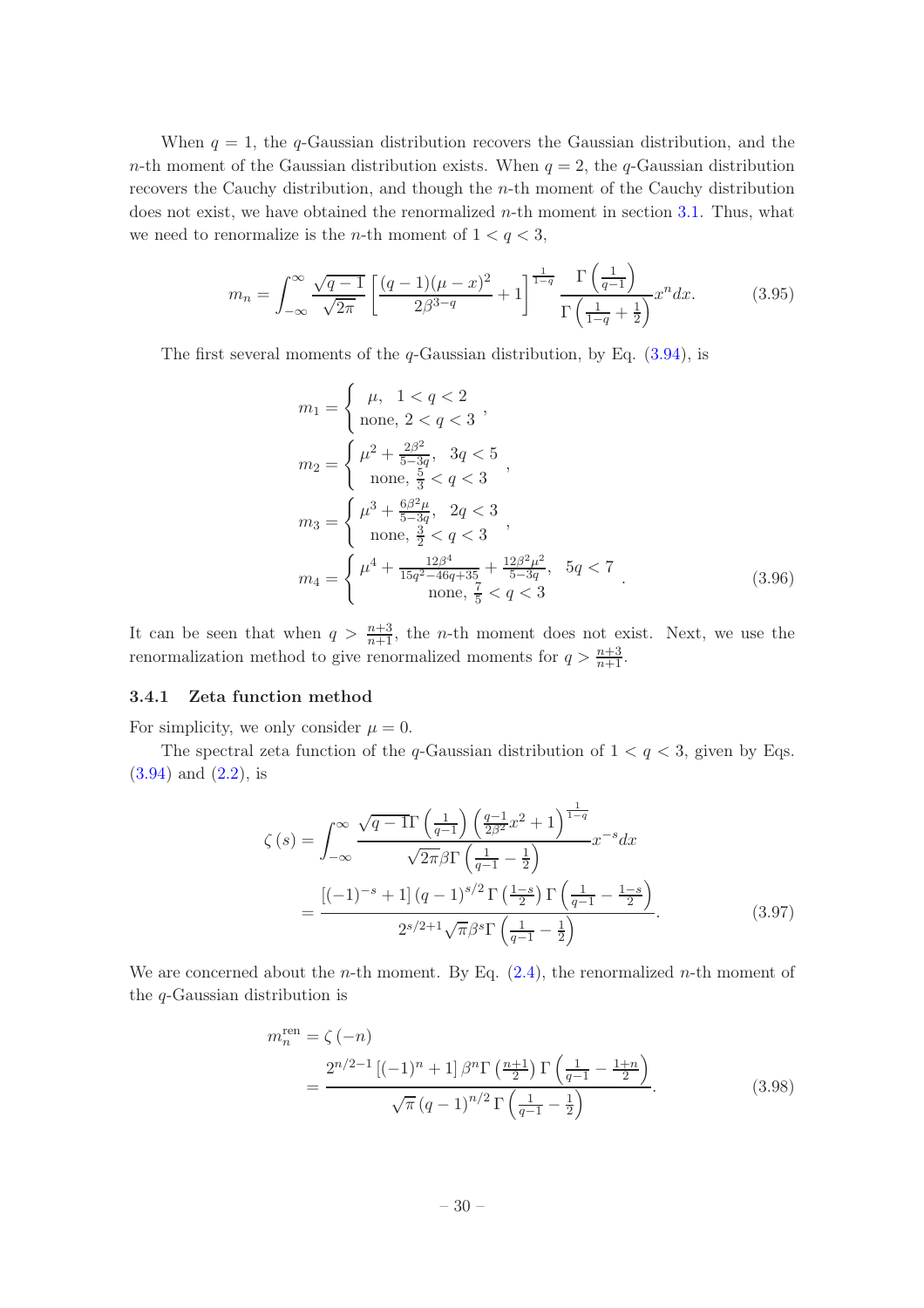When $q = 1$, the $q$-Gaussian distribution recovers the Gaussian distribution, and the $n$-th moment of the Gaussian distribution exists. When $q = 2$, the $q$-Gaussian distribution recovers the Cauchy distribution, and though the $n$-th moment of the Cauchy distribution does not exist, we have obtained the renormalized $n$-th moment in section 3.1. Thus, what we need to renormalize is the $n$-th moment of $1 < q < 3$,

$$m_n = \int_{-\infty}^{\infty} \frac{\sqrt{q-1}}{\sqrt{2\pi}} \left[ \frac{(q-1)(\mu - x)^2}{2\beta^{3-q}} + 1 \right]^{\frac{1}{1-q}} \frac{\Gamma\left(\frac{1}{q-1}\right)}{\Gamma\left(\frac{1}{1-q} + \frac{1}{2}\right)} x^n dx. \tag{3.95}$$

The first several moments of the $q$-Gaussian distribution, by Eq. (3.94), is

$$\begin{aligned}
m_1 &= \begin{cases} \mu, & 1 < q < 2 \\ \text{none}, & 2 < q < 3 \end{cases}, \\
m_2 &= \begin{cases} \mu^2 + \frac{2\beta^2}{5-3q}, & 3q < 5 \\ \text{none}, & \frac{5}{3} < q < 3 \end{cases}, \\
m_3 &= \begin{cases} \mu^3 + \frac{6\beta^2\mu}{5-3q}, & 2q < 3 \\ \text{none}, & \frac{3}{2} < q < 3 \end{cases}, \\
m_4 &= \begin{cases} \mu^4 + \frac{12\beta^4}{15q^2 - 46q + 35} + \frac{12\beta^2\mu^2}{5-3q}, & 5q < 7 \\ \text{none}, & \frac{7}{5} < q < 3 \end{cases}.
\end{aligned} \tag{3.96}$$

It can be seen that when $q > \frac{n+3}{n+1}$, the $n$-th moment does not exist. Next, we use the renormalization method to give renormalized moments for $q > \frac{n+3}{n+1}$.

### 3.4.1 Zeta function method

For simplicity, we only consider $\mu = 0$.

The spectral zeta function of the $q$-Gaussian distribution of $1 < q < 3$, given by Eqs. (3.94) and (2.2), is

$$\begin{aligned}
\zeta(s) &= \int_{-\infty}^{\infty} \frac{\sqrt{q-1}\,\Gamma\left(\frac{1}{q-1}\right)\left(\frac{q-1}{2\beta^2}x^2 + 1\right)^{\frac{1}{1-q}}}{\sqrt{2\pi}\beta\Gamma\left(\frac{1}{q-1} - \frac{1}{2}\right)} x^{-s} dx \\
&= \frac{\left[(-1)^{-s} + 1\right](q-1)^{s/2}\,\Gamma\left(\frac{1-s}{2}\right)\Gamma\left(\frac{1}{q-1} - \frac{1-s}{2}\right)}{2^{s/2+1}\sqrt{\pi}\beta^s\Gamma\left(\frac{1}{q-1} - \frac{1}{2}\right)}.
\end{aligned} \tag{3.97}$$

We are concerned about the $n$-th moment. By Eq. (2.4), the renormalized $n$-th moment of the $q$-Gaussian distribution is

$$\begin{aligned}
m_n^{\text{ren}} &= \zeta(-n) \\
&= \frac{2^{n/2-1}\left[(-1)^n + 1\right]\beta^n\Gamma\left(\frac{n+1}{2}\right)\Gamma\left(\frac{1}{q-1} - \frac{1+n}{2}\right)}{\sqrt{\pi}(q-1)^{n/2}\,\Gamma\left(\frac{1}{q-1} - \frac{1}{2}\right)}.
\end{aligned} \tag{3.98}$$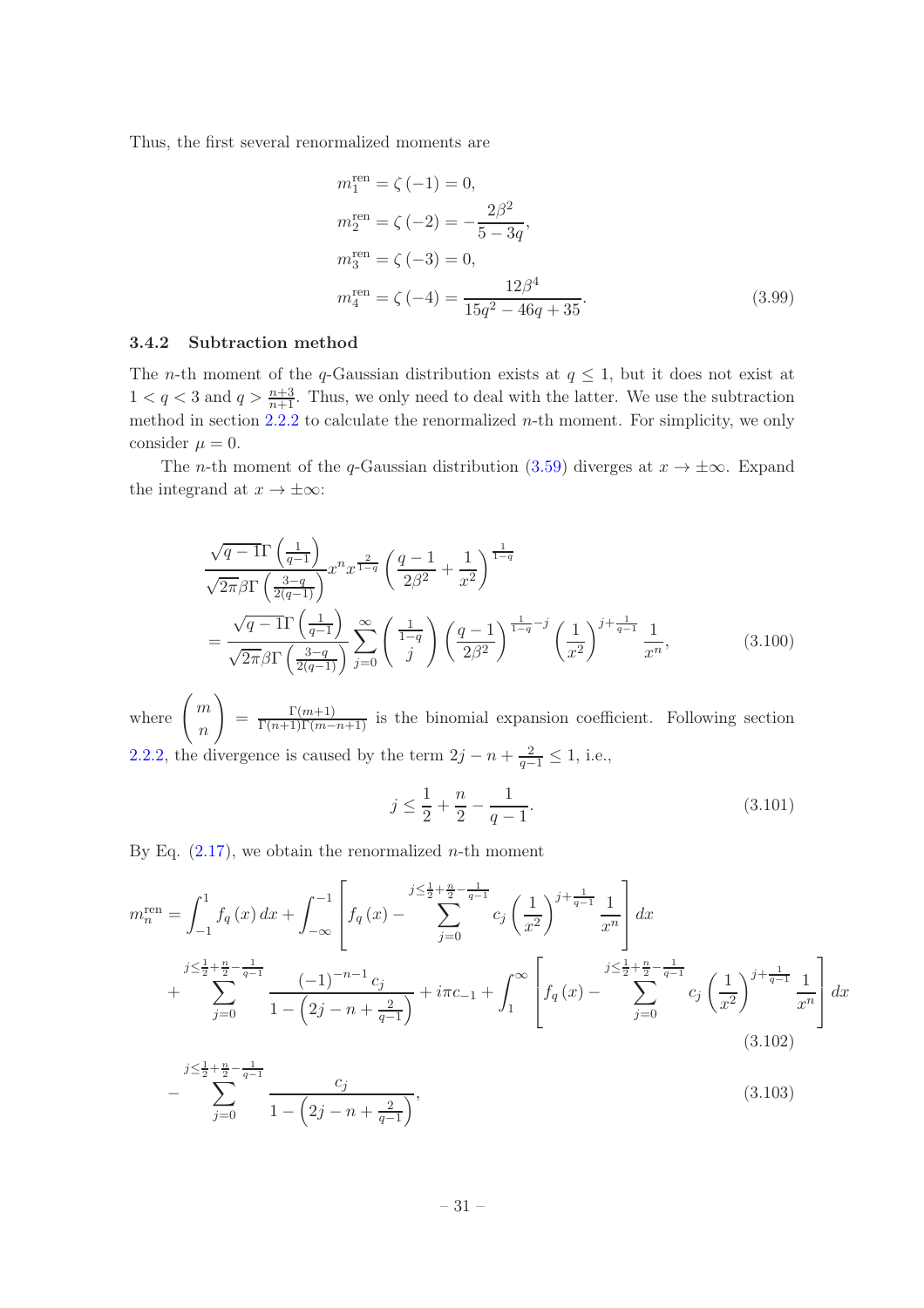Thus, the first several renormalized moments are

$$
\begin{aligned}
m_1^{\text{ren}} &= \zeta(-1) = 0, \\
m_2^{\text{ren}} &= \zeta(-2) = -\frac{2\beta^2}{5-3q}, \\
m_3^{\text{ren}} &= \zeta(-3) = 0, \\
m_4^{\text{ren}} &= \zeta(-4) = \frac{12\beta^4}{15q^2-46q+35}.
\end{aligned}
\tag{3.99}
$$

### 3.4.2 Subtraction method

The $n$-th moment of the $q$-Gaussian distribution exists at $q \leq 1$, but it does not exist at $1 < q < 3$ and $q > \frac{n+3}{n+1}$. Thus, we only need to deal with the latter. We use the subtraction method in section 2.2.2 to calculate the renormalized $n$-th moment. For simplicity, we only consider $\mu = 0$.

The $n$-th moment of the $q$-Gaussian distribution (3.59) diverges at $x \to \pm\infty$. Expand the integrand at $x \to \pm\infty$:

$$
\begin{aligned}
&\frac{\sqrt{q-1}\,\Gamma\left(\frac{1}{q-1}\right)}{\sqrt{2\pi}\beta\Gamma\left(\frac{3-q}{2(q-1)}\right)} x^n x^{\frac{2}{1-q}} \left(\frac{q-1}{2\beta^2}+\frac{1}{x^2}\right)^{\frac{1}{1-q}} \\
&= \frac{\sqrt{q-1}\,\Gamma\left(\frac{1}{q-1}\right)}{\sqrt{2\pi}\beta\Gamma\left(\frac{3-q}{2(q-1)}\right)} \sum_{j=0}^{\infty} \begin{pmatrix} \frac{1}{1-q} \\ j \end{pmatrix} \left(\frac{q-1}{2\beta^2}\right)^{\frac{1}{1-q}-j} \left(\frac{1}{x^2}\right)^{j+\frac{1}{q-1}} \frac{1}{x^n},
\end{aligned}
\tag{3.100}
$$

where $\begin{pmatrix} m \\ n \end{pmatrix} = \frac{\Gamma(m+1)}{\Gamma(n+1)\Gamma(m-n+1)}$ is the binomial expansion coefficient. Following section 2.2.2, the divergence is caused by the term $2j - n + \frac{2}{q-1} \leq 1$, i.e.,

$$
j \leq \frac{1}{2} + \frac{n}{2} - \frac{1}{q-1}. \tag{3.101}
$$

By Eq. (2.17), we obtain the renormalized $n$-th moment

$$
\begin{aligned}
m_n^{\text{ren}} = &\int_{-1}^{1} f_q(x)\,dx + \int_{-\infty}^{-1} \left[ f_q(x) - \sum_{j=0}^{j\leq\frac{1}{2}+\frac{n}{2}-\frac{1}{q-1}} c_j \left(\frac{1}{x^2}\right)^{j+\frac{1}{q-1}} \frac{1}{x^n} \right] dx \\
&+ \sum_{j=0}^{j\leq\frac{1}{2}+\frac{n}{2}-\frac{1}{q-1}} \frac{(-1)^{-n-1} c_j}{1-\left(2j-n+\frac{2}{q-1}\right)} + i\pi c_{-1} + \int_{1}^{\infty} \left[ f_q(x) - \sum_{j=0}^{j\leq\frac{1}{2}+\frac{n}{2}-\frac{1}{q-1}} c_j \left(\frac{1}{x^2}\right)^{j+\frac{1}{q-1}} \frac{1}{x^n} \right] dx
\end{aligned}
\tag{3.102}
$$

$$
- \sum_{j=0}^{j\leq\frac{1}{2}+\frac{n}{2}-\frac{1}{q-1}} \frac{c_j}{1-\left(2j-n+\frac{2}{q-1}\right)}, \tag{3.103}
$$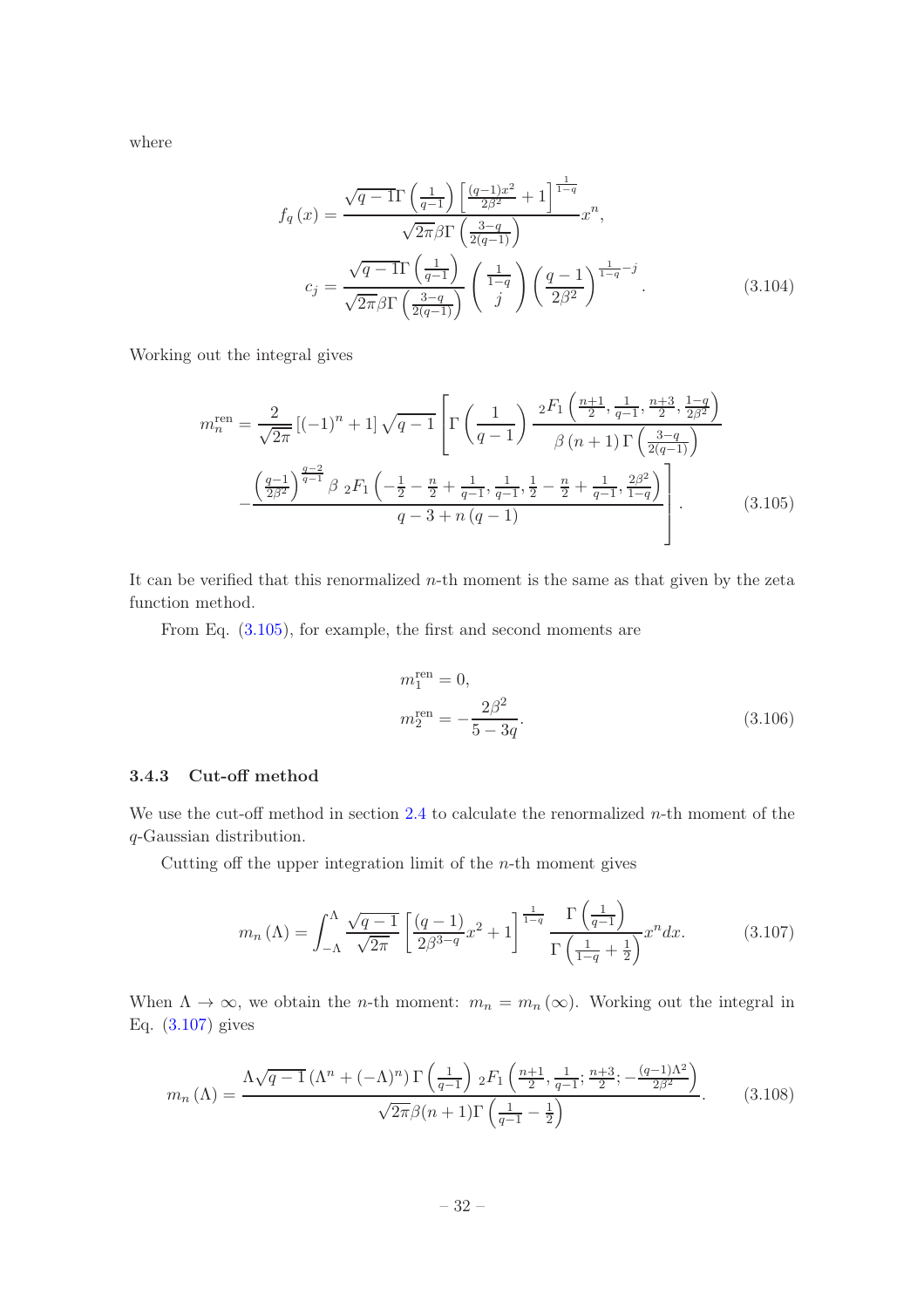where

$$
\begin{aligned}
f_q(x) &= \frac{\sqrt{q-1}\,\Gamma\left(\frac{1}{q-1}\right)\left[\frac{(q-1)x^2}{2\beta^2}+1\right]^{\frac{1}{1-q}}}{\sqrt{2\pi}\beta\Gamma\left(\frac{3-q}{2(q-1)}\right)} x^n, \\
c_j &= \frac{\sqrt{q-1}\,\Gamma\left(\frac{1}{q-1}\right)}{\sqrt{2\pi}\beta\Gamma\left(\frac{3-q}{2(q-1)}\right)} \begin{pmatrix} \frac{1}{1-q} \\ j \end{pmatrix} \left(\frac{q-1}{2\beta^2}\right)^{\frac{1}{1-q}-j}.
\end{aligned}
\tag{3.104}
$$

Working out the integral gives

$$
\begin{aligned}
m_n^{\mathrm{ren}} = \frac{2}{\sqrt{2\pi}}\left[(-1)^n+1\right]\sqrt{q-1}\Bigg[&\Gamma\left(\frac{1}{q-1}\right)\frac{{}_2F_1\left(\frac{n+1}{2},\frac{1}{q-1},\frac{n+3}{2},\frac{1-q}{2\beta^2}\right)}{\beta(n+1)\Gamma\left(\frac{3-q}{2(q-1)}\right)} \\
&-\frac{\left(\frac{q-1}{2\beta^2}\right)^{\frac{q-2}{q-1}}\beta\ {}_2F_1\left(-\frac{1}{2}-\frac{n}{2}+\frac{1}{q-1},\frac{1}{q-1},\frac{1}{2}-\frac{n}{2}+\frac{1}{q-1},\frac{2\beta^2}{1-q}\right)}{q-3+n(q-1)}\Bigg].
\end{aligned}
\tag{3.105}
$$

It can be verified that this renormalized $n$-th moment is the same as that given by the zeta function method.

From Eq. (3.105), for example, the first and second moments are

$$
\begin{aligned}
m_1^{\mathrm{ren}} &= 0, \\
m_2^{\mathrm{ren}} &= -\frac{2\beta^2}{5-3q}.
\end{aligned}
\tag{3.106}
$$

### 3.4.3 Cut-off method

We use the cut-off method in section 2.4 to calculate the renormalized $n$-th moment of the $q$-Gaussian distribution.

Cutting off the upper integration limit of the $n$-th moment gives

$$
m_n(\Lambda) = \int_{-\Lambda}^{\Lambda}\frac{\sqrt{q-1}}{\sqrt{2\pi}}\left[\frac{(q-1)}{2\beta^{3-q}}x^2+1\right]^{\frac{1}{1-q}}\frac{\Gamma\left(\frac{1}{q-1}\right)}{\Gamma\left(\frac{1}{1-q}+\frac{1}{2}\right)}x^n dx.
\tag{3.107}
$$

When $\Lambda\to\infty$, we obtain the $n$-th moment: $m_n = m_n(\infty)$. Working out the integral in Eq. (3.107) gives

$$
m_n(\Lambda) = \frac{\Lambda\sqrt{q-1}\left(\Lambda^n+(-\Lambda)^n\right)\Gamma\left(\frac{1}{q-1}\right)\ {}_2F_1\left(\frac{n+1}{2},\frac{1}{q-1};\frac{n+3}{2};-\frac{(q-1)\Lambda^2}{2\beta^2}\right)}{\sqrt{2\pi}\beta(n+1)\Gamma\left(\frac{1}{q-1}-\frac{1}{2}\right)}.
\tag{3.108}
$$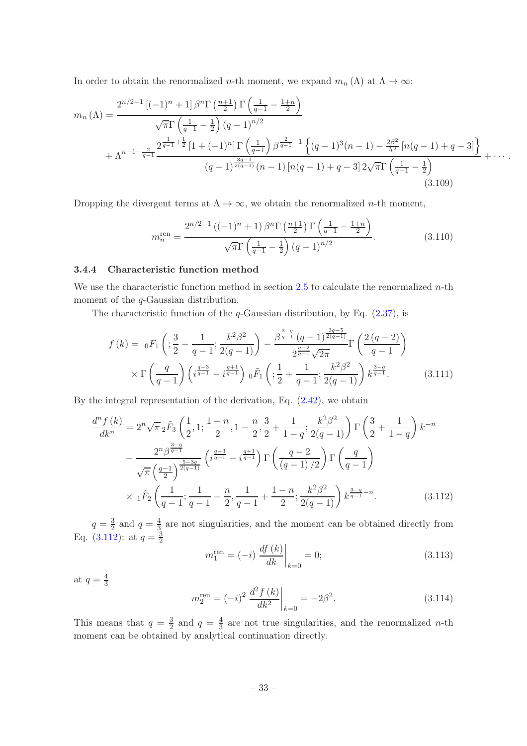In order to obtain the renormalized $n$-th moment, we expand $m_n(\Lambda)$ at $\Lambda \to \infty$:

$$
\begin{aligned}
m_n(\Lambda) = &\frac{2^{n/2-1}\left[(-1)^n+1\right]\beta^n \Gamma\left(\frac{n+1}{2}\right)\Gamma\left(\frac{1}{q-1}-\frac{1+n}{2}\right)}{\sqrt{\pi}\,\Gamma\left(\frac{1}{q-1}-\frac{1}{2}\right)(q-1)^{n/2}} \\
&+\Lambda^{n+1-\frac{2}{q-1}}\frac{2^{\frac{1}{q-1}+\frac{1}{2}}\left[1+(-1)^n\right]\Gamma\left(\frac{1}{q-1}\right)\beta^{\frac{2}{q-1}-1}\left\{(q-1)^3(n-1)-\frac{2\beta^2}{\Lambda^2}\left[n(q-1)+q-3\right]\right\}}{(q-1)^{\frac{3q-1}{2(q-1)}}(n-1)\left[n(q-1)+q-3\right]2\sqrt{\pi}\,\Gamma\left(\frac{1}{q-1}-\frac{1}{2}\right)}+\cdots.
\end{aligned}
\tag{3.109}
$$

Dropping the divergent terms at $\Lambda \to \infty$, we obtain the renormalized $n$-th moment,

$$
m_n^{\text{ren}} = \frac{2^{n/2-1}\left((-1)^n+1\right)\beta^n \Gamma\left(\frac{n+1}{2}\right)\Gamma\left(\frac{1}{q-1}-\frac{1+n}{2}\right)}{\sqrt{\pi}\,\Gamma\left(\frac{1}{q-1}-\frac{1}{2}\right)(q-1)^{n/2}}. \tag{3.110}
$$

### 3.4.4 Characteristic function method

We use the characteristic function method in section 2.5 to calculate the renormalized $n$-th moment of the $q$-Gaussian distribution.

The characteristic function of the $q$-Gaussian distribution, by Eq. (2.37), is

$$
\begin{aligned}
f(k) = {}_0F_1\left(;\frac{3}{2}-\frac{1}{q-1};\frac{k^2\beta^2}{2(q-1)}\right) - \frac{\beta^{\frac{3-q}{q-1}}(q-1)^{\frac{3q-5}{2(q-1)}}}{2^{\frac{q-2}{q-1}}\sqrt{2\pi}}\Gamma\left(\frac{2(q-2)}{q-1}\right) \\
\times \Gamma\left(\frac{q}{q-1}\right)\left(i^{\frac{q-3}{q-1}}-i^{\frac{q+1}{q-1}}\right){}_0\tilde{F}_1\left(;\frac{1}{2}+\frac{1}{q-1};\frac{k^2\beta^2}{2(q-1)}\right)k^{\frac{3-q}{q-1}}.
\end{aligned}
\tag{3.111}
$$

By the integral representation of the derivation, Eq. (2.42), we obtain

$$
\begin{aligned}
\frac{d^n f(k)}{dk^n} = &2^n\sqrt{\pi}\,{}_2\tilde{F}_3\left(\frac{1}{2},1;\frac{1-n}{2},1-\frac{n}{2},\frac{3}{2}+\frac{1}{1-q};\frac{k^2\beta^2}{2(q-1)}\right)\Gamma\left(\frac{3}{2}+\frac{1}{1-q}\right)k^{-n} \\
&-\frac{2^n\beta^{\frac{3-q}{q-1}}}{\sqrt{\pi}\left(\frac{q-1}{2}\right)^{\frac{5-3q}{2(q-1)}}}\left(i^{\frac{q-3}{q-1}}-i^{\frac{q+1}{q-1}}\right)\Gamma\left(\frac{q-2}{(q-1)/2}\right)\Gamma\left(\frac{q}{q-1}\right) \\
&\times\,{}_1\tilde{F}_2\left(\frac{1}{q-1};\frac{1}{q-1}-\frac{n}{2},\frac{1}{q-1}+\frac{1-n}{2};\frac{k^2\beta^2}{2(q-1)}\right)k^{\frac{3-q}{q-1}-n}.
\end{aligned}
\tag{3.112}
$$

$q=\frac{3}{2}$ and $q=\frac{4}{3}$ are not singularities, and the moment can be obtained directly from Eq. (3.112): at $q=\frac{3}{2}$

$$
m_1^{\text{ren}} = (-i)\left.\frac{df(k)}{dk}\right|_{k=0} = 0; \tag{3.113}
$$

at $q=\frac{4}{3}$

$$
m_2^{\text{ren}} = (-i)^2\left.\frac{d^2f(k)}{dk^2}\right|_{k=0} = -2\beta^2. \tag{3.114}
$$

This means that $q=\frac{3}{2}$ and $q=\frac{4}{3}$ are not true singularities, and the renormalized $n$-th moment can be obtained by analytical continuation directly.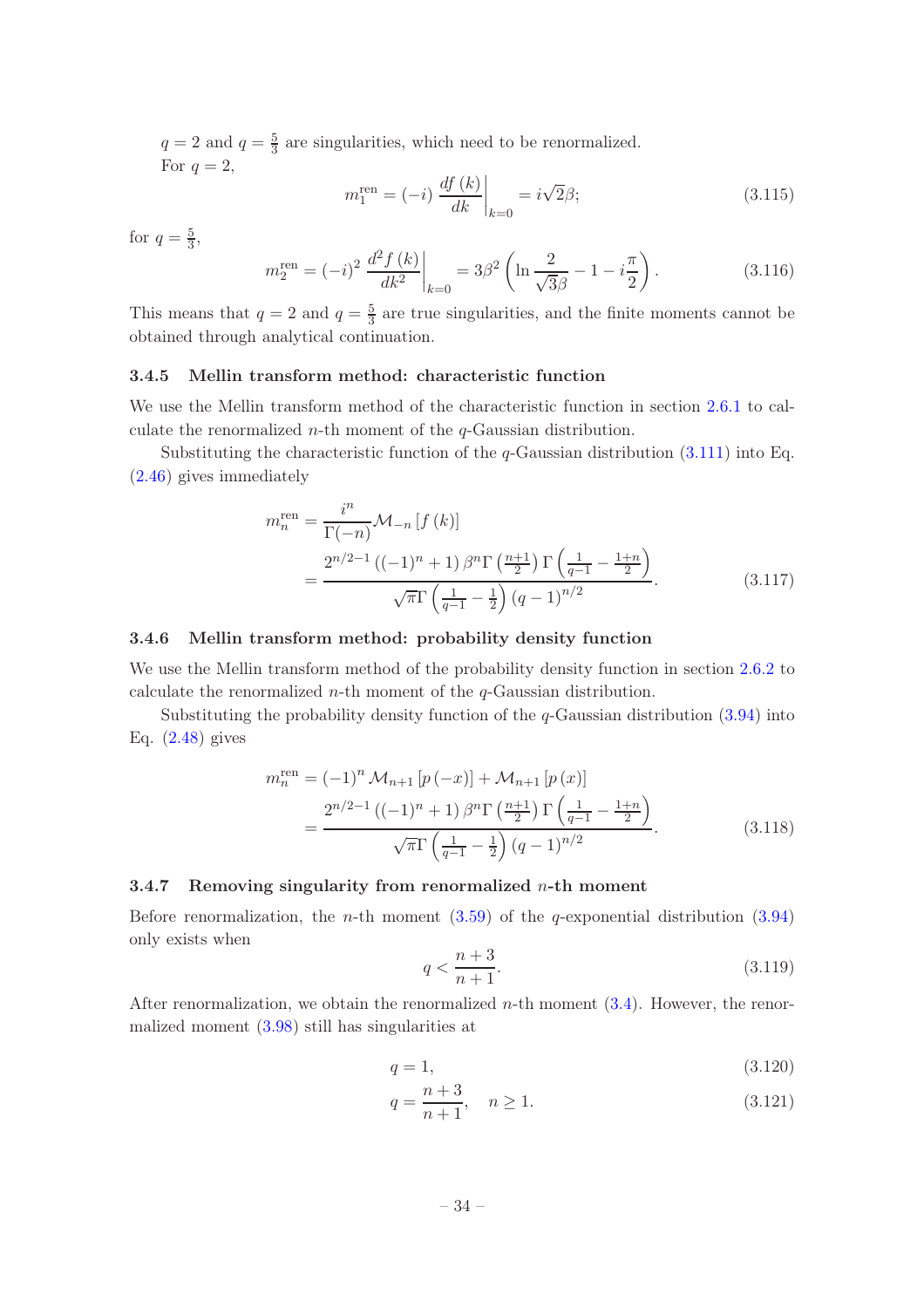$q = 2$ and $q = \frac{5}{3}$ are singularities, which need to be renormalized.

For $q = 2$,

$$m_1^{\text{ren}} = (-i) \left. \frac{df(k)}{dk} \right|_{k=0} = i\sqrt{2}\beta; \tag{3.115}$$

for $q = \frac{5}{3}$,

$$m_2^{\text{ren}} = (-i)^2 \left. \frac{d^2 f(k)}{dk^2} \right|_{k=0} = 3\beta^2 \left( \ln \frac{2}{\sqrt{3}\beta} - 1 - i\frac{\pi}{2} \right). \tag{3.116}$$

This means that $q = 2$ and $q = \frac{5}{3}$ are true singularities, and the finite moments cannot be obtained through analytical continuation.

### 3.4.5 Mellin transform method: characteristic function

We use the Mellin transform method of the characteristic function in section 2.6.1 to calculate the renormalized $n$-th moment of the $q$-Gaussian distribution.

Substituting the characteristic function of the $q$-Gaussian distribution (3.111) into Eq. (2.46) gives immediately

$$\begin{aligned} m_n^{\text{ren}} &= \frac{i^n}{\Gamma(-n)} \mathcal{M}_{-n}[f(k)] \\ &= \frac{2^{n/2-1}\left((-1)^n + 1\right)\beta^n \Gamma\left(\frac{n+1}{2}\right)\Gamma\left(\frac{1}{q-1} - \frac{1+n}{2}\right)}{\sqrt{\pi}\Gamma\left(\frac{1}{q-1} - \frac{1}{2}\right)(q-1)^{n/2}}. \end{aligned} \tag{3.117}$$

### 3.4.6 Mellin transform method: probability density function

We use the Mellin transform method of the probability density function in section 2.6.2 to calculate the renormalized $n$-th moment of the $q$-Gaussian distribution.

Substituting the probability density function of the $q$-Gaussian distribution (3.94) into Eq. (2.48) gives

$$\begin{aligned} m_n^{\text{ren}} &= (-1)^n \mathcal{M}_{n+1}[p(-x)] + \mathcal{M}_{n+1}[p(x)] \\ &= \frac{2^{n/2-1}\left((-1)^n + 1\right)\beta^n \Gamma\left(\frac{n+1}{2}\right)\Gamma\left(\frac{1}{q-1} - \frac{1+n}{2}\right)}{\sqrt{\pi}\Gamma\left(\frac{1}{q-1} - \frac{1}{2}\right)(q-1)^{n/2}}. \end{aligned} \tag{3.118}$$

### 3.4.7 Removing singularity from renormalized $n$-th moment

Before renormalization, the $n$-th moment (3.59) of the $q$-exponential distribution (3.94) only exists when

$$q < \frac{n+3}{n+1}. \tag{3.119}$$

After renormalization, we obtain the renormalized $n$-th moment (3.4). However, the renormalized moment (3.98) still has singularities at

$$q = 1, \tag{3.120}$$

$$q = \frac{n+3}{n+1}, \quad n \geq 1. \tag{3.121}$$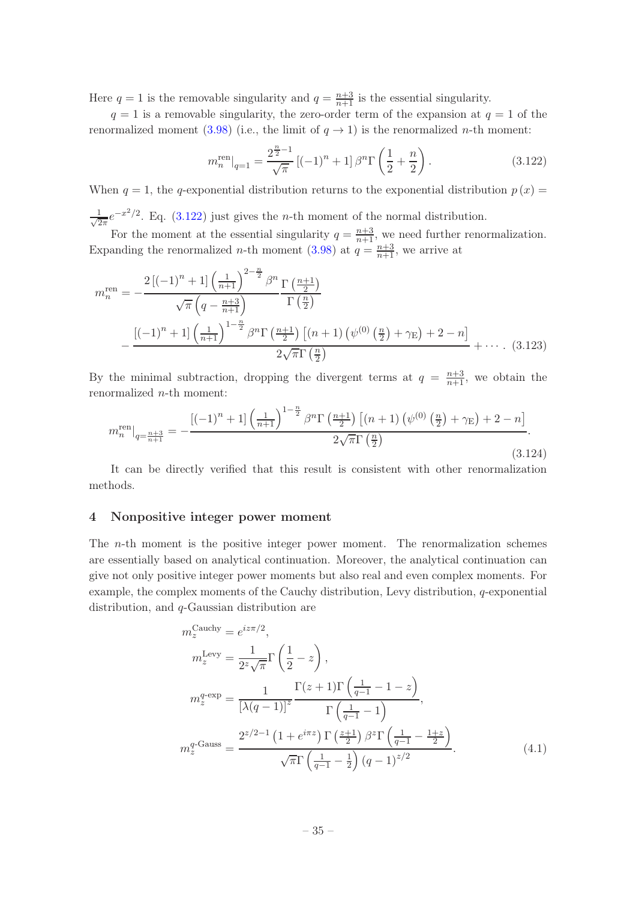Here $q=1$ is the removable singularity and $q=\frac{n+3}{n+1}$ is the essential singularity.

$q=1$ is a removable singularity, the zero-order term of the expansion at $q=1$ of the renormalized moment (3.98) (i.e., the limit of $q\to 1$) is the renormalized $n$-th moment:

$$m_n^{\text{ren}}|_{q=1} = \frac{2^{\frac{n}{2}-1}}{\sqrt{\pi}}\left[(-1)^n+1\right]\beta^n\Gamma\left(\frac{1}{2}+\frac{n}{2}\right). \tag{3.122}$$

When $q=1$, the $q$-exponential distribution returns to the exponential distribution $p(x)=\frac{1}{\sqrt{2\pi}}e^{-x^2/2}$. Eq. (3.122) just gives the $n$-th moment of the normal distribution.

For the moment at the essential singularity $q=\frac{n+3}{n+1}$, we need further renormalization. Expanding the renormalized $n$-th moment (3.98) at $q=\frac{n+3}{n+1}$, we arrive at

$$\begin{aligned}
m_n^{\text{ren}} = &-\frac{2\left[(-1)^n+1\right]\left(\frac{1}{n+1}\right)^{2-\frac{n}{2}}\beta^n}{\sqrt{\pi}\left(q-\frac{n+3}{n+1}\right)}\frac{\Gamma\left(\frac{n+1}{2}\right)}{\Gamma\left(\frac{n}{2}\right)} \\
&-\frac{\left[(-1)^n+1\right]\left(\frac{1}{n+1}\right)^{1-\frac{n}{2}}\beta^n\Gamma\left(\frac{n+1}{2}\right)\left[(n+1)\left(\psi^{(0)}\left(\frac{n}{2}\right)+\gamma_{\text{E}}\right)+2-n\right]}{2\sqrt{\pi}\Gamma\left(\frac{n}{2}\right)}+\cdots.
\end{aligned} \tag{3.123}$$

By the minimal subtraction, dropping the divergent terms at $q=\frac{n+3}{n+1}$, we obtain the renormalized $n$-th moment:

$$m_n^{\text{ren}}|_{q=\frac{n+3}{n+1}} = -\frac{\left[(-1)^n+1\right]\left(\frac{1}{n+1}\right)^{1-\frac{n}{2}}\beta^n\Gamma\left(\frac{n+1}{2}\right)\left[(n+1)\left(\psi^{(0)}\left(\frac{n}{2}\right)+\gamma_{\text{E}}\right)+2-n\right]}{2\sqrt{\pi}\Gamma\left(\frac{n}{2}\right)}. \tag{3.124}$$

It can be directly verified that this result is consistent with other renormalization methods.

## 4 Nonpositive integer power moment

The $n$-th moment is the positive integer power moment. The renormalization schemes are essentially based on analytical continuation. Moreover, the analytical continuation can give not only positive integer power moments but also real and even complex moments. For example, the complex moments of the Cauchy distribution, Levy distribution, $q$-exponential distribution, and $q$-Gaussian distribution are

$$\begin{aligned}
m_z^{\text{Cauchy}} &= e^{iz\pi/2}, \\
m_z^{\text{Levy}} &= \frac{1}{2^z\sqrt{\pi}}\Gamma\left(\frac{1}{2}-z\right), \\
m_z^{q\text{-exp}} &= \frac{1}{\left[\lambda(q-1)\right]^z}\frac{\Gamma(z+1)\Gamma\left(\frac{1}{q-1}-1-z\right)}{\Gamma\left(\frac{1}{q-1}-1\right)}, \\
m_z^{q\text{-Gauss}} &= \frac{2^{z/2-1}\left(1+e^{i\pi z}\right)\Gamma\left(\frac{z+1}{2}\right)\beta^z\Gamma\left(\frac{1}{q-1}-\frac{1+z}{2}\right)}{\sqrt{\pi}\Gamma\left(\frac{1}{q-1}-\frac{1}{2}\right)(q-1)^{z/2}}.
\end{aligned} \tag{4.1}$$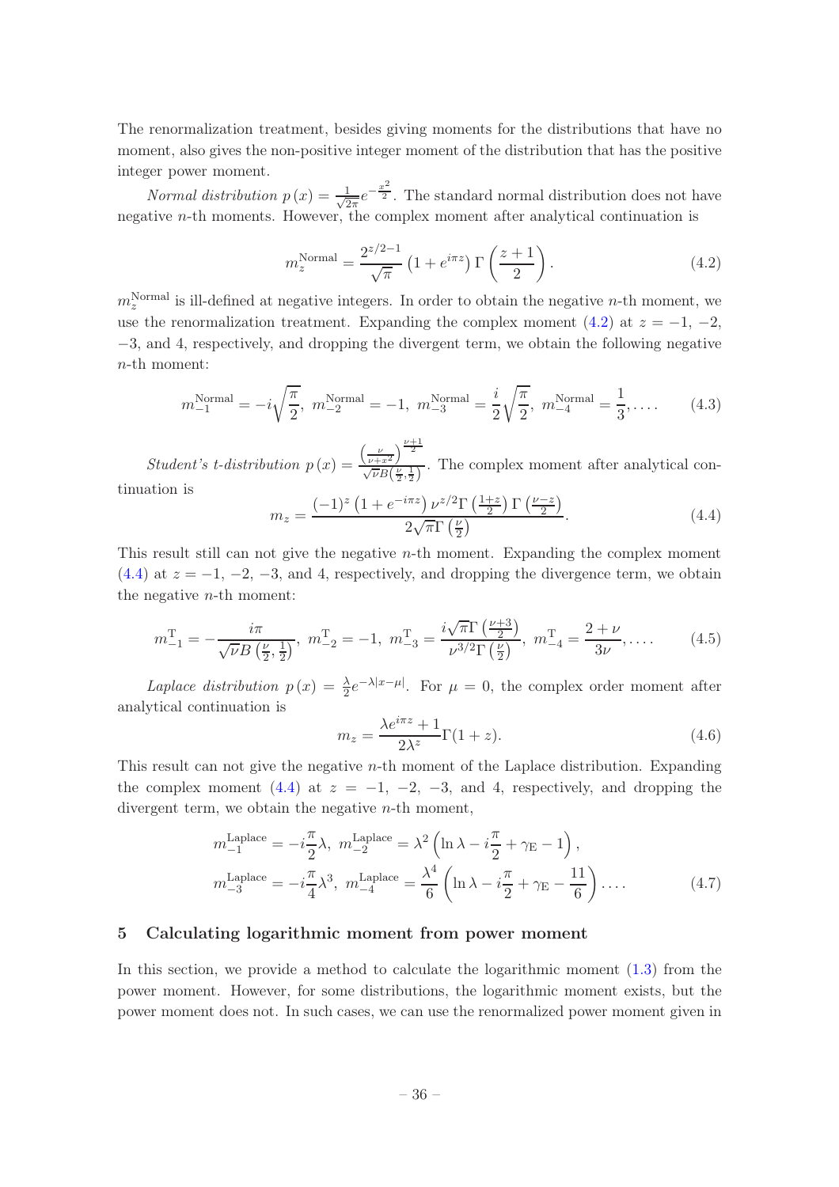The renormalization treatment, besides giving moments for the distributions that have no moment, also gives the non-positive integer moment of the distribution that has the positive integer power moment.

*Normal distribution* $p(x) = \frac{1}{\sqrt{2\pi}} e^{-\frac{x^2}{2}}$. The standard normal distribution does not have negative $n$-th moments. However, the complex moment after analytical continuation is

$$m_z^{\text{Normal}} = \frac{2^{z/2-1}}{\sqrt{\pi}} \left(1 + e^{i\pi z}\right) \Gamma\left(\frac{z+1}{2}\right). \tag{4.2}$$

$m_z^{\text{Normal}}$ is ill-defined at negative integers. In order to obtain the negative $n$-th moment, we use the renormalization treatment. Expanding the complex moment (4.2) at $z = -1$, $-2$, $-3$, and 4, respectively, and dropping the divergent term, we obtain the following negative $n$-th moment:

$$m_{-1}^{\text{Normal}} = -i\sqrt{\frac{\pi}{2}},\ m_{-2}^{\text{Normal}} = -1,\ m_{-3}^{\text{Normal}} = \frac{i}{2}\sqrt{\frac{\pi}{2}},\ m_{-4}^{\text{Normal}} = \frac{1}{3}, \ldots. \tag{4.3}$$

*Student's t-distribution* $p(x) = \frac{\left(\frac{\nu}{\nu+x^2}\right)^{\frac{\nu+1}{2}}}{\sqrt{\nu} B\left(\frac{\nu}{2}, \frac{1}{2}\right)}$. The complex moment after analytical continuation is

$$m_z = \frac{(-1)^z \left(1 + e^{-i\pi z}\right) \nu^{z/2} \Gamma\left(\frac{1+z}{2}\right) \Gamma\left(\frac{\nu - z}{2}\right)}{2\sqrt{\pi} \Gamma\left(\frac{\nu}{2}\right)}. \tag{4.4}$$

This result still can not give the negative $n$-th moment. Expanding the complex moment (4.4) at $z = -1$, $-2$, $-3$, and 4, respectively, and dropping the divergence term, we obtain the negative $n$-th moment:

$$m_{-1}^{\text{T}} = -\frac{i\pi}{\sqrt{\nu} B\left(\frac{\nu}{2}, \frac{1}{2}\right)},\ m_{-2}^{\text{T}} = -1,\ m_{-3}^{\text{T}} = \frac{i\sqrt{\pi}\Gamma\left(\frac{\nu+3}{2}\right)}{\nu^{3/2}\Gamma\left(\frac{\nu}{2}\right)},\ m_{-4}^{\text{T}} = \frac{2+\nu}{3\nu}, \ldots. \tag{4.5}$$

*Laplace distribution* $p(x) = \frac{\lambda}{2} e^{-\lambda|x-\mu|}$. For $\mu = 0$, the complex order moment after analytical continuation is

$$m_z = \frac{\lambda e^{i\pi z} + 1}{2\lambda^z} \Gamma(1+z). \tag{4.6}$$

This result can not give the negative $n$-th moment of the Laplace distribution. Expanding the complex moment (4.4) at $z = -1$, $-2$, $-3$, and 4, respectively, and dropping the divergent term, we obtain the negative $n$-th moment,

$$\begin{aligned} &m_{-1}^{\text{Laplace}} = -i\frac{\pi}{2}\lambda,\ m_{-2}^{\text{Laplace}} = \lambda^2 \left(\ln\lambda - i\frac{\pi}{2} + \gamma_{\text{E}} - 1\right), \\ &m_{-3}^{\text{Laplace}} = -i\frac{\pi}{4}\lambda^3,\ m_{-4}^{\text{Laplace}} = \frac{\lambda^4}{6}\left(\ln\lambda - i\frac{\pi}{2} + \gamma_{\text{E}} - \frac{11}{6}\right) \ldots. \end{aligned} \tag{4.7}$$

## 5 Calculating logarithmic moment from power moment

In this section, we provide a method to calculate the logarithmic moment (1.3) from the power moment. However, for some distributions, the logarithmic moment exists, but the power moment does not. In such cases, we can use the renormalized power moment given in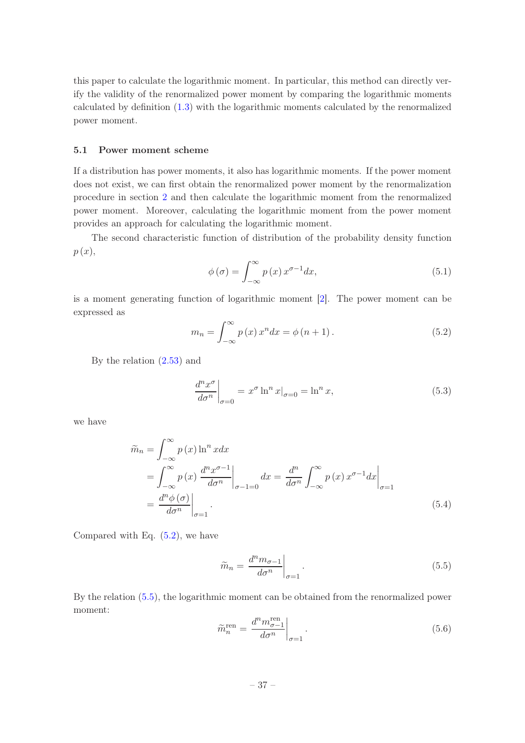this paper to calculate the logarithmic moment. In particular, this method can directly verify the validity of the renormalized power moment by comparing the logarithmic moments calculated by definition (1.3) with the logarithmic moments calculated by the renormalized power moment.

### 5.1 Power moment scheme

If a distribution has power moments, it also has logarithmic moments. If the power moment does not exist, we can first obtain the renormalized power moment by the renormalization procedure in section 2 and then calculate the logarithmic moment from the renormalized power moment. Moreover, calculating the logarithmic moment from the power moment provides an approach for calculating the logarithmic moment.

The second characteristic function of distribution of the probability density function $p(x)$,

$$\phi(\sigma) = \int_{-\infty}^{\infty} p(x)\, x^{\sigma-1} dx, \tag{5.1}$$

is a moment generating function of logarithmic moment [2]. The power moment can be expressed as

$$m_n = \int_{-\infty}^{\infty} p(x)\, x^n dx = \phi(n+1). \tag{5.2}$$

By the relation (2.53) and

$$\left.\frac{d^n x^\sigma}{d\sigma^n}\right|_{\sigma=0} = \left. x^\sigma \ln^n x\right|_{\sigma=0} = \ln^n x, \tag{5.3}$$

we have

$$\begin{aligned}
\widetilde{m}_n &= \int_{-\infty}^{\infty} p(x) \ln^n x dx \\
&= \int_{-\infty}^{\infty} p(x) \left.\frac{d^n x^{\sigma-1}}{d\sigma^n}\right|_{\sigma-1=0} dx = \frac{d^n}{d\sigma^n} \left.\int_{-\infty}^{\infty} p(x)\, x^{\sigma-1} dx\right|_{\sigma=1} \\
&= \left.\frac{d^n \phi(\sigma)}{d\sigma^n}\right|_{\sigma=1}.
\end{aligned} \tag{5.4}$$

Compared with Eq. (5.2), we have

$$\widetilde{m}_n = \left.\frac{d^n m_{\sigma-1}}{d\sigma^n}\right|_{\sigma=1}. \tag{5.5}$$

By the relation (5.5), the logarithmic moment can be obtained from the renormalized power moment:

$$\widetilde{m}_n^{\text{ren}} = \left.\frac{d^n m_{\sigma-1}^{\text{ren}}}{d\sigma^n}\right|_{\sigma=1}. \tag{5.6}$$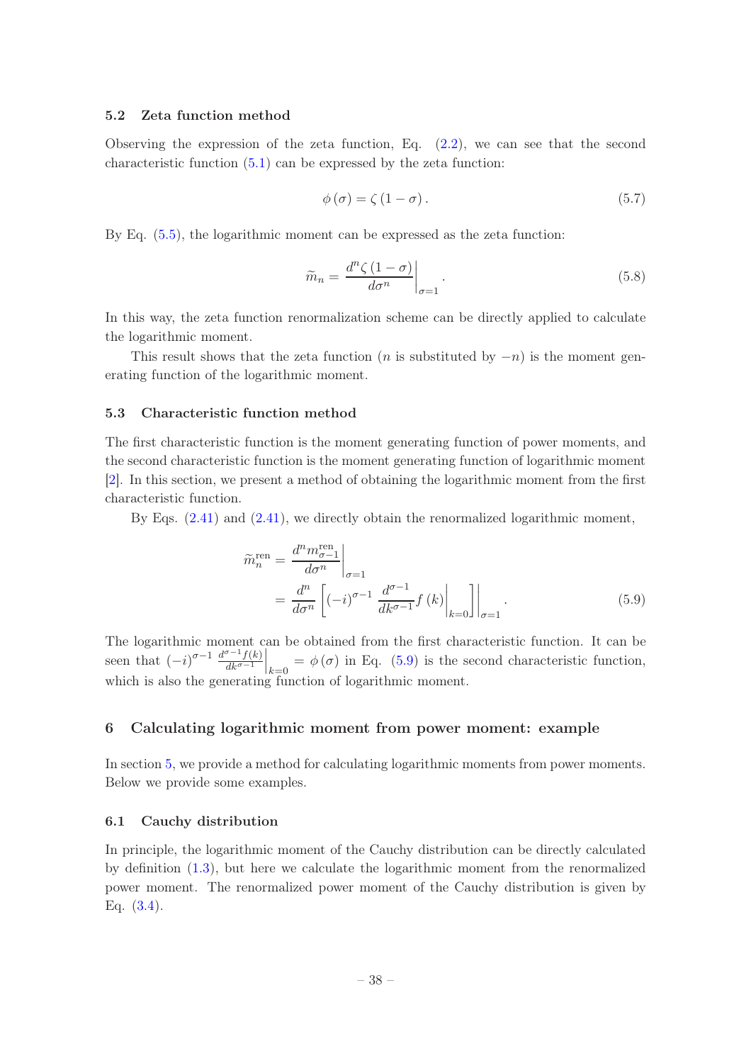### 5.2 Zeta function method

Observing the expression of the zeta function, Eq. (2.2), we can see that the second characteristic function (5.1) can be expressed by the zeta function:

$$\phi(\sigma) = \zeta(1-\sigma). \tag{5.7}$$

By Eq. (5.5), the logarithmic moment can be expressed as the zeta function:

$$\widetilde{m}_n = \left.\frac{d^n \zeta(1-\sigma)}{d\sigma^n}\right|_{\sigma=1}. \tag{5.8}$$

In this way, the zeta function renormalization scheme can be directly applied to calculate the logarithmic moment.

This result shows that the zeta function ($n$ is substituted by $-n$) is the moment generating function of the logarithmic moment.

### 5.3 Characteristic function method

The first characteristic function is the moment generating function of power moments, and the second characteristic function is the moment generating function of logarithmic moment [2]. In this section, we present a method of obtaining the logarithmic moment from the first characteristic function.

By Eqs. (2.41) and (2.41), we directly obtain the renormalized logarithmic moment,

$$\begin{aligned}
\widetilde{m}_n^{\text{ren}} &= \left.\frac{d^n m_{\sigma-1}^{\text{ren}}}{d\sigma^n}\right|_{\sigma=1} \\
&= \frac{d^n}{d\sigma^n}\left[(-i)^{\sigma-1}\left.\frac{d^{\sigma-1}}{dk^{\sigma-1}}f(k)\right|_{k=0}\right]\Bigg|_{\sigma=1}.
\end{aligned} \tag{5.9}$$

The logarithmic moment can be obtained from the first characteristic function. It can be seen that $(-i)^{\sigma-1}\left.\frac{d^{\sigma-1}f(k)}{dk^{\sigma-1}}\right|_{k=0} = \phi(\sigma)$ in Eq. (5.9) is the second characteristic function, which is also the generating function of logarithmic moment.

## 6 Calculating logarithmic moment from power moment: example

In section 5, we provide a method for calculating logarithmic moments from power moments. Below we provide some examples.

### 6.1 Cauchy distribution

In principle, the logarithmic moment of the Cauchy distribution can be directly calculated by definition (1.3), but here we calculate the logarithmic moment from the renormalized power moment. The renormalized power moment of the Cauchy distribution is given by Eq. (3.4).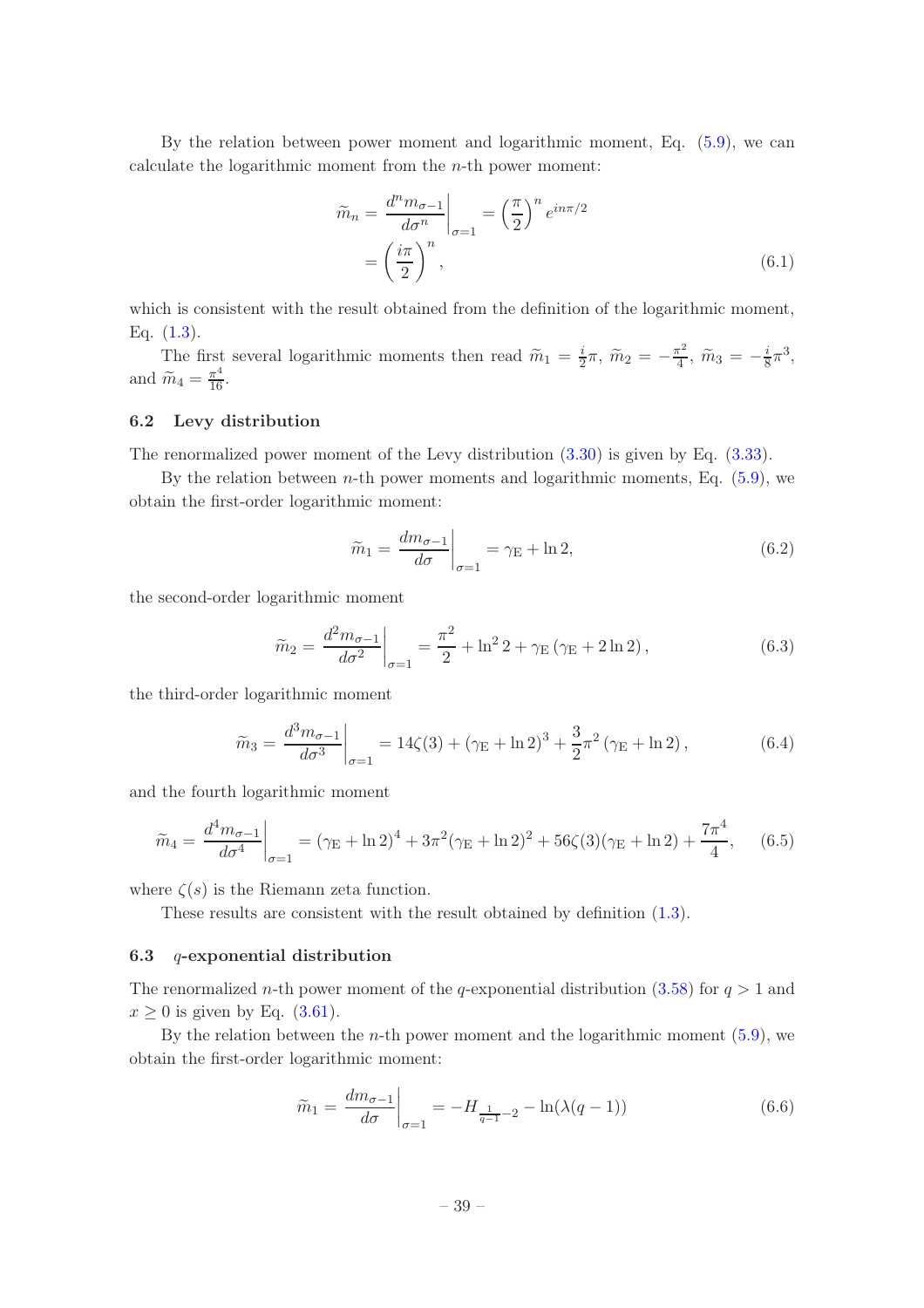By the relation between power moment and logarithmic moment, Eq. (5.9), we can calculate the logarithmic moment from the $n$-th power moment:

$$
\begin{aligned}
\widetilde{m}_n = \left.\frac{d^n m_{\sigma-1}}{d\sigma^n}\right|_{\sigma=1} &= \left(\frac{\pi}{2}\right)^n e^{in\pi/2} \\
&= \left(\frac{i\pi}{2}\right)^n,
\end{aligned}
\tag{6.1}
$$

which is consistent with the result obtained from the definition of the logarithmic moment, Eq. (1.3).

The first several logarithmic moments then read $\widetilde{m}_1 = \frac{i}{2}\pi$, $\widetilde{m}_2 = -\frac{\pi^2}{4}$, $\widetilde{m}_3 = -\frac{i}{8}\pi^3$, and $\widetilde{m}_4 = \frac{\pi^4}{16}$.

### 6.2 Levy distribution

The renormalized power moment of the Levy distribution (3.30) is given by Eq. (3.33).

By the relation between $n$-th power moments and logarithmic moments, Eq. (5.9), we obtain the first-order logarithmic moment:

$$
\widetilde{m}_1 = \left.\frac{dm_{\sigma-1}}{d\sigma}\right|_{\sigma=1} = \gamma_{\mathrm{E}} + \ln 2,
\tag{6.2}
$$

the second-order logarithmic moment

$$
\widetilde{m}_2 = \left.\frac{d^2 m_{\sigma-1}}{d\sigma^2}\right|_{\sigma=1} = \frac{\pi^2}{2} + \ln^2 2 + \gamma_{\mathrm{E}}\left(\gamma_{\mathrm{E}} + 2\ln 2\right),
\tag{6.3}
$$

the third-order logarithmic moment

$$
\widetilde{m}_3 = \left.\frac{d^3 m_{\sigma-1}}{d\sigma^3}\right|_{\sigma=1} = 14\zeta(3) + \left(\gamma_{\mathrm{E}} + \ln 2\right)^3 + \frac{3}{2}\pi^2\left(\gamma_{\mathrm{E}} + \ln 2\right),
\tag{6.4}
$$

and the fourth logarithmic moment

$$
\widetilde{m}_4 = \left.\frac{d^4 m_{\sigma-1}}{d\sigma^4}\right|_{\sigma=1} = (\gamma_{\mathrm{E}} + \ln 2)^4 + 3\pi^2(\gamma_{\mathrm{E}} + \ln 2)^2 + 56\zeta(3)(\gamma_{\mathrm{E}} + \ln 2) + \frac{7\pi^4}{4},
\tag{6.5}
$$

where $\zeta(s)$ is the Riemann zeta function.

These results are consistent with the result obtained by definition (1.3).

### 6.3 $q$-exponential distribution

The renormalized $n$-th power moment of the $q$-exponential distribution (3.58) for $q > 1$ and $x \geq 0$ is given by Eq. (3.61).

By the relation between the $n$-th power moment and the logarithmic moment (5.9), we obtain the first-order logarithmic moment:

$$
\widetilde{m}_1 = \left.\frac{dm_{\sigma-1}}{d\sigma}\right|_{\sigma=1} = -H_{\frac{1}{q-1}-2} - \ln(\lambda(q-1))
\tag{6.6}
$$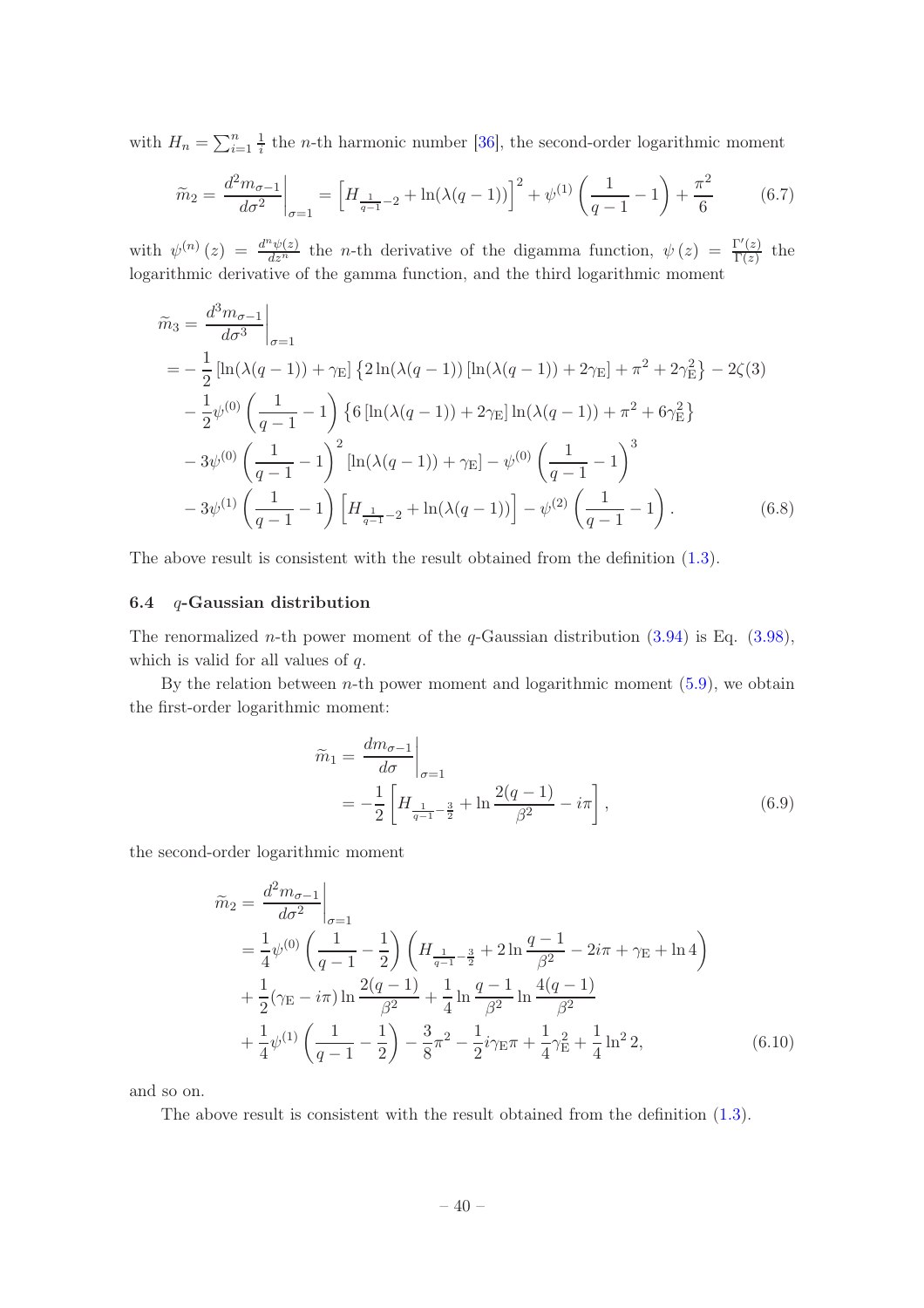with $H_n = \sum_{i=1}^{n} \frac{1}{i}$ the $n$-th harmonic number [36], the second-order logarithmic moment

$$\widetilde{m}_2 = \left.\frac{d^2 m_{\sigma-1}}{d\sigma^2}\right|_{\sigma=1} = \left[H_{\frac{1}{q-1}-2} + \ln(\lambda(q-1))\right]^2 + \psi^{(1)}\left(\frac{1}{q-1} - 1\right) + \frac{\pi^2}{6} \tag{6.7}$$

with $\psi^{(n)}(z) = \frac{d^n \psi(z)}{dz^n}$ the $n$-th derivative of the digamma function, $\psi(z) = \frac{\Gamma'(z)}{\Gamma(z)}$ the logarithmic derivative of the gamma function, and the third logarithmic moment

$$\begin{aligned}
\widetilde{m}_3 &= \left.\frac{d^3 m_{\sigma-1}}{d\sigma^3}\right|_{\sigma=1} \\
&= -\frac{1}{2}\left[\ln(\lambda(q-1)) + \gamma_{\mathrm{E}}\right]\left\{2\ln(\lambda(q-1))\left[\ln(\lambda(q-1)) + 2\gamma_{\mathrm{E}}\right] + \pi^2 + 2\gamma_{\mathrm{E}}^2\right\} - 2\zeta(3) \\
&\quad - \frac{1}{2}\psi^{(0)}\left(\frac{1}{q-1} - 1\right)\left\{6\left[\ln(\lambda(q-1)) + 2\gamma_{\mathrm{E}}\right]\ln(\lambda(q-1)) + \pi^2 + 6\gamma_{\mathrm{E}}^2\right\} \\
&\quad - 3\psi^{(0)}\left(\frac{1}{q-1} - 1\right)^2\left[\ln(\lambda(q-1)) + \gamma_{\mathrm{E}}\right] - \psi^{(0)}\left(\frac{1}{q-1} - 1\right)^3 \\
&\quad - 3\psi^{(1)}\left(\frac{1}{q-1} - 1\right)\left[H_{\frac{1}{q-1}-2} + \ln(\lambda(q-1))\right] - \psi^{(2)}\left(\frac{1}{q-1} - 1\right).
\end{aligned} \tag{6.8}$$

The above result is consistent with the result obtained from the definition (1.3).

### 6.4 $q$-Gaussian distribution

The renormalized $n$-th power moment of the $q$-Gaussian distribution (3.94) is Eq. (3.98), which is valid for all values of $q$.

By the relation between $n$-th power moment and logarithmic moment (5.9), we obtain the first-order logarithmic moment:

$$\begin{aligned}
\widetilde{m}_1 &= \left.\frac{d m_{\sigma-1}}{d\sigma}\right|_{\sigma=1} \\
&= -\frac{1}{2}\left[H_{\frac{1}{q-1}-\frac{3}{2}} + \ln\frac{2(q-1)}{\beta^2} - i\pi\right],
\end{aligned} \tag{6.9}$$

the second-order logarithmic moment

$$\begin{aligned}
\widetilde{m}_2 &= \left.\frac{d^2 m_{\sigma-1}}{d\sigma^2}\right|_{\sigma=1} \\
&= \frac{1}{4}\psi^{(0)}\left(\frac{1}{q-1} - \frac{1}{2}\right)\left(H_{\frac{1}{q-1}-\frac{3}{2}} + 2\ln\frac{q-1}{\beta^2} - 2i\pi + \gamma_{\mathrm{E}} + \ln 4\right) \\
&\quad + \frac{1}{2}(\gamma_{\mathrm{E}} - i\pi)\ln\frac{2(q-1)}{\beta^2} + \frac{1}{4}\ln\frac{q-1}{\beta^2}\ln\frac{4(q-1)}{\beta^2} \\
&\quad + \frac{1}{4}\psi^{(1)}\left(\frac{1}{q-1} - \frac{1}{2}\right) - \frac{3}{8}\pi^2 - \frac{1}{2}i\gamma_{\mathrm{E}}\pi + \frac{1}{4}\gamma_{\mathrm{E}}^2 + \frac{1}{4}\ln^2 2,
\end{aligned} \tag{6.10}$$

and so on.

The above result is consistent with the result obtained from the definition (1.3).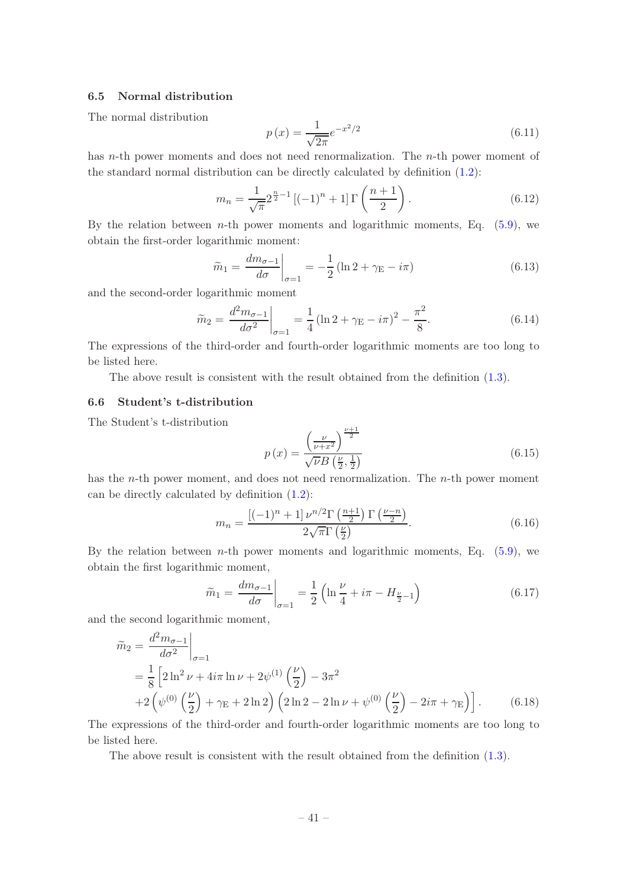### 6.5 Normal distribution

The normal distribution

$$p\left(x\right)=\frac{1}{\sqrt{2\pi}}e^{-x^{2}/2} \tag{6.11}$$

has $n$-th power moments and does not need renormalization. The $n$-th power moment of the standard normal distribution can be directly calculated by definition (1.2):

$$m_{n}=\frac{1}{\sqrt{\pi}}2^{\frac{n}{2}-1}\left[\left(-1\right)^{n}+1\right]\Gamma\left(\frac{n+1}{2}\right). \tag{6.12}$$

By the relation between $n$-th power moments and logarithmic moments, Eq. (5.9), we obtain the first-order logarithmic moment:

$$\widetilde{m}_{1}=\left.\frac{dm_{\sigma-1}}{d\sigma}\right|_{\sigma=1}=-\frac{1}{2}\left(\ln2+\gamma_{\mathrm{E}}-i\pi\right) \tag{6.13}$$

and the second-order logarithmic moment

$$\widetilde{m}_{2}=\left.\frac{d^{2}m_{\sigma-1}}{d\sigma^{2}}\right|_{\sigma=1}=\frac{1}{4}\left(\ln2+\gamma_{\mathrm{E}}-i\pi\right)^{2}-\frac{\pi^{2}}{8}. \tag{6.14}$$

The expressions of the third-order and fourth-order logarithmic moments are too long to be listed here.

The above result is consistent with the result obtained from the definition (1.3).

### 6.6 Student's t-distribution

The Student's t-distribution

$$p\left(x\right)=\frac{\left(\frac{\nu}{\nu+x^{2}}\right)^{\frac{\nu+1}{2}}}{\sqrt{\nu}B\left(\frac{\nu}{2},\frac{1}{2}\right)} \tag{6.15}$$

has the $n$-th power moment, and does not need renormalization. The $n$-th power moment can be directly calculated by definition (1.2):

$$m_{n}=\frac{\left[\left(-1\right)^{n}+1\right]\nu^{n/2}\Gamma\left(\frac{n+1}{2}\right)\Gamma\left(\frac{\nu-n}{2}\right)}{2\sqrt{\pi}\Gamma\left(\frac{\nu}{2}\right)}. \tag{6.16}$$

By the relation between $n$-th power moments and logarithmic moments, Eq. (5.9), we obtain the first logarithmic moment,

$$\widetilde{m}_{1}=\left.\frac{dm_{\sigma-1}}{d\sigma}\right|_{\sigma=1}=\frac{1}{2}\left(\ln\frac{\nu}{4}+i\pi-H_{\frac{\nu}{2}-1}\right) \tag{6.17}$$

and the second logarithmic moment,

$$\begin{aligned}\widetilde{m}_{2}&=\left.\frac{d^{2}m_{\sigma-1}}{d\sigma^{2}}\right|_{\sigma=1}\\&=\frac{1}{8}\left[2\ln^{2}\nu+4i\pi\ln\nu+2\psi^{(1)}\left(\frac{\nu}{2}\right)-3\pi^{2}\right.\\&\left.+2\left(\psi^{(0)}\left(\frac{\nu}{2}\right)+\gamma_{\mathrm{E}}+2\ln2\right)\left(2\ln2-2\ln\nu+\psi^{(0)}\left(\frac{\nu}{2}\right)-2i\pi+\gamma_{\mathrm{E}}\right)\right].\end{aligned} \tag{6.18}$$

The expressions of the third-order and fourth-order logarithmic moments are too long to be listed here.

The above result is consistent with the result obtained from the definition (1.3).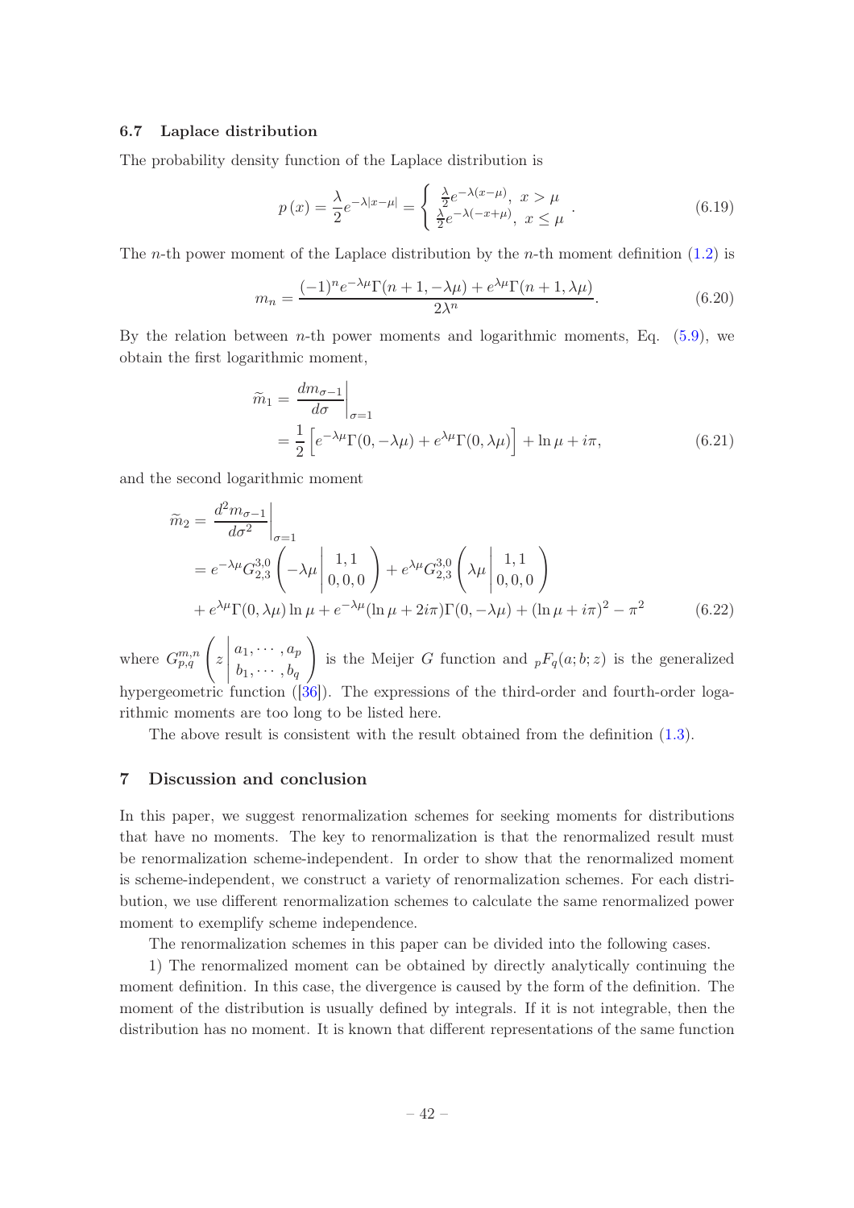### 6.7 Laplace distribution

The probability density function of the Laplace distribution is

$$p(x) = \frac{\lambda}{2} e^{-\lambda|x-\mu|} = \begin{cases} \frac{\lambda}{2} e^{-\lambda(x-\mu)}, \ x > \mu \\ \frac{\lambda}{2} e^{-\lambda(-x+\mu)}, \ x \leq \mu \end{cases}. \tag{6.19}$$

The $n$-th power moment of the Laplace distribution by the $n$-th moment definition (1.2) is

$$m_n = \frac{(-1)^n e^{-\lambda\mu}\Gamma(n+1, -\lambda\mu) + e^{\lambda\mu}\Gamma(n+1, \lambda\mu)}{2\lambda^n}. \tag{6.20}$$

By the relation between $n$-th power moments and logarithmic moments, Eq. (5.9), we obtain the first logarithmic moment,

$$\begin{aligned} \widetilde{m}_1 &= \left.\frac{dm_{\sigma-1}}{d\sigma}\right|_{\sigma=1} \\ &= \frac{1}{2}\left[e^{-\lambda\mu}\Gamma(0, -\lambda\mu) + e^{\lambda\mu}\Gamma(0, \lambda\mu)\right] + \ln\mu + i\pi, \end{aligned} \tag{6.21}$$

and the second logarithmic moment

$$\begin{aligned} \widetilde{m}_2 &= \left.\frac{d^2 m_{\sigma-1}}{d\sigma^2}\right|_{\sigma=1} \\ &= e^{-\lambda\mu} G_{2,3}^{3,0}\left(-\lambda\mu \left| \begin{matrix} 1, 1 \\ 0, 0, 0 \end{matrix} \right.\right) + e^{\lambda\mu} G_{2,3}^{3,0}\left(\lambda\mu \left| \begin{matrix} 1, 1 \\ 0, 0, 0 \end{matrix} \right.\right) \\ &\quad + e^{\lambda\mu}\Gamma(0, \lambda\mu)\ln\mu + e^{-\lambda\mu}(\ln\mu + 2i\pi)\Gamma(0, -\lambda\mu) + (\ln\mu + i\pi)^2 - \pi^2 \end{aligned} \tag{6.22}$$

where $G_{p,q}^{m,n}\left(z \left| \begin{matrix} a_1, \cdots, a_p \\ b_1, \cdots, b_q \end{matrix} \right.\right)$ is the Meijer $G$ function and ${}_pF_q(a; b; z)$ is the generalized hypergeometric function ([36]). The expressions of the third-order and fourth-order logarithmic moments are too long to be listed here.

The above result is consistent with the result obtained from the definition (1.3).

## 7 Discussion and conclusion

In this paper, we suggest renormalization schemes for seeking moments for distributions that have no moments. The key to renormalization is that the renormalized result must be renormalization scheme-independent. In order to show that the renormalized moment is scheme-independent, we construct a variety of renormalization schemes. For each distribution, we use different renormalization schemes to calculate the same renormalized power moment to exemplify scheme independence.

The renormalization schemes in this paper can be divided into the following cases.

1) The renormalized moment can be obtained by directly analytically continuing the moment definition. In this case, the divergence is caused by the form of the definition. The moment of the distribution is usually defined by integrals. If it is not integrable, then the distribution has no moment. It is known that different representations of the same function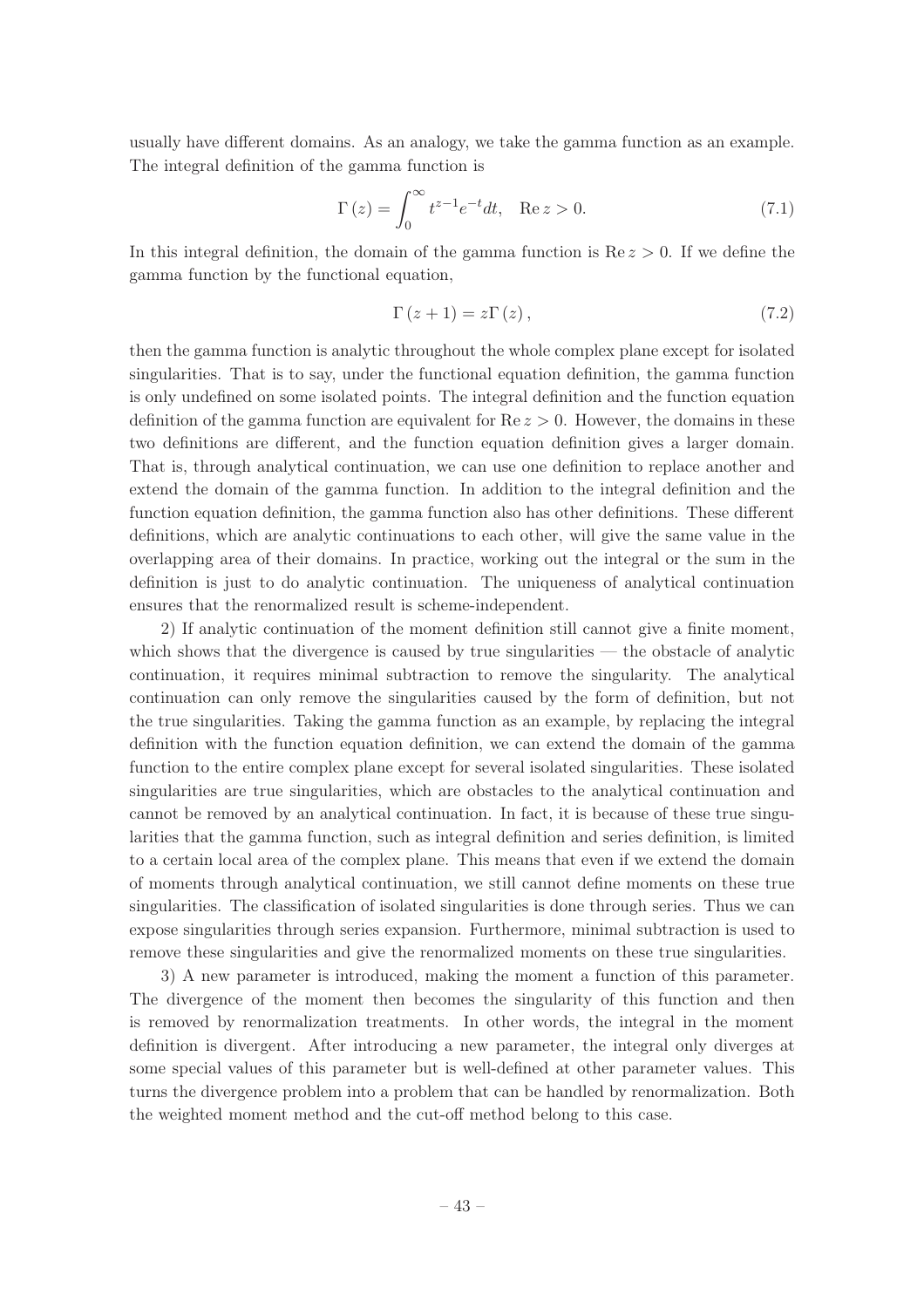usually have different domains. As an analogy, we take the gamma function as an example. The integral definition of the gamma function is

$$\Gamma(z) = \int_0^\infty t^{z-1} e^{-t} dt, \quad \mathrm{Re}\, z > 0. \tag{7.1}$$

In this integral definition, the domain of the gamma function is $\mathrm{Re}\, z > 0$. If we define the gamma function by the functional equation,

$$\Gamma(z+1) = z\Gamma(z), \tag{7.2}$$

then the gamma function is analytic throughout the whole complex plane except for isolated singularities. That is to say, under the functional equation definition, the gamma function is only undefined on some isolated points. The integral definition and the function equation definition of the gamma function are equivalent for $\mathrm{Re}\, z > 0$. However, the domains in these two definitions are different, and the function equation definition gives a larger domain. That is, through analytical continuation, we can use one definition to replace another and extend the domain of the gamma function. In addition to the integral definition and the function equation definition, the gamma function also has other definitions. These different definitions, which are analytic continuations to each other, will give the same value in the overlapping area of their domains. In practice, working out the integral or the sum in the definition is just to do analytic continuation. The uniqueness of analytical continuation ensures that the renormalized result is scheme-independent.

2) If analytic continuation of the moment definition still cannot give a finite moment, which shows that the divergence is caused by true singularities — the obstacle of analytic continuation, it requires minimal subtraction to remove the singularity. The analytical continuation can only remove the singularities caused by the form of definition, but not the true singularities. Taking the gamma function as an example, by replacing the integral definition with the function equation definition, we can extend the domain of the gamma function to the entire complex plane except for several isolated singularities. These isolated singularities are true singularities, which are obstacles to the analytical continuation and cannot be removed by an analytical continuation. In fact, it is because of these true singularities that the gamma function, such as integral definition and series definition, is limited to a certain local area of the complex plane. This means that even if we extend the domain of moments through analytical continuation, we still cannot define moments on these true singularities. The classification of isolated singularities is done through series. Thus we can expose singularities through series expansion. Furthermore, minimal subtraction is used to remove these singularities and give the renormalized moments on these true singularities.

3) A new parameter is introduced, making the moment a function of this parameter. The divergence of the moment then becomes the singularity of this function and then is removed by renormalization treatments. In other words, the integral in the moment definition is divergent. After introducing a new parameter, the integral only diverges at some special values of this parameter but is well-defined at other parameter values. This turns the divergence problem into a problem that can be handled by renormalization. Both the weighted moment method and the cut-off method belong to this case.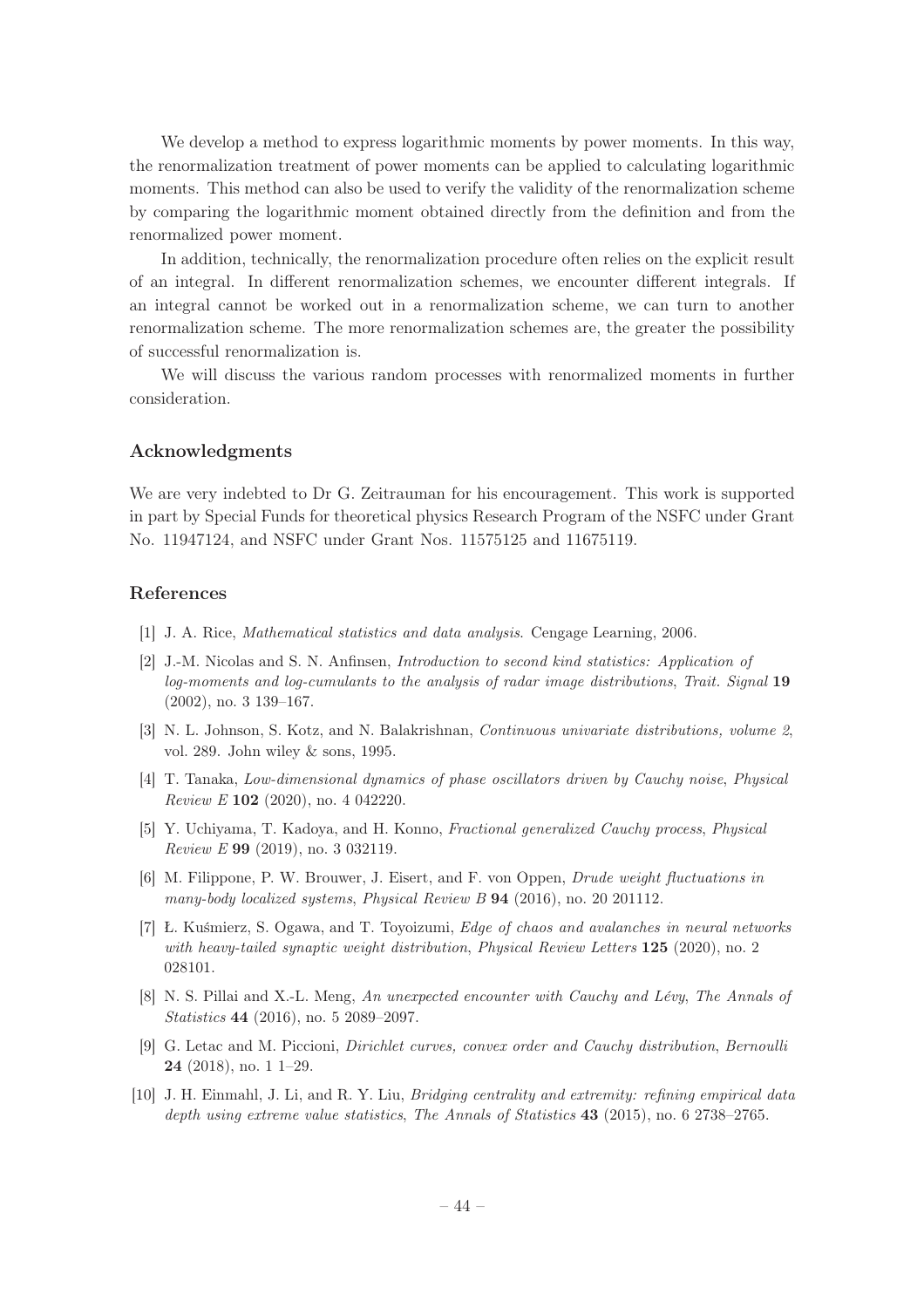We develop a method to express logarithmic moments by power moments. In this way, the renormalization treatment of power moments can be applied to calculating logarithmic moments. This method can also be used to verify the validity of the renormalization scheme by comparing the logarithmic moment obtained directly from the definition and from the renormalized power moment.

In addition, technically, the renormalization procedure often relies on the explicit result of an integral. In different renormalization schemes, we encounter different integrals. If an integral cannot be worked out in a renormalization scheme, we can turn to another renormalization scheme. The more renormalization schemes are, the greater the possibility of successful renormalization is.

We will discuss the various random processes with renormalized moments in further consideration.

## Acknowledgments

We are very indebted to Dr G. Zeitrauman for his encouragement. This work is supported in part by Special Funds for theoretical physics Research Program of the NSFC under Grant No. 11947124, and NSFC under Grant Nos. 11575125 and 11675119.

## References

[1] J. A. Rice, *Mathematical statistics and data analysis*. Cengage Learning, 2006.

[2] J.-M. Nicolas and S. N. Anfinsen, *Introduction to second kind statistics: Application of log-moments and log-cumulants to the analysis of radar image distributions*, *Trait. Signal* **19** (2002), no. 3 139–167.

[3] N. L. Johnson, S. Kotz, and N. Balakrishnan, *Continuous univariate distributions, volume 2*, vol. 289. John wiley & sons, 1995.

[4] T. Tanaka, *Low-dimensional dynamics of phase oscillators driven by Cauchy noise*, *Physical Review E* **102** (2020), no. 4 042220.

[5] Y. Uchiyama, T. Kadoya, and H. Konno, *Fractional generalized Cauchy process*, *Physical Review E* **99** (2019), no. 3 032119.

[6] M. Filippone, P. W. Brouwer, J. Eisert, and F. von Oppen, *Drude weight fluctuations in many-body localized systems*, *Physical Review B* **94** (2016), no. 20 201112.

[7] Ł. Kuśmierz, S. Ogawa, and T. Toyoizumi, *Edge of chaos and avalanches in neural networks with heavy-tailed synaptic weight distribution*, *Physical Review Letters* **125** (2020), no. 2 028101.

[8] N. S. Pillai and X.-L. Meng, *An unexpected encounter with Cauchy and Lévy*, *The Annals of Statistics* **44** (2016), no. 5 2089–2097.

[9] G. Letac and M. Piccioni, *Dirichlet curves, convex order and Cauchy distribution*, *Bernoulli* **24** (2018), no. 1 1–29.

[10] J. H. Einmahl, J. Li, and R. Y. Liu, *Bridging centrality and extremity: refining empirical data depth using extreme value statistics*, *The Annals of Statistics* **43** (2015), no. 6 2738–2765.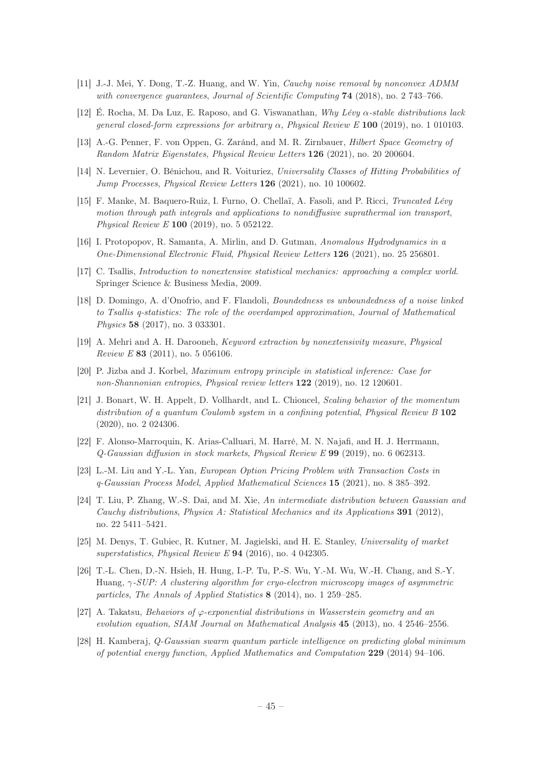[11] J.-J. Mei, Y. Dong, T.-Z. Huang, and W. Yin, *Cauchy noise removal by nonconvex ADMM with convergence guarantees*, *Journal of Scientific Computing* **74** (2018), no. 2 743–766.

[12] É. Rocha, M. Da Luz, E. Raposo, and G. Viswanathan, *Why Lévy $\alpha$-stable distributions lack general closed-form expressions for arbitrary $\alpha$*, *Physical Review E* **100** (2019), no. 1 010103.

[13] A.-G. Penner, F. von Oppen, G. Zaránd, and M. R. Zirnbauer, *Hilbert Space Geometry of Random Matrix Eigenstates*, *Physical Review Letters* **126** (2021), no. 20 200604.

[14] N. Levernier, O. Bénichou, and R. Voituriez, *Universality Classes of Hitting Probabilities of Jump Processes*, *Physical Review Letters* **126** (2021), no. 10 100602.

[15] F. Manke, M. Baquero-Ruiz, I. Furno, O. Chellaï, A. Fasoli, and P. Ricci, *Truncated Lévy motion through path integrals and applications to nondiffusive suprathermal ion transport*, *Physical Review E* **100** (2019), no. 5 052122.

[16] I. Protopopov, R. Samanta, A. Mirlin, and D. Gutman, *Anomalous Hydrodynamics in a One-Dimensional Electronic Fluid*, *Physical Review Letters* **126** (2021), no. 25 256801.

[17] C. Tsallis, *Introduction to nonextensive statistical mechanics: approaching a complex world*. Springer Science & Business Media, 2009.

[18] D. Domingo, A. d'Onofrio, and F. Flandoli, *Boundedness vs unboundedness of a noise linked to Tsallis q-statistics: The role of the overdamped approximation*, *Journal of Mathematical Physics* **58** (2017), no. 3 033301.

[19] A. Mehri and A. H. Darooneh, *Keyword extraction by nonextensivity measure*, *Physical Review E* **83** (2011), no. 5 056106.

[20] P. Jizba and J. Korbel, *Maximum entropy principle in statistical inference: Case for non-Shannonian entropies*, *Physical review letters* **122** (2019), no. 12 120601.

[21] J. Bonart, W. H. Appelt, D. Vollhardt, and L. Chioncel, *Scaling behavior of the momentum distribution of a quantum Coulomb system in a confining potential*, *Physical Review B* **102** (2020), no. 2 024306.

[22] F. Alonso-Marroquin, K. Arias-Calluari, M. Harré, M. N. Najafi, and H. J. Herrmann, *Q-Gaussian diffusion in stock markets*, *Physical Review E* **99** (2019), no. 6 062313.

[23] L.-M. Liu and Y.-L. Yan, *European Option Pricing Problem with Transaction Costs in q-Gaussian Process Model*, *Applied Mathematical Sciences* **15** (2021), no. 8 385–392.

[24] T. Liu, P. Zhang, W.-S. Dai, and M. Xie, *An intermediate distribution between Gaussian and Cauchy distributions*, *Physica A: Statistical Mechanics and its Applications* **391** (2012), no. 22 5411–5421.

[25] M. Denys, T. Gubiec, R. Kutner, M. Jagielski, and H. E. Stanley, *Universality of market superstatistics*, *Physical Review E* **94** (2016), no. 4 042305.

[26] T.-L. Chen, D.-N. Hsieh, H. Hung, I.-P. Tu, P.-S. Wu, Y.-M. Wu, W.-H. Chang, and S.-Y. Huang, *$\gamma$-SUP: A clustering algorithm for cryo-electron microscopy images of asymmetric particles*, *The Annals of Applied Statistics* **8** (2014), no. 1 259–285.

[27] A. Takatsu, *Behaviors of $\varphi$-exponential distributions in Wasserstein geometry and an evolution equation*, *SIAM Journal on Mathematical Analysis* **45** (2013), no. 4 2546–2556.

[28] H. Kamberaj, *Q-Gaussian swarm quantum particle intelligence on predicting global minimum of potential energy function*, *Applied Mathematics and Computation* **229** (2014) 94–106.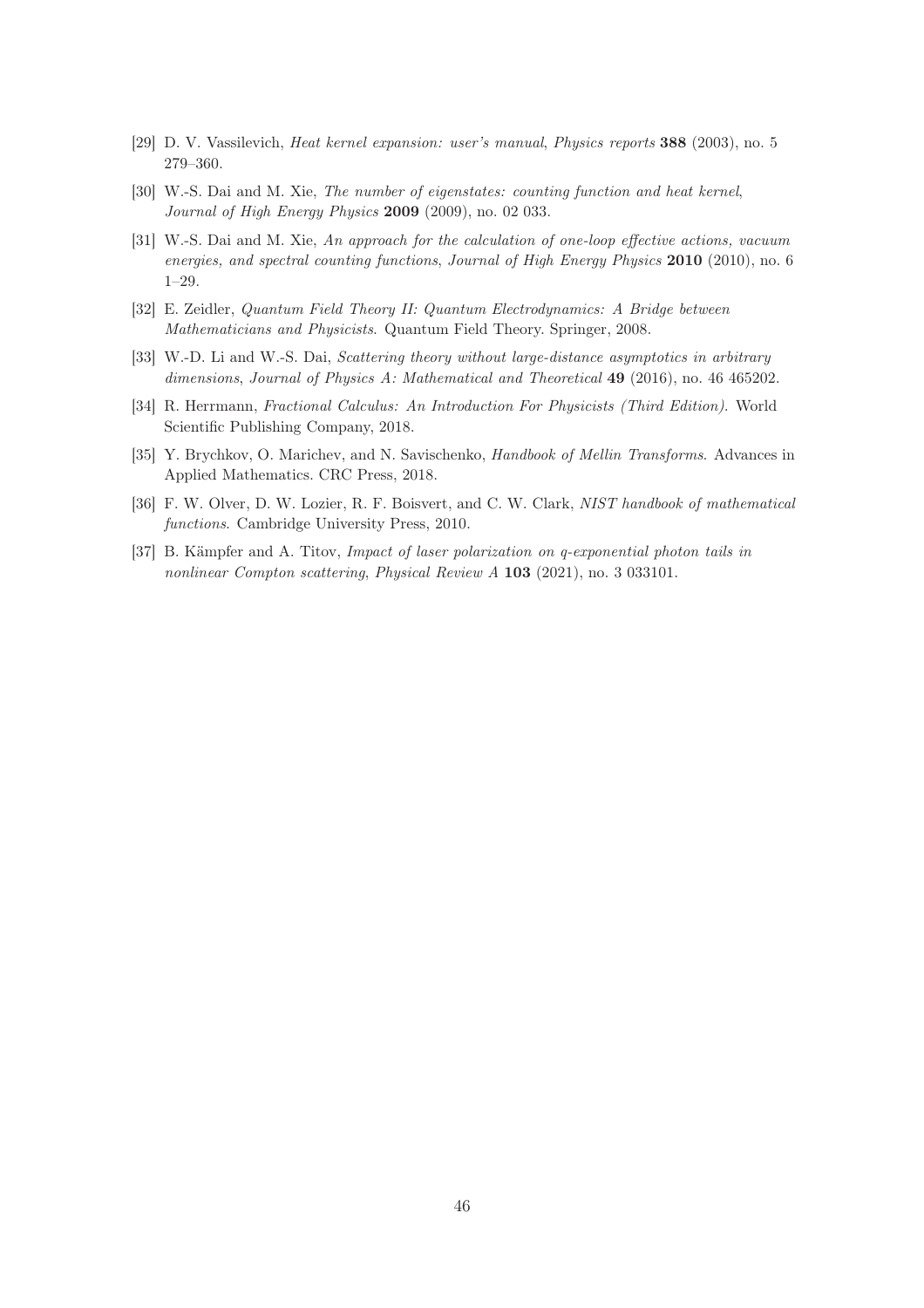[29] D. V. Vassilevich, *Heat kernel expansion: user's manual*, *Physics reports* **388** (2003), no. 5 279–360.

[30] W.-S. Dai and M. Xie, *The number of eigenstates: counting function and heat kernel*, *Journal of High Energy Physics* **2009** (2009), no. 02 033.

[31] W.-S. Dai and M. Xie, *An approach for the calculation of one-loop effective actions, vacuum energies, and spectral counting functions*, *Journal of High Energy Physics* **2010** (2010), no. 6 1–29.

[32] E. Zeidler, *Quantum Field Theory II: Quantum Electrodynamics: A Bridge between Mathematicians and Physicists*. Quantum Field Theory. Springer, 2008.

[33] W.-D. Li and W.-S. Dai, *Scattering theory without large-distance asymptotics in arbitrary dimensions*, *Journal of Physics A: Mathematical and Theoretical* **49** (2016), no. 46 465202.

[34] R. Herrmann, *Fractional Calculus: An Introduction For Physicists (Third Edition)*. World Scientific Publishing Company, 2018.

[35] Y. Brychkov, O. Marichev, and N. Savischenko, *Handbook of Mellin Transforms*. Advances in Applied Mathematics. CRC Press, 2018.

[36] F. W. Olver, D. W. Lozier, R. F. Boisvert, and C. W. Clark, *NIST handbook of mathematical functions*. Cambridge University Press, 2010.

[37] B. Kämpfer and A. Titov, *Impact of laser polarization on q-exponential photon tails in nonlinear Compton scattering*, *Physical Review A* **103** (2021), no. 3 033101.